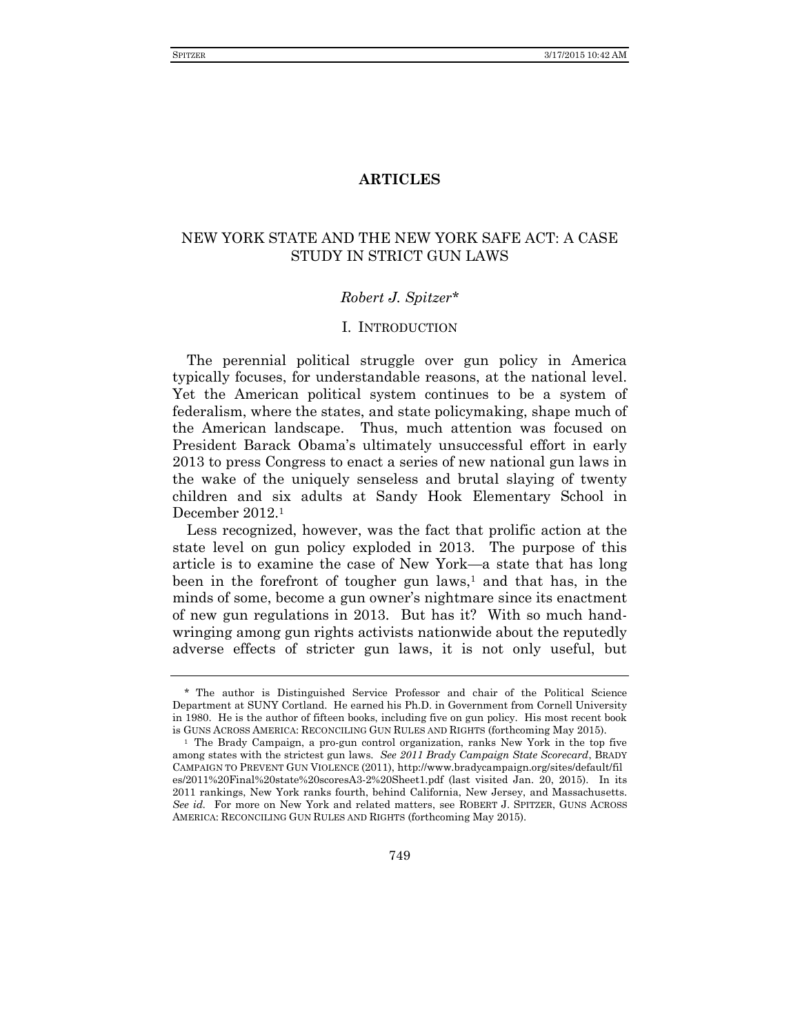# ARTICLES

## NEW YORK STATE AND THE NEW YORK SAFE ACT: A CASE STUDY IN STRICT GUN LAWS

*Robert J. Spitzer\**

### I. INTRODUCTION

The perennial political struggle over gun policy in America typically focuses, for understandable reasons, at the national level. Yet the American political system continues to be a system of federalism, where the states, and state policymaking, shape much of the American landscape. Thus, much attention was focused on President Barack Obama's ultimately unsuccessful effort in early 2013 to press Congress to enact a series of new national gun laws in the wake of the uniquely senseless and brutal slaying of twenty children and six adults at Sandy Hook Elementary School in December 2012.[1]

Less recognized, however, was the fact that prolific action at the state level on gun policy exploded in 2013. The purpose of this article is to examine the case of New York—a state that has long been in the forefront of tougher gun laws,[1] and that has, in the minds of some, become a gun owner's nightmare since its enactment of new gun regulations in 2013. But has it? With so much hand-wringing among gun rights activists nationwide about the reputedly adverse effects of stricter gun laws, it is not only useful, but

---

\* The author is Distinguished Service Professor and chair of the Political Science Department at SUNY Cortland. He earned his Ph.D. in Government from Cornell University in 1980. He is the author of fifteen books, including five on gun policy. His most recent book is GUNS ACROSS AMERICA: RECONCILING GUN RULES AND RIGHTS (forthcoming May 2015).

[1] The Brady Campaign, a pro-gun control organization, ranks New York in the top five among states with the strictest gun laws. *See 2011 Brady Campaign State Scorecard*, BRADY CAMPAIGN TO PREVENT GUN VIOLENCE (2011), http://www.bradycampaign.org/sites/default/files/2011%20Final%20state%20scoresA3-2%20Sheet1.pdf (last visited Jan. 20, 2015). In its 2011 rankings, New York ranks fourth, behind California, New Jersey, and Massachusetts. *See id.* For more on New York and related matters, see ROBERT J. SPITZER, GUNS ACROSS AMERICA: RECONCILING GUN RULES AND RIGHTS (forthcoming May 2015).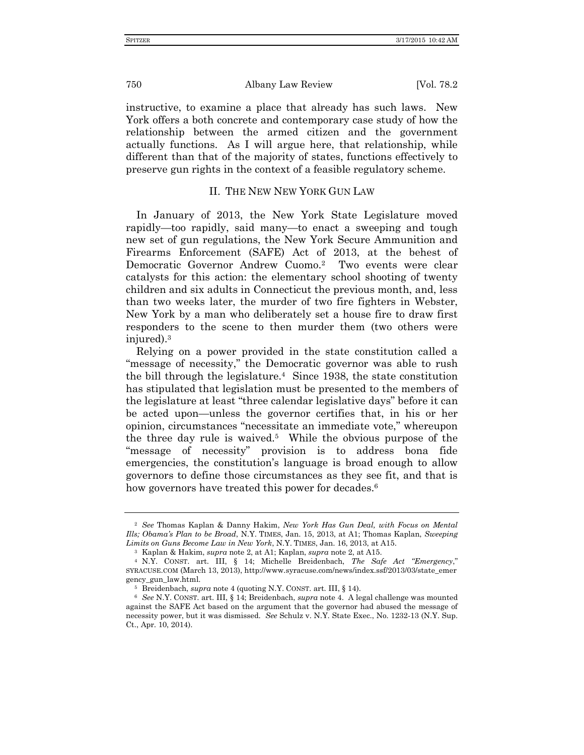instructive, to examine a place that already has such laws. New York offers a both concrete and contemporary case study of how the relationship between the armed citizen and the government actually functions. As I will argue here, that relationship, while different than that of the majority of states, functions effectively to preserve gun rights in the context of a feasible regulatory scheme.

## II. THE NEW NEW YORK GUN LAW

In January of 2013, the New York State Legislature moved rapidly—too rapidly, said many—to enact a sweeping and tough new set of gun regulations, the New York Secure Ammunition and Firearms Enforcement (SAFE) Act of 2013, at the behest of Democratic Governor Andrew Cuomo.[2] Two events were clear catalysts for this action: the elementary school shooting of twenty children and six adults in Connecticut the previous month, and, less than two weeks later, the murder of two fire fighters in Webster, New York by a man who deliberately set a house fire to draw first responders to the scene to then murder them (two others were injured).[3]

Relying on a power provided in the state constitution called a "message of necessity," the Democratic governor was able to rush the bill through the legislature.[4] Since 1938, the state constitution has stipulated that legislation must be presented to the members of the legislature at least "three calendar legislative days" before it can be acted upon—unless the governor certifies that, in his or her opinion, circumstances "necessitate an immediate vote," whereupon the three day rule is waived.[5] While the obvious purpose of the "message of necessity" provision is to address bona fide emergencies, the constitution's language is broad enough to allow governors to define those circumstances as they see fit, and that is how governors have treated this power for decades.[6]

---

[2] *See* Thomas Kaplan & Danny Hakim, *New York Has Gun Deal, with Focus on Mental Ills; Obama's Plan to be Broad*, N.Y. TIMES, Jan. 15, 2013, at A1; Thomas Kaplan, *Sweeping Limits on Guns Become Law in New York*, N.Y. TIMES, Jan. 16, 2013, at A15.

[3] Kaplan & Hakim, *supra* note 2, at A1; Kaplan, *supra* note 2, at A15.

[4] N.Y. CONST. art. III, § 14; Michelle Breidenbach, *The Safe Act "Emergency*," SYRACUSE.COM (March 13, 2013), http://www.syracuse.com/news/index.ssf/2013/03/state_emergency_gun_law.html.

[5] Breidenbach, *supra* note 4 (quoting N.Y. CONST. art. III, § 14).

[6] *See* N.Y. CONST. art. III, § 14; Breidenbach, *supra* note 4. A legal challenge was mounted against the SAFE Act based on the argument that the governor had abused the message of necessity power, but it was dismissed. *See* Schulz v. N.Y. State Exec., No. 1232-13 (N.Y. Sup. Ct., Apr. 10, 2014).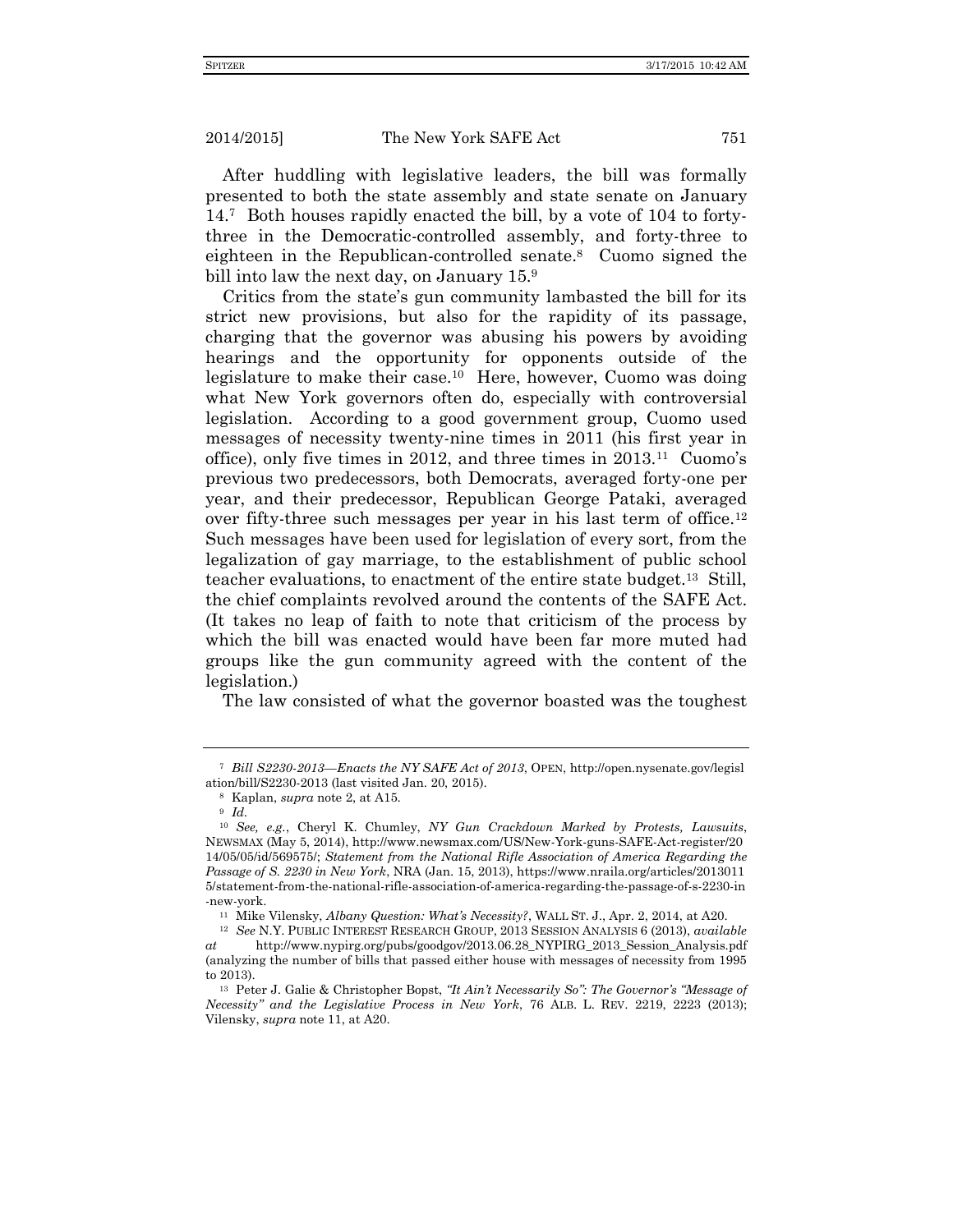After huddling with legislative leaders, the bill was formally presented to both the state assembly and state senate on January 14.[7] Both houses rapidly enacted the bill, by a vote of 104 to forty-three in the Democratic-controlled assembly, and forty-three to eighteen in the Republican-controlled senate.[8] Cuomo signed the bill into law the next day, on January 15.[9]

Critics from the state's gun community lambasted the bill for its strict new provisions, but also for the rapidity of its passage, charging that the governor was abusing his powers by avoiding hearings and the opportunity for opponents outside of the legislature to make their case.[10] Here, however, Cuomo was doing what New York governors often do, especially with controversial legislation. According to a good government group, Cuomo used messages of necessity twenty-nine times in 2011 (his first year in office), only five times in 2012, and three times in 2013.[11] Cuomo's previous two predecessors, both Democrats, averaged forty-one per year, and their predecessor, Republican George Pataki, averaged over fifty-three such messages per year in his last term of office.[12] Such messages have been used for legislation of every sort, from the legalization of gay marriage, to the establishment of public school teacher evaluations, to enactment of the entire state budget.[13] Still, the chief complaints revolved around the contents of the SAFE Act. (It takes no leap of faith to note that criticism of the process by which the bill was enacted would have been far more muted had groups like the gun community agreed with the content of the legislation.)

The law consisted of what the governor boasted was the toughest

---

[7] *Bill S2230-2013—Enacts the NY SAFE Act of 2013*, OPEN, http://open.nysenate.gov/legislation/bill/S2230-2013 (last visited Jan. 20, 2015).

[8] Kaplan, *supra* note 2, at A15.

[9] *Id.*

[10] *See, e.g.*, Cheryl K. Chumley, *NY Gun Crackdown Marked by Protests, Lawsuits*, NEWSMAX (May 5, 2014), http://www.newsmax.com/US/New-York-guns-SAFE-Act-register/2014/05/05/id/569575/; *Statement from the National Rifle Association of America Regarding the Passage of S. 2230 in New York*, NRA (Jan. 15, 2013), https://www.nraila.org/articles/20130115/statement-from-the-national-rifle-association-of-america-regarding-the-passage-of-s-2230-in-new-york.

[11] Mike Vilensky, *Albany Question: What's Necessity?*, WALL ST. J., Apr. 2, 2014, at A20.

[12] *See* N.Y. PUBLIC INTEREST RESEARCH GROUP, 2013 SESSION ANALYSIS 6 (2013), *available at* http://www.nypirg.org/pubs/goodgov/2013.06.28_NYPIRG_2013_Session_Analysis.pdf (analyzing the number of bills that passed either house with messages of necessity from 1995 to 2013).

[13] Peter J. Galie & Christopher Bopst, *"It Ain't Necessarily So": The Governor's "Message of Necessity" and the Legislative Process in New York*, 76 ALB. L. REV. 2219, 2223 (2013); Vilensky, *supra* note 11, at A20.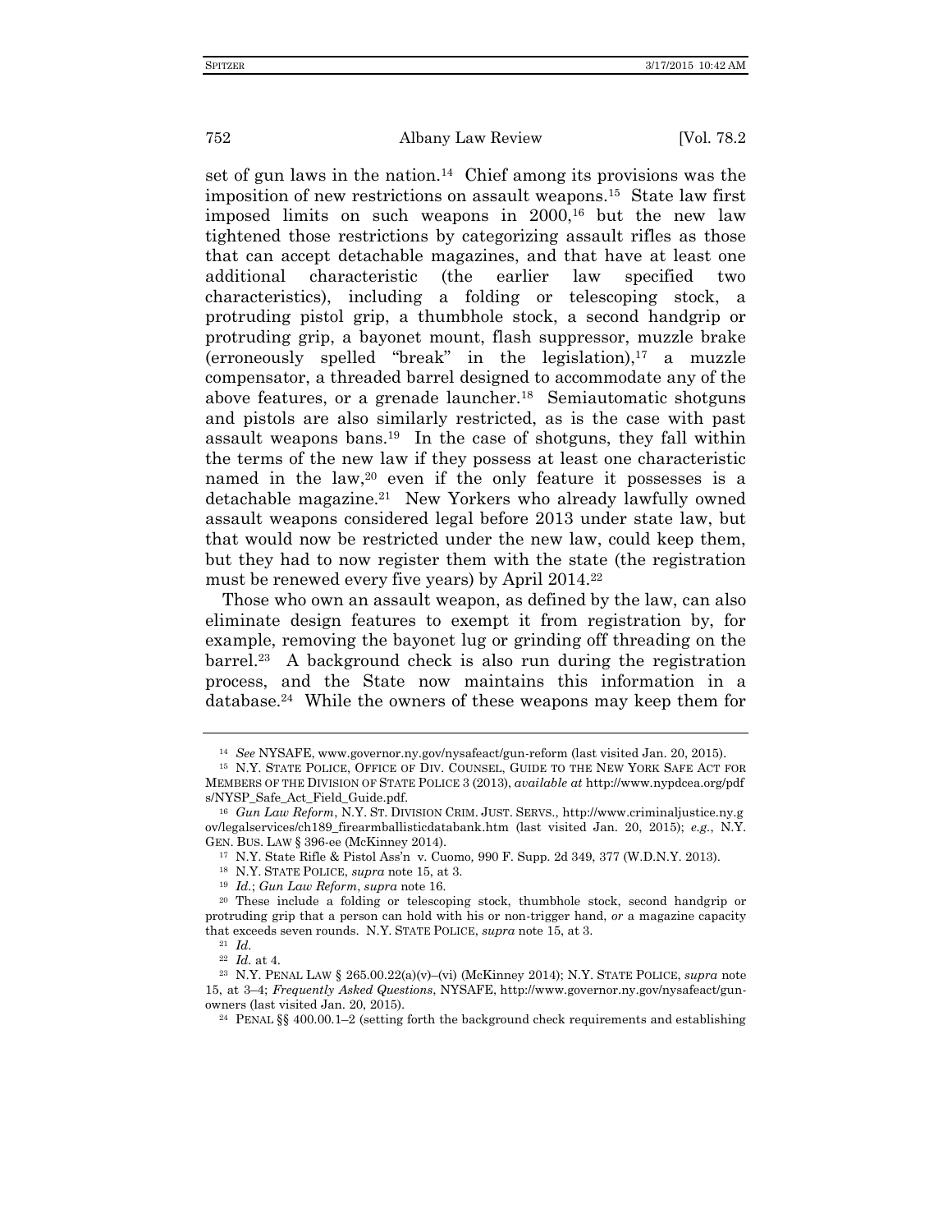set of gun laws in the nation.[14] Chief among its provisions was the imposition of new restrictions on assault weapons.[15] State law first imposed limits on such weapons in 2000,[16] but the new law tightened those restrictions by categorizing assault rifles as those that can accept detachable magazines, and that have at least one additional characteristic (the earlier law specified two characteristics), including a folding or telescoping stock, a protruding pistol grip, a thumbhole stock, a second handgrip or protruding grip, a bayonet mount, flash suppressor, muzzle brake (erroneously spelled "break" in the legislation),[17] a muzzle compensator, a threaded barrel designed to accommodate any of the above features, or a grenade launcher.[18] Semiautomatic shotguns and pistols are also similarly restricted, as is the case with past assault weapons bans.[19] In the case of shotguns, they fall within the terms of the new law if they possess at least one characteristic named in the law,[20] even if the only feature it possesses is a detachable magazine.[21] New Yorkers who already lawfully owned assault weapons considered legal before 2013 under state law, but that would now be restricted under the new law, could keep them, but they had to now register them with the state (the registration must be renewed every five years) by April 2014.[22]

Those who own an assault weapon, as defined by the law, can also eliminate design features to exempt it from registration by, for example, removing the bayonet lug or grinding off threading on the barrel.[23] A background check is also run during the registration process, and the State now maintains this information in a database.[24] While the owners of these weapons may keep them for

---

[14] *See* NYSAFE, www.governor.ny.gov/nysafeact/gun-reform (last visited Jan. 20, 2015).

[15] N.Y. STATE POLICE, OFFICE OF DIV. COUNSEL, GUIDE TO THE NEW YORK SAFE ACT FOR MEMBERS OF THE DIVISION OF STATE POLICE 3 (2013), *available at* http://www.nypdcea.org/pdfs/NYSP_Safe_Act_Field_Guide.pdf.

[16] *Gun Law Reform*, N.Y. ST. DIVISION CRIM. JUST. SERVS., http://www.criminaljustice.ny.gov/legalservices/ch189_firearmballisticdatabank.htm (last visited Jan. 20, 2015); *e.g.*, N.Y. GEN. BUS. LAW § 396-ee (McKinney 2014).

[17] N.Y. State Rifle & Pistol Ass'n v. Cuomo, 990 F. Supp. 2d 349, 377 (W.D.N.Y. 2013).

[18] N.Y. STATE POLICE, *supra* note 15, at 3.

[19] *Id.*; *Gun Law Reform*, *supra* note 16.

[20] These include a folding or telescoping stock, thumbhole stock, second handgrip or protruding grip that a person can hold with his or non-trigger hand, *or* a magazine capacity that exceeds seven rounds. N.Y. STATE POLICE, *supra* note 15, at 3.

[21] *Id.*

[22] *Id.* at 4.

[23] N.Y. PENAL LAW § 265.00.22(a)(v)–(vi) (McKinney 2014); N.Y. STATE POLICE, *supra* note 15, at 3–4; *Frequently Asked Questions*, NYSAFE, http://www.governor.ny.gov/nysafeact/gun-owners (last visited Jan. 20, 2015).

[24] PENAL §§ 400.00.1–2 (setting forth the background check requirements and establishing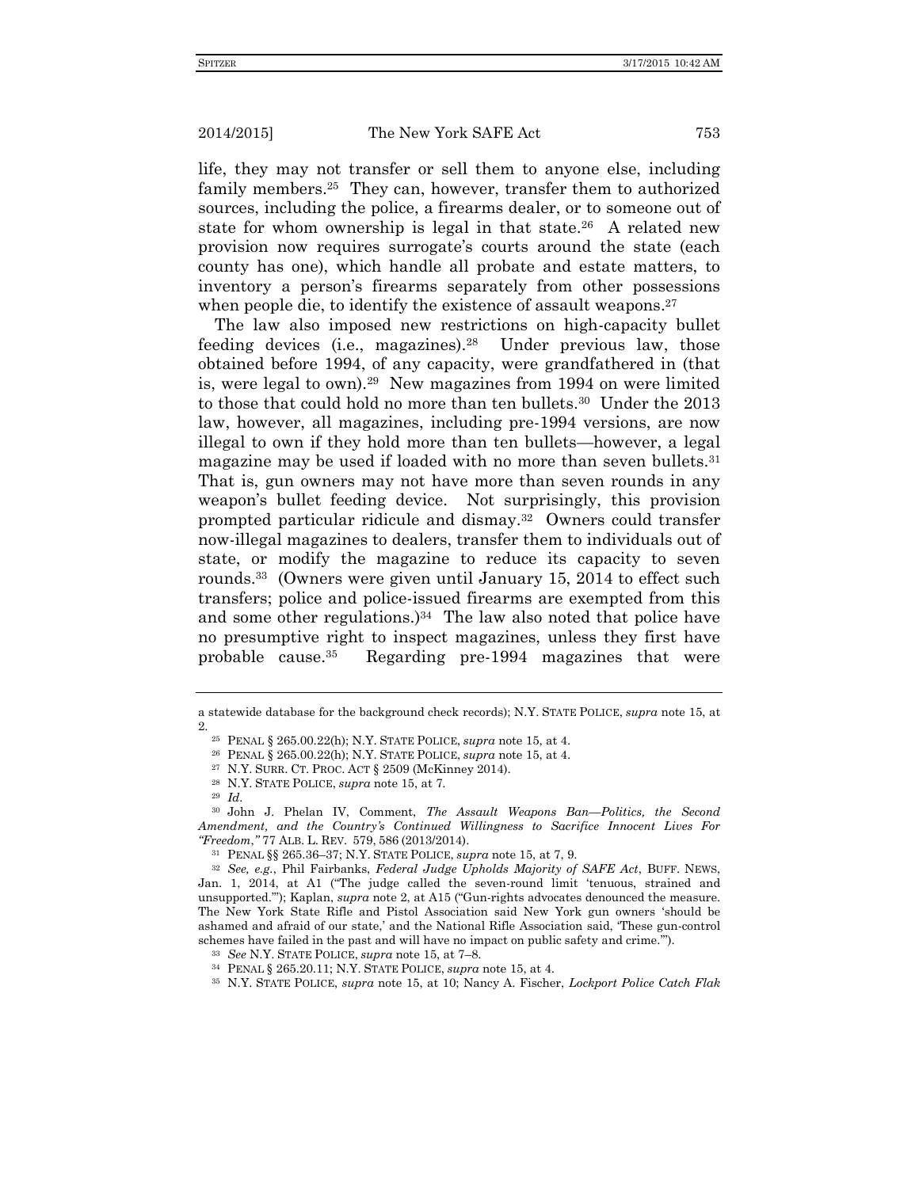life, they may not transfer or sell them to anyone else, including family members.[25] They can, however, transfer them to authorized sources, including the police, a firearms dealer, or to someone out of state for whom ownership is legal in that state.[26] A related new provision now requires surrogate's courts around the state (each county has one), which handle all probate and estate matters, to inventory a person's firearms separately from other possessions when people die, to identify the existence of assault weapons.[27]

The law also imposed new restrictions on high-capacity bullet feeding devices (i.e., magazines).[28] Under previous law, those obtained before 1994, of any capacity, were grandfathered in (that is, were legal to own).[29] New magazines from 1994 on were limited to those that could hold no more than ten bullets.[30] Under the 2013 law, however, all magazines, including pre-1994 versions, are now illegal to own if they hold more than ten bullets—however, a legal magazine may be used if loaded with no more than seven bullets.[31] That is, gun owners may not have more than seven rounds in any weapon's bullet feeding device. Not surprisingly, this provision prompted particular ridicule and dismay.[32] Owners could transfer now-illegal magazines to dealers, transfer them to individuals out of state, or modify the magazine to reduce its capacity to seven rounds.[33] (Owners were given until January 15, 2014 to effect such transfers; police and police-issued firearms are exempted from this and some other regulations.)[34] The law also noted that police have no presumptive right to inspect magazines, unless they first have probable cause.[35] Regarding pre-1994 magazines that were

---

a statewide database for the background check records); N.Y. STATE POLICE, *supra* note 15, at 2.

[25] PENAL § 265.00.22(h); N.Y. STATE POLICE, *supra* note 15, at 4.

[26] PENAL § 265.00.22(h); N.Y. STATE POLICE, *supra* note 15, at 4.

[27] N.Y. SURR. CT. PROC. ACT § 2509 (McKinney 2014).

[28] N.Y. STATE POLICE, *supra* note 15, at 7.

[29] *Id.*

[30] John J. Phelan IV, Comment, *The Assault Weapons Ban—Politics, the Second Amendment, and the Country's Continued Willingness to Sacrifice Innocent Lives For "Freedom*,*"* 77 ALB. L. REV. 579, 586 (2013/2014).

[31] PENAL §§ 265.36–37; N.Y. STATE POLICE, *supra* note 15, at 7, 9.

[32] *See, e.g.*, Phil Fairbanks, *Federal Judge Upholds Majority of SAFE Act*, BUFF. NEWS, Jan. 1, 2014, at A1 ("The judge called the seven-round limit 'tenuous, strained and unsupported.'"); Kaplan, *supra* note 2, at A15 ("Gun-rights advocates denounced the measure. The New York State Rifle and Pistol Association said New York gun owners 'should be ashamed and afraid of our state,' and the National Rifle Association said, 'These gun-control schemes have failed in the past and will have no impact on public safety and crime.'").

[33] *See* N.Y. STATE POLICE, *supra* note 15, at 7–8.

[34] PENAL § 265.20.11; N.Y. STATE POLICE, *supra* note 15, at 4.

[35] N.Y. STATE POLICE, *supra* note 15, at 10; Nancy A. Fischer, *Lockport Police Catch Flak*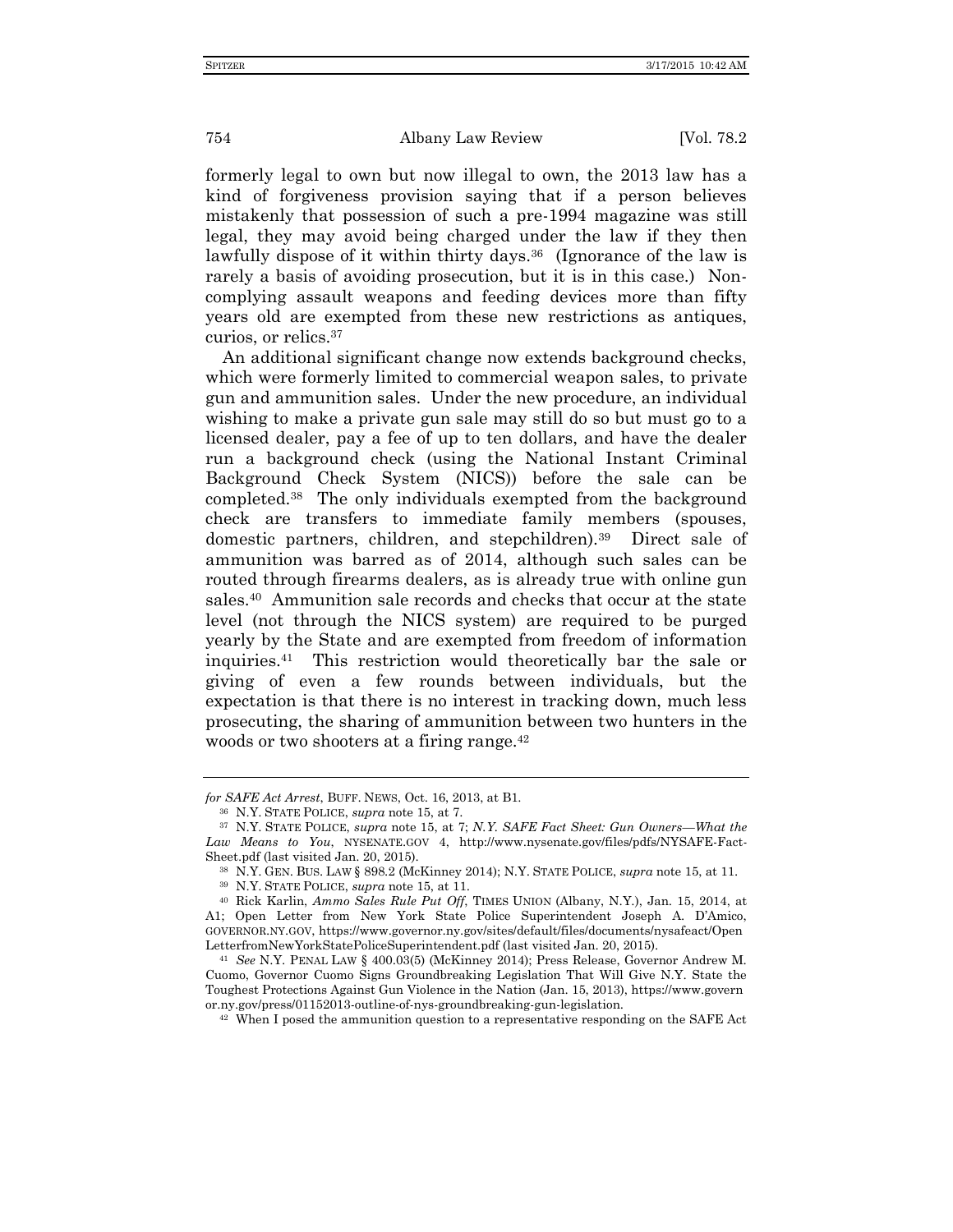formerly legal to own but now illegal to own, the 2013 law has a kind of forgiveness provision saying that if a person believes mistakenly that possession of such a pre-1994 magazine was still legal, they may avoid being charged under the law if they then lawfully dispose of it within thirty days.[36] (Ignorance of the law is rarely a basis of avoiding prosecution, but it is in this case.) Non-complying assault weapons and feeding devices more than fifty years old are exempted from these new restrictions as antiques, curios, or relics.[37]

An additional significant change now extends background checks, which were formerly limited to commercial weapon sales, to private gun and ammunition sales. Under the new procedure, an individual wishing to make a private gun sale may still do so but must go to a licensed dealer, pay a fee of up to ten dollars, and have the dealer run a background check (using the National Instant Criminal Background Check System (NICS)) before the sale can be completed.[38] The only individuals exempted from the background check are transfers to immediate family members (spouses, domestic partners, children, and stepchildren).[39] Direct sale of ammunition was barred as of 2014, although such sales can be routed through firearms dealers, as is already true with online gun sales.[40] Ammunition sale records and checks that occur at the state level (not through the NICS system) are required to be purged yearly by the State and are exempted from freedom of information inquiries.[41] This restriction would theoretically bar the sale or giving of even a few rounds between individuals, but the expectation is that there is no interest in tracking down, much less prosecuting, the sharing of ammunition between two hunters in the woods or two shooters at a firing range.[42]

---

*for SAFE Act Arrest*, BUFF. NEWS, Oct. 16, 2013, at B1.

[36] N.Y. STATE POLICE, *supra* note 15, at 7.

[37] N.Y. STATE POLICE, *supra* note 15, at 7; *N.Y. SAFE Fact Sheet: Gun Owners—What the Law Means to You*, NYSENATE.GOV 4, http://www.nysenate.gov/files/pdfs/NYSAFE-Fact-Sheet.pdf (last visited Jan. 20, 2015).

[38] N.Y. GEN. BUS. LAW § 898.2 (McKinney 2014); N.Y. STATE POLICE, *supra* note 15, at 11.

[39] N.Y. STATE POLICE, *supra* note 15, at 11.

[40] Rick Karlin, *Ammo Sales Rule Put Off*, TIMES UNION (Albany, N.Y.), Jan. 15, 2014, at A1; Open Letter from New York State Police Superintendent Joseph A. D'Amico, GOVERNOR.NY.GOV, https://www.governor.ny.gov/sites/default/files/documents/nysafeact/OpenLetterfromNewYorkStatePoliceSuperintendent.pdf (last visited Jan. 20, 2015).

[41] *See* N.Y. PENAL LAW § 400.03(5) (McKinney 2014); Press Release, Governor Andrew M. Cuomo, Governor Cuomo Signs Groundbreaking Legislation That Will Give N.Y. State the Toughest Protections Against Gun Violence in the Nation (Jan. 15, 2013), https://www.governor.ny.gov/press/01152013-outline-of-nys-groundbreaking-gun-legislation.

[42] When I posed the ammunition question to a representative responding on the SAFE Act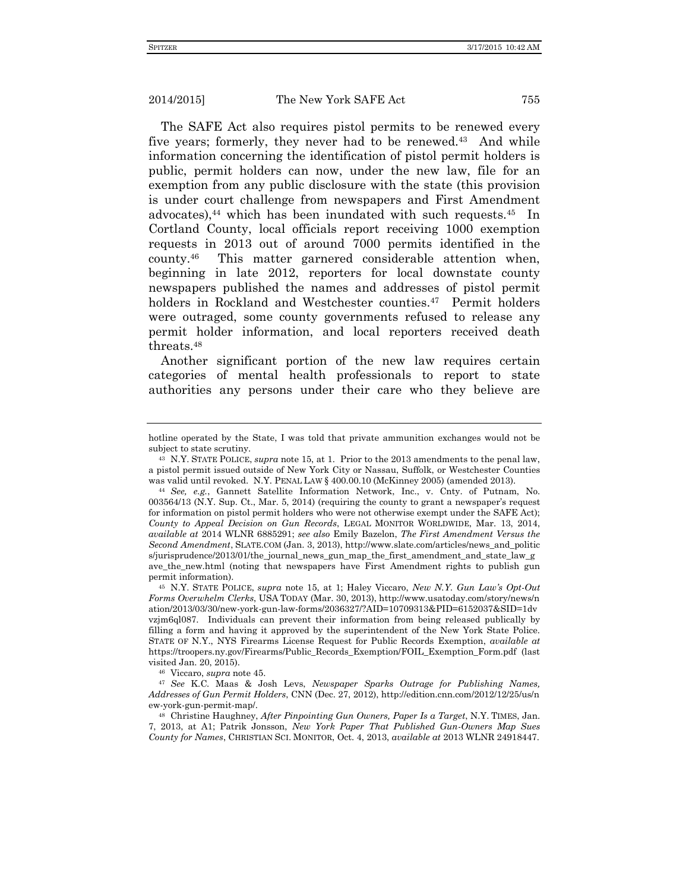The SAFE Act also requires pistol permits to be renewed every five years; formerly, they never had to be renewed.[43] And while information concerning the identification of pistol permit holders is public, permit holders can now, under the new law, file for an exemption from any public disclosure with the state (this provision is under court challenge from newspapers and First Amendment advocates),[44] which has been inundated with such requests.[45] In Cortland County, local officials report receiving 1000 exemption requests in 2013 out of around 7000 permits identified in the county.[46] This matter garnered considerable attention when, beginning in late 2012, reporters for local downstate county newspapers published the names and addresses of pistol permit holders in Rockland and Westchester counties.[47] Permit holders were outraged, some county governments refused to release any permit holder information, and local reporters received death threats.[48]

Another significant portion of the new law requires certain categories of mental health professionals to report to state authorities any persons under their care who they believe are

---

hotline operated by the State, I was told that private ammunition exchanges would not be subject to state scrutiny.

[43] N.Y. STATE POLICE, *supra* note 15, at 1. Prior to the 2013 amendments to the penal law, a pistol permit issued outside of New York City or Nassau, Suffolk, or Westchester Counties was valid until revoked. N.Y. PENAL LAW § 400.00.10 (McKinney 2005) (amended 2013).

[44] *See, e.g.*, Gannett Satellite Information Network, Inc., v. Cnty. of Putnam, No. 003564/13 (N.Y. Sup. Ct., Mar. 5, 2014) (requiring the county to grant a newspaper's request for information on pistol permit holders who were not otherwise exempt under the SAFE Act); *County to Appeal Decision on Gun Records*, LEGAL MONITOR WORLDWIDE, Mar. 13, 2014, *available at* 2014 WLNR 6885291; *see also* Emily Bazelon, *The First Amendment Versus the Second Amendment*, SLATE.COM (Jan. 3, 2013), http://www.slate.com/articles/news_and_politics/jurisprudence/2013/01/the_journal_news_gun_map_the_first_amendment_and_state_law_gave_the_new.html (noting that newspapers have First Amendment rights to publish gun permit information).

[45] N.Y. STATE POLICE, *supra* note 15, at 1; Haley Viccaro, *New N.Y. Gun Law's Opt-Out Forms Overwhelm Clerks*, USA TODAY (Mar. 30, 2013), http://www.usatoday.com/story/news/nation/2013/03/30/new-york-gun-law-forms/2036327/?AID=10709313&PID=6152037&SID=1dvvzjm6ql087. Individuals can prevent their information from being released publically by filling a form and having it approved by the superintendent of the New York State Police. STATE OF N.Y., NYS Firearms License Request for Public Records Exemption, *available at* https://troopers.ny.gov/Firearms/Public_Records_Exemption/FOIL_Exemption_Form.pdf (last visited Jan. 20, 2015).

[46] Viccaro, *supra* note 45.

[47] *See* K.C. Maas & Josh Levs, *Newspaper Sparks Outrage for Publishing Names, Addresses of Gun Permit Holders*, CNN (Dec. 27, 2012), http://edition.cnn.com/2012/12/25/us/new-york-gun-permit-map/.

[48] Christine Haughney, *After Pinpointing Gun Owners, Paper Is a Target*, N.Y. TIMES, Jan. 7, 2013, at A1; Patrik Jonsson, *New York Paper That Published Gun-Owners Map Sues County for Names*, CHRISTIAN SCI. MONITOR, Oct. 4, 2013, *available at* 2013 WLNR 24918447.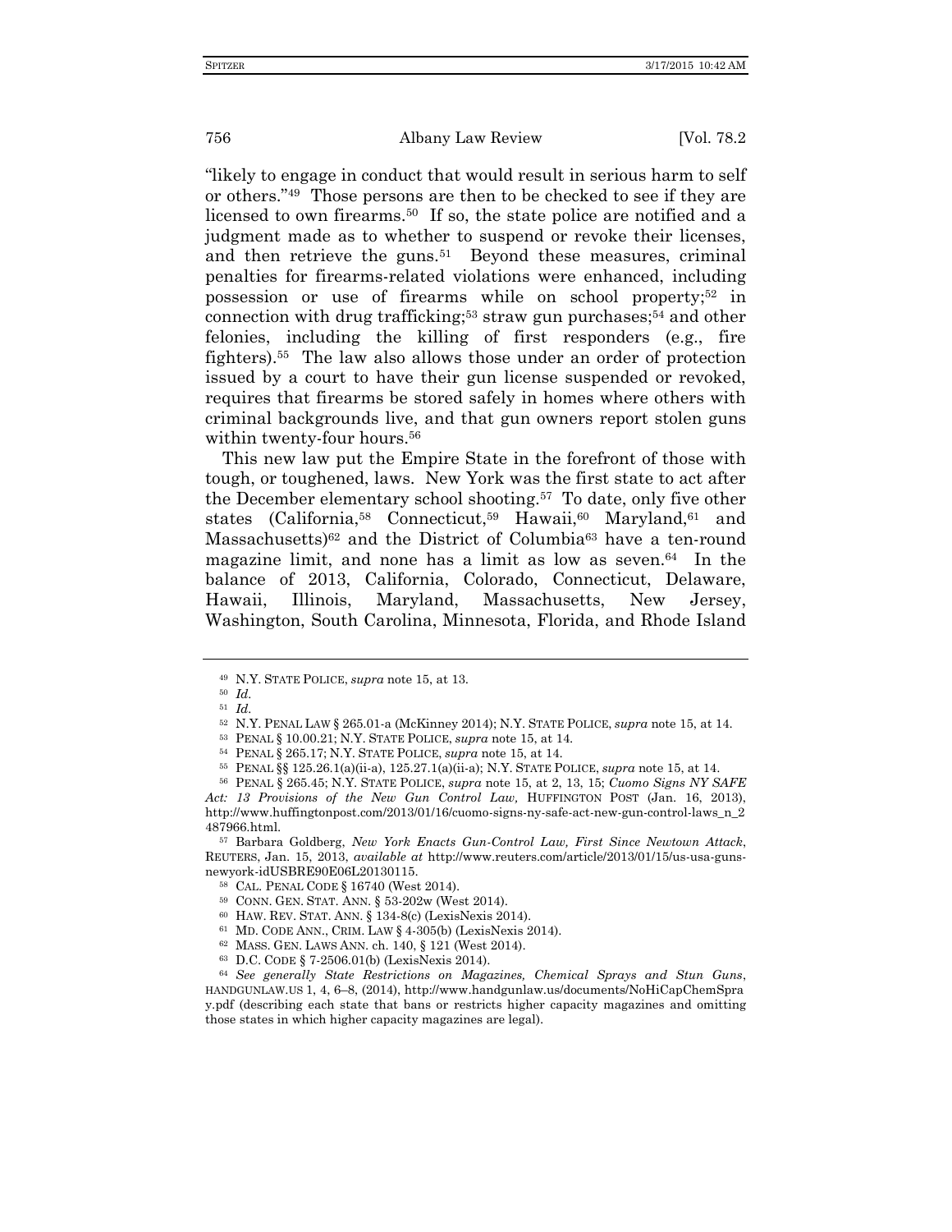"likely to engage in conduct that would result in serious harm to self or others."[49] Those persons are then to be checked to see if they are licensed to own firearms.[50] If so, the state police are notified and a judgment made as to whether to suspend or revoke their licenses, and then retrieve the guns.[51] Beyond these measures, criminal penalties for firearms-related violations were enhanced, including possession or use of firearms while on school property;[52] in connection with drug trafficking;[53] straw gun purchases;[54] and other felonies, including the killing of first responders (e.g., fire fighters).[55] The law also allows those under an order of protection issued by a court to have their gun license suspended or revoked, requires that firearms be stored safely in homes where others with criminal backgrounds live, and that gun owners report stolen guns within twenty-four hours.[56]

This new law put the Empire State in the forefront of those with tough, or toughened, laws. New York was the first state to act after the December elementary school shooting.[57] To date, only five other states (California,[58] Connecticut,[59] Hawaii,[60] Maryland,[61] and Massachusetts)[62] and the District of Columbia[63] have a ten-round magazine limit, and none has a limit as low as seven.[64] In the balance of 2013, California, Colorado, Connecticut, Delaware, Hawaii, Illinois, Maryland, Massachusetts, New Jersey, Washington, South Carolina, Minnesota, Florida, and Rhode Island

---

[49] N.Y. STATE POLICE, *supra* note 15, at 13.

[50] *Id.*

[51] *Id.*

[52] N.Y. PENAL LAW § 265.01-a (McKinney 2014); N.Y. STATE POLICE, *supra* note 15, at 14.

[53] PENAL § 10.00.21; N.Y. STATE POLICE, *supra* note 15, at 14.

[54] PENAL § 265.17; N.Y. STATE POLICE, *supra* note 15, at 14.

[55] PENAL §§ 125.26.1(a)(ii-a), 125.27.1(a)(ii-a); N.Y. STATE POLICE, *supra* note 15, at 14.

[56] PENAL § 265.45; N.Y. STATE POLICE, *supra* note 15, at 2, 13, 15; *Cuomo Signs NY SAFE Act: 13 Provisions of the New Gun Control Law,* HUFFINGTON POST (Jan. 16, 2013), http://www.huffingtonpost.com/2013/01/16/cuomo-signs-ny-safe-act-new-gun-control-laws_n_2487966.html.

[57] Barbara Goldberg, *New York Enacts Gun-Control Law, First Since Newtown Attack*, REUTERS, Jan. 15, 2013, *available at* http://www.reuters.com/article/2013/01/15/us-usa-guns-newyork-idUSBRE90E06L20130115.

[58] CAL. PENAL CODE § 16740 (West 2014).

[59] CONN. GEN. STAT. ANN. § 53-202w (West 2014).

[60] HAW. REV. STAT. ANN. § 134-8(c) (LexisNexis 2014).

[61] MD. CODE ANN., CRIM. LAW § 4-305(b) (LexisNexis 2014).

[62] MASS. GEN. LAWS ANN. ch. 140, § 121 (West 2014).

[63] D.C. CODE § 7-2506.01(b) (LexisNexis 2014).

[64] *See generally State Restrictions on Magazines, Chemical Sprays and Stun Guns*, HANDGUNLAW.US 1, 4, 6–8, (2014), http://www.handgunlaw.us/documents/NoHiCapChemSpray.pdf (describing each state that bans or restricts higher capacity magazines and omitting those states in which higher capacity magazines are legal).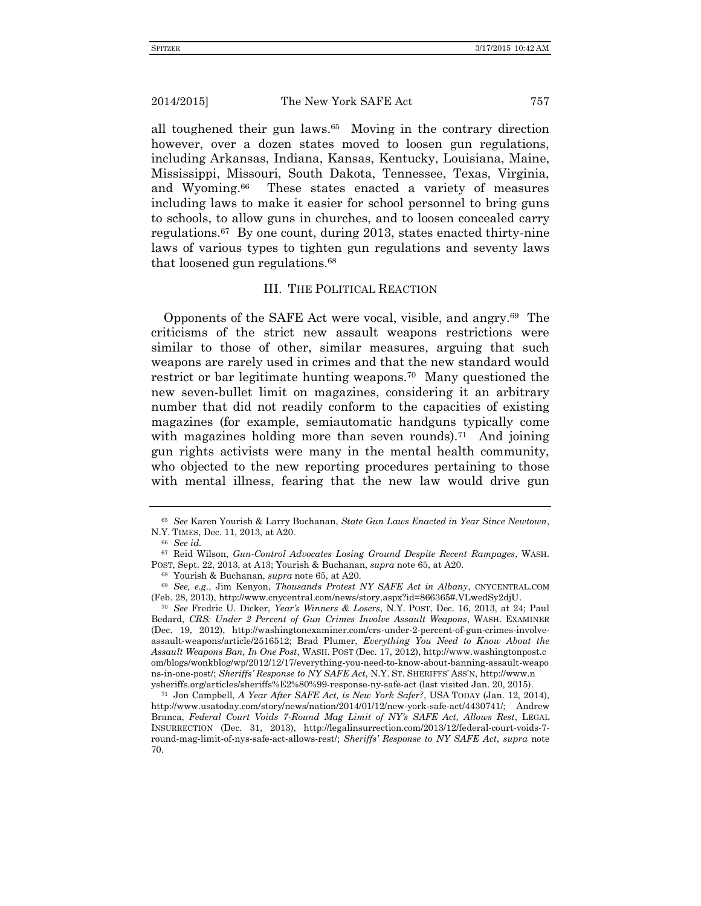all toughened their gun laws.[65] Moving in the contrary direction however, over a dozen states moved to loosen gun regulations, including Arkansas, Indiana, Kansas, Kentucky, Louisiana, Maine, Mississippi, Missouri, South Dakota, Tennessee, Texas, Virginia, and Wyoming.[66] These states enacted a variety of measures including laws to make it easier for school personnel to bring guns to schools, to allow guns in churches, and to loosen concealed carry regulations.[67] By one count, during 2013, states enacted thirty-nine laws of various types to tighten gun regulations and seventy laws that loosened gun regulations.[68]

## III. THE POLITICAL REACTION

Opponents of the SAFE Act were vocal, visible, and angry.[69] The criticisms of the strict new assault weapons restrictions were similar to those of other, similar measures, arguing that such weapons are rarely used in crimes and that the new standard would restrict or bar legitimate hunting weapons.[70] Many questioned the new seven-bullet limit on magazines, considering it an arbitrary number that did not readily conform to the capacities of existing magazines (for example, semiautomatic handguns typically come with magazines holding more than seven rounds).[71] And joining gun rights activists were many in the mental health community, who objected to the new reporting procedures pertaining to those with mental illness, fearing that the new law would drive gun

---

[65] *See* Karen Yourish & Larry Buchanan, *State Gun Laws Enacted in Year Since Newtown*, N.Y. TIMES, Dec. 11, 2013, at A20.

[66] *See id.*

[67] Reid Wilson, *Gun-Control Advocates Losing Ground Despite Recent Rampages*, WASH. POST, Sept. 22, 2013, at A13; Yourish & Buchanan, *supra* note 65, at A20.

[68] Yourish & Buchanan, *supra* note 65, at A20.

[69] *See, e.g.*, Jim Kenyon, *Thousands Protest NY SAFE Act in Albany*, CNYCENTRAL.COM (Feb. 28, 2013), http://www.cnycentral.com/news/story.aspx?id=866365#.VLwedSy2djU.

[70] *See* Fredric U. Dicker, *Year's Winners & Losers*, N.Y. POST, Dec. 16, 2013, at 24; Paul Bedard, *CRS: Under 2 Percent of Gun Crimes Involve Assault Weapons*, WASH. EXAMINER (Dec. 19, 2012), http://washingtonexaminer.com/crs-under-2-percent-of-gun-crimes-involve-assault-weapons/article/2516512; Brad Plumer, *Everything You Need to Know About the Assault Weapons Ban, In One Post*, WASH. POST (Dec. 17, 2012), http://www.washingtonpost.com/blogs/wonkblog/wp/2012/12/17/everything-you-need-to-know-about-banning-assault-weapons-in-one-post/; *Sheriffs' Response to NY SAFE Act*, N.Y. ST. SHERIFFS' ASS'N, http://www.nysheriffs.org/articles/sheriffs%E2%80%99-response-ny-safe-act (last visited Jan. 20, 2015).

[71] Jon Campbell, *A Year After SAFE Act, is New York Safer?*, USA TODAY (Jan. 12, 2014), http://www.usatoday.com/story/news/nation/2014/01/12/new-york-safe-act/4430741/; Andrew Branca, *Federal Court Voids 7-Round Mag Limit of NY's SAFE Act, Allows Rest*, LEGAL INSURRECTION (Dec. 31, 2013), http://legalinsurrection.com/2013/12/federal-court-voids-7-round-mag-limit-of-nys-safe-act-allows-rest/; *Sheriffs' Response to NY SAFE Act*, *supra* note 70.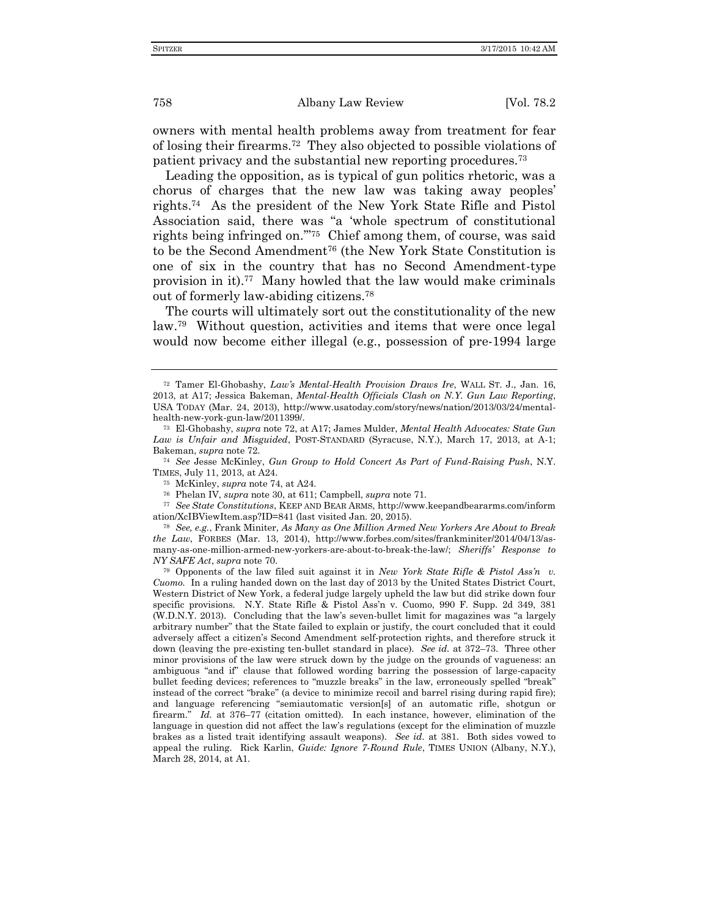owners with mental health problems away from treatment for fear of losing their firearms.[72] They also objected to possible violations of patient privacy and the substantial new reporting procedures.[73]

Leading the opposition, as is typical of gun politics rhetoric, was a chorus of charges that the new law was taking away peoples' rights.[74] As the president of the New York State Rifle and Pistol Association said, there was "a 'whole spectrum of constitutional rights being infringed on.'"[75] Chief among them, of course, was said to be the Second Amendment[76] (the New York State Constitution is one of six in the country that has no Second Amendment-type provision in it).[77] Many howled that the law would make criminals out of formerly law-abiding citizens.[78]

The courts will ultimately sort out the constitutionality of the new law.[79] Without question, activities and items that were once legal would now become either illegal (e.g., possession of pre-1994 large

---

[72] Tamer El-Ghobashy, *Law's Mental-Health Provision Draws Ire*, WALL ST. J., Jan. 16, 2013, at A17; Jessica Bakeman, *Mental-Health Officials Clash on N.Y. Gun Law Reporting*, USA TODAY (Mar. 24, 2013), http://www.usatoday.com/story/news/nation/2013/03/24/mental-health-new-york-gun-law/2011399/.

[73] El-Ghobashy, *supra* note 72, at A17; James Mulder, *Mental Health Advocates: State Gun Law is Unfair and Misguided*, POST-STANDARD (Syracuse, N.Y.), March 17, 2013, at A-1; Bakeman, *supra* note 72.

[74] *See* Jesse McKinley, *Gun Group to Hold Concert As Part of Fund-Raising Push*, N.Y. TIMES, July 11, 2013, at A24.

[75] McKinley, *supra* note 74, at A24.

[76] Phelan IV, *supra* note 30, at 611; Campbell, *supra* note 71.

[77] *See State Constitutions*, KEEP AND BEAR ARMS, http://www.keepandbeararms.com/information/XcIBViewItem.asp?ID=841 (last visited Jan. 20, 2015).

[78] *See, e.g.*, Frank Miniter, *As Many as One Million Armed New Yorkers Are About to Break the Law*, FORBES (Mar. 13, 2014), http://www.forbes.com/sites/frankminiter/2014/04/13/as-many-as-one-million-armed-new-yorkers-are-about-to-break-the-law/; *Sheriffs' Response to NY SAFE Act*, *supra* note 70.

[79] Opponents of the law filed suit against it in *New York State Rifle & Pistol Ass'n v. Cuomo*. In a ruling handed down on the last day of 2013 by the United States District Court, Western District of New York, a federal judge largely upheld the law but did strike down four specific provisions. N.Y. State Rifle & Pistol Ass'n v. Cuomo, 990 F. Supp. 2d 349, 381 (W.D.N.Y. 2013). Concluding that the law's seven-bullet limit for magazines was "a largely arbitrary number" that the State failed to explain or justify, the court concluded that it could adversely affect a citizen's Second Amendment self-protection rights, and therefore struck it down (leaving the pre-existing ten-bullet standard in place). *See id.* at 372–73. Three other minor provisions of the law were struck down by the judge on the grounds of vagueness: an ambiguous "and if" clause that followed wording barring the possession of large-capacity bullet feeding devices; references to "muzzle breaks" in the law, erroneously spelled "break" instead of the correct "brake" (a device to minimize recoil and barrel rising during rapid fire); and language referencing "semiautomatic version[s] of an automatic rifle, shotgun or firearm." *Id.* at 376–77 (citation omitted). In each instance, however, elimination of the language in question did not affect the law's regulations (except for the elimination of muzzle brakes as a listed trait identifying assault weapons). *See id.* at 381. Both sides vowed to appeal the ruling. Rick Karlin, *Guide: Ignore 7-Round Rule*, TIMES UNION (Albany, N.Y.), March 28, 2014, at A1.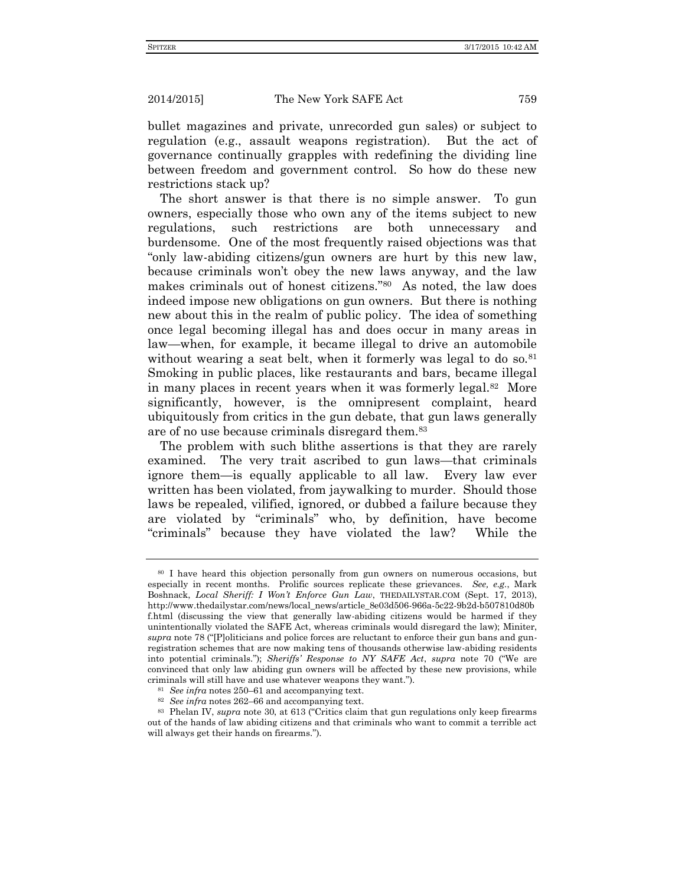bullet magazines and private, unrecorded gun sales) or subject to regulation (e.g., assault weapons registration). But the act of governance continually grapples with redefining the dividing line between freedom and government control. So how do these new restrictions stack up?

The short answer is that there is no simple answer. To gun owners, especially those who own any of the items subject to new regulations, such restrictions are both unnecessary and burdensome. One of the most frequently raised objections was that "only law-abiding citizens/gun owners are hurt by this new law, because criminals won't obey the new laws anyway, and the law makes criminals out of honest citizens."[80] As noted, the law does indeed impose new obligations on gun owners. But there is nothing new about this in the realm of public policy. The idea of something once legal becoming illegal has and does occur in many areas in law—when, for example, it became illegal to drive an automobile without wearing a seat belt, when it formerly was legal to do so.[81] Smoking in public places, like restaurants and bars, became illegal in many places in recent years when it was formerly legal.[82] More significantly, however, is the omnipresent complaint, heard ubiquitously from critics in the gun debate, that gun laws generally are of no use because criminals disregard them.[83]

The problem with such blithe assertions is that they are rarely examined. The very trait ascribed to gun laws—that criminals ignore them—is equally applicable to all law. Every law ever written has been violated, from jaywalking to murder. Should those laws be repealed, vilified, ignored, or dubbed a failure because they are violated by "criminals" who, by definition, have become "criminals" because they have violated the law? While the

---

[80] I have heard this objection personally from gun owners on numerous occasions, but especially in recent months. Prolific sources replicate these grievances. *See, e.g.*, Mark Boshnack, *Local Sheriff: I Won't Enforce Gun Law*, THEDAILYSTAR.COM (Sept. 17, 2013), http://www.thedailystar.com/news/local_news/article_8e03d506-966a-5c22-9b2d-b507810d80bf.html (discussing the view that generally law-abiding citizens would be harmed if they unintentionally violated the SAFE Act, whereas criminals would disregard the law); Miniter, *supra* note 78 ("[P]oliticians and police forces are reluctant to enforce their gun bans and gun-registration schemes that are now making tens of thousands otherwise law-abiding residents into potential criminals."); *Sheriffs' Response to NY SAFE Act*, *supra* note 70 ("We are convinced that only law abiding gun owners will be affected by these new provisions, while criminals will still have and use whatever weapons they want.").

[81] *See infra* notes 250–61 and accompanying text.

[82] *See infra* notes 262–66 and accompanying text.

[83] Phelan IV, *supra* note 30, at 613 ("Critics claim that gun regulations only keep firearms out of the hands of law abiding citizens and that criminals who want to commit a terrible act will always get their hands on firearms.").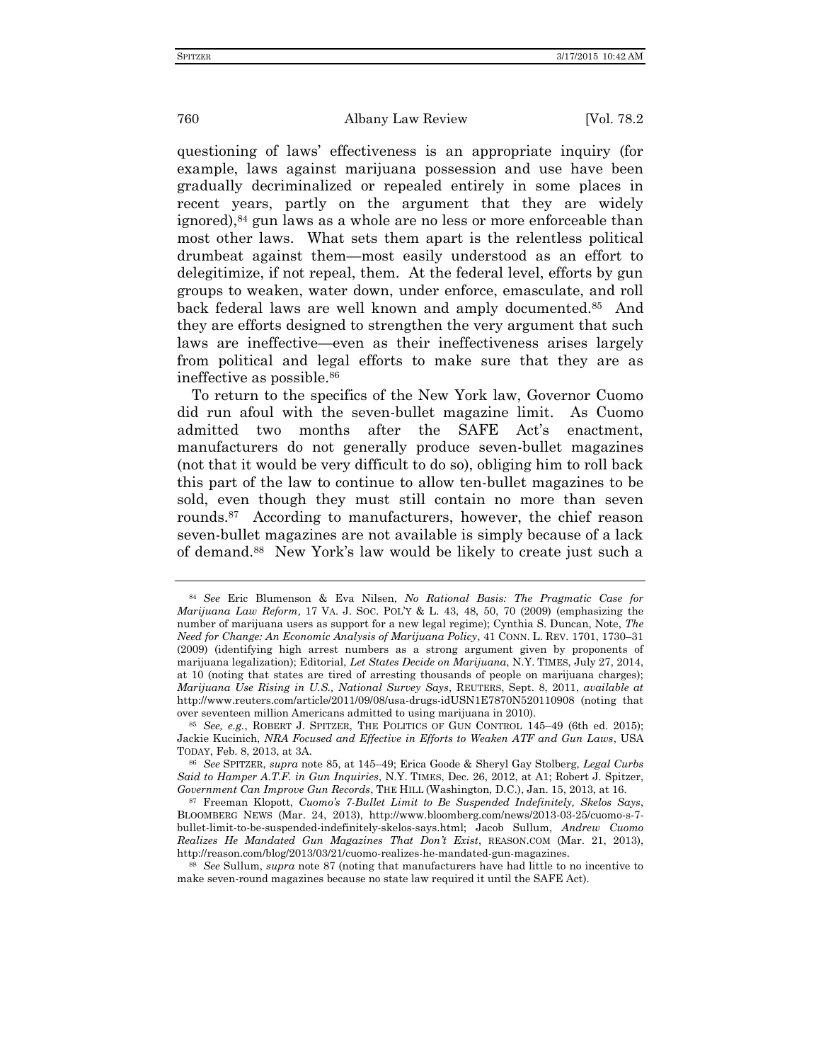questioning of laws' effectiveness is an appropriate inquiry (for example, laws against marijuana possession and use have been gradually decriminalized or repealed entirely in some places in recent years, partly on the argument that they are widely ignored),[84] gun laws as a whole are no less or more enforceable than most other laws. What sets them apart is the relentless political drumbeat against them—most easily understood as an effort to delegitimize, if not repeal, them. At the federal level, efforts by gun groups to weaken, water down, under enforce, emasculate, and roll back federal laws are well known and amply documented.[85] And they are efforts designed to strengthen the very argument that such laws are ineffective—even as their ineffectiveness arises largely from political and legal efforts to make sure that they are as ineffective as possible.[86]

To return to the specifics of the New York law, Governor Cuomo did run afoul with the seven-bullet magazine limit. As Cuomo admitted two months after the SAFE Act's enactment, manufacturers do not generally produce seven-bullet magazines (not that it would be very difficult to do so), obliging him to roll back this part of the law to continue to allow ten-bullet magazines to be sold, even though they must still contain no more than seven rounds.[87] According to manufacturers, however, the chief reason seven-bullet magazines are not available is simply because of a lack of demand.[88] New York's law would be likely to create just such a

---

[84] *See* Eric Blumenson & Eva Nilsen, *No Rational Basis: The Pragmatic Case for Marijuana Law Reform,* 17 VA. J. SOC. POL'Y & L. 43, 48, 50, 70 (2009) (emphasizing the number of marijuana users as support for a new legal regime); Cynthia S. Duncan, Note, *The Need for Change: An Economic Analysis of Marijuana Policy*, 41 CONN. L. REV. 1701, 1730–31 (2009) (identifying high arrest numbers as a strong argument given by proponents of marijuana legalization); Editorial, *Let States Decide on Marijuana*, N.Y. TIMES, July 27, 2014, at 10 (noting that states are tired of arresting thousands of people on marijuana charges); *Marijuana Use Rising in U.S., National Survey Says*, REUTERS, Sept. 8, 2011, *available at* http://www.reuters.com/article/2011/09/08/usa-drugs-idUSN1E7870N520110908 (noting that over seventeen million Americans admitted to using marijuana in 2010).

[85] *See, e.g.*, ROBERT J. SPITZER, THE POLITICS OF GUN CONTROL 145–49 (6th ed. 2015); Jackie Kucinich, *NRA Focused and Effective in Efforts to Weaken ATF and Gun Laws*, USA TODAY, Feb. 8, 2013, at 3A.

[86] *See* SPITZER, *supra* note 85, at 145–49; Erica Goode & Sheryl Gay Stolberg, *Legal Curbs Said to Hamper A.T.F. in Gun Inquiries*, N.Y. TIMES, Dec. 26, 2012, at A1; Robert J. Spitzer, *Government Can Improve Gun Records*, THE HILL (Washington, D.C.), Jan. 15, 2013, at 16.

[87] Freeman Klopott, *Cuomo's 7-Bullet Limit to Be Suspended Indefinitely, Skelos Says*, BLOOMBERG NEWS (Mar. 24, 2013), http://www.bloomberg.com/news/2013-03-25/cuomo-s-7-bullet-limit-to-be-suspended-indefinitely-skelos-says.html; Jacob Sullum, *Andrew Cuomo Realizes He Mandated Gun Magazines That Don't Exist*, REASON.COM (Mar. 21, 2013), http://reason.com/blog/2013/03/21/cuomo-realizes-he-mandated-gun-magazines.

[88] *See* Sullum, *supra* note 87 (noting that manufacturers have had little to no incentive to make seven-round magazines because no state law required it until the SAFE Act).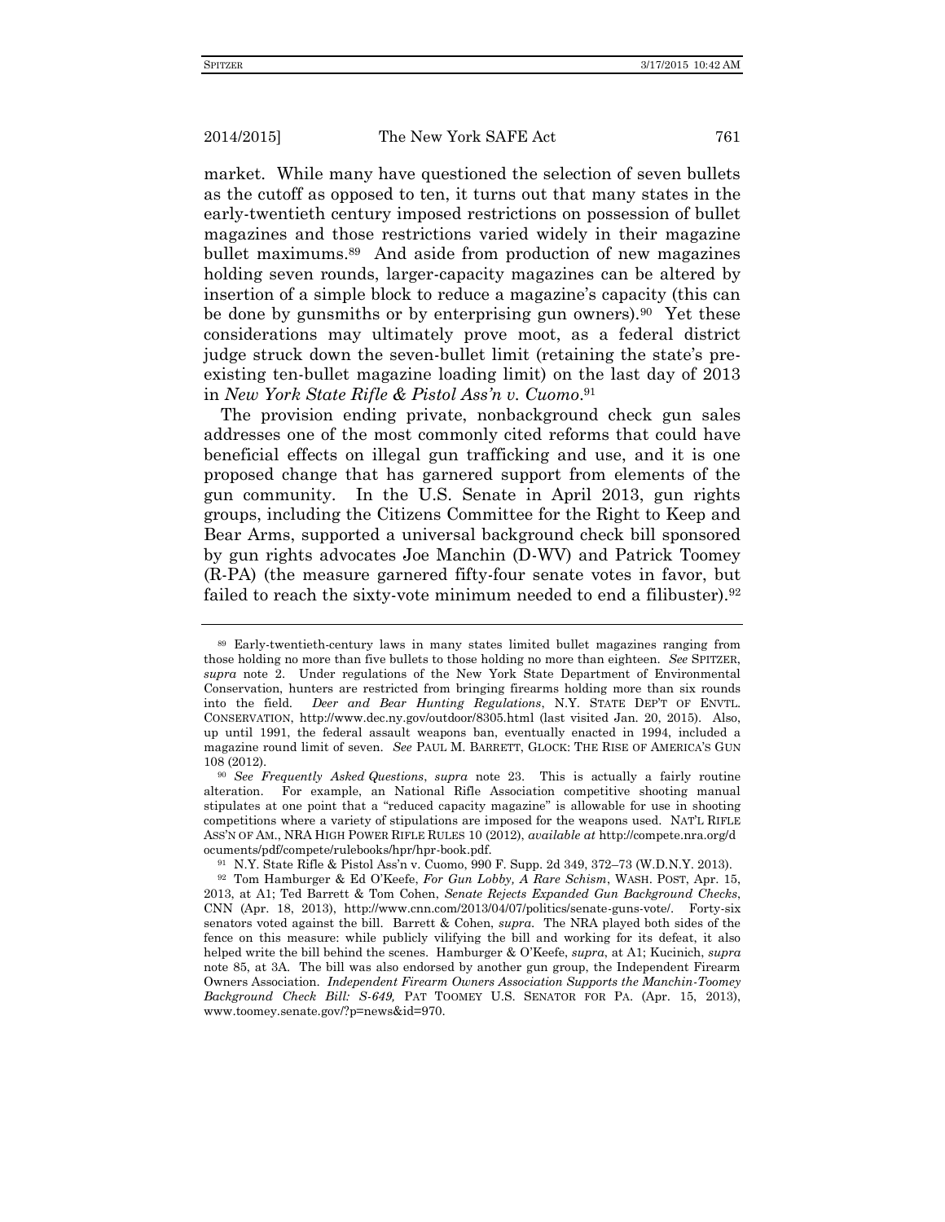market. While many have questioned the selection of seven bullets as the cutoff as opposed to ten, it turns out that many states in the early-twentieth century imposed restrictions on possession of bullet magazines and those restrictions varied widely in their magazine bullet maximums.[89] And aside from production of new magazines holding seven rounds, larger-capacity magazines can be altered by insertion of a simple block to reduce a magazine's capacity (this can be done by gunsmiths or by enterprising gun owners).[90] Yet these considerations may ultimately prove moot, as a federal district judge struck down the seven-bullet limit (retaining the state's pre-existing ten-bullet magazine loading limit) on the last day of 2013 in *New York State Rifle & Pistol Ass'n v. Cuomo*.[91]

The provision ending private, nonbackground check gun sales addresses one of the most commonly cited reforms that could have beneficial effects on illegal gun trafficking and use, and it is one proposed change that has garnered support from elements of the gun community. In the U.S. Senate in April 2013, gun rights groups, including the Citizens Committee for the Right to Keep and Bear Arms, supported a universal background check bill sponsored by gun rights advocates Joe Manchin (D-WV) and Patrick Toomey (R-PA) (the measure garnered fifty-four senate votes in favor, but failed to reach the sixty-vote minimum needed to end a filibuster).[92]

---

[89] Early-twentieth-century laws in many states limited bullet magazines ranging from those holding no more than five bullets to those holding no more than eighteen. *See* SPITZER, *supra* note 2. Under regulations of the New York State Department of Environmental Conservation, hunters are restricted from bringing firearms holding more than six rounds into the field. *Deer and Bear Hunting Regulations*, N.Y. STATE DEP'T OF ENVTL. CONSERVATION, http://www.dec.ny.gov/outdoor/8305.html (last visited Jan. 20, 2015). Also, up until 1991, the federal assault weapons ban, eventually enacted in 1994, included a magazine round limit of seven. *See* PAUL M. BARRETT, GLOCK: THE RISE OF AMERICA'S GUN 108 (2012).

[90] *See Frequently Asked Questions*, *supra* note 23. This is actually a fairly routine alteration. For example, an National Rifle Association competitive shooting manual stipulates at one point that a "reduced capacity magazine" is allowable for use in shooting competitions where a variety of stipulations are imposed for the weapons used. NAT'L RIFLE ASS'N OF AM., NRA HIGH POWER RIFLE RULES 10 (2012), *available at* http://compete.nra.org/documents/pdf/compete/rulebooks/hpr/hpr-book.pdf.

[91] N.Y. State Rifle & Pistol Ass'n v. Cuomo, 990 F. Supp. 2d 349, 372–73 (W.D.N.Y. 2013).

[92] Tom Hamburger & Ed O'Keefe, *For Gun Lobby, A Rare Schism*, WASH. POST, Apr. 15, 2013, at A1; Ted Barrett & Tom Cohen, *Senate Rejects Expanded Gun Background Checks*, CNN (Apr. 18, 2013), http://www.cnn.com/2013/04/07/politics/senate-guns-vote/. Forty-six senators voted against the bill. Barrett & Cohen, *supra*. The NRA played both sides of the fence on this measure: while publicly vilifying the bill and working for its defeat, it also helped write the bill behind the scenes. Hamburger & O'Keefe, *supra*, at A1; Kucinich, *supra* note 85, at 3A. The bill was also endorsed by another gun group, the Independent Firearm Owners Association. *Independent Firearm Owners Association Supports the Manchin-Toomey Background Check Bill: S-649,* PAT TOOMEY U.S. SENATOR FOR PA. (Apr. 15, 2013), www.toomey.senate.gov/?p=news&id=970.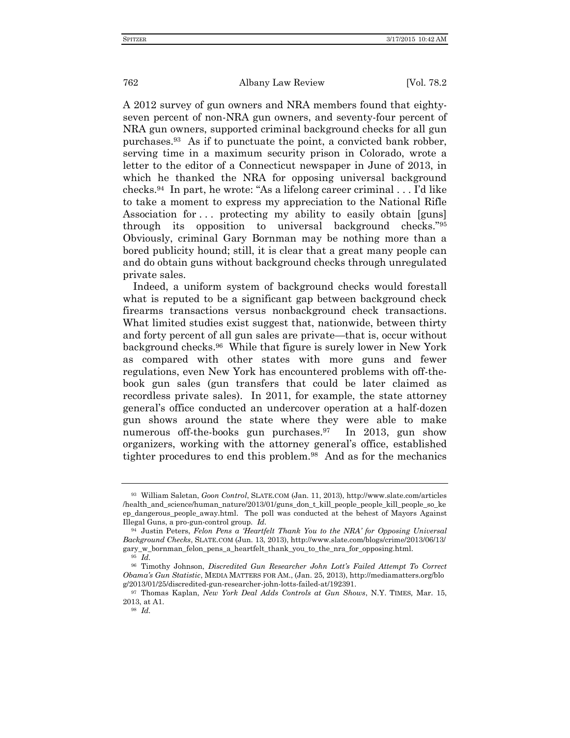A 2012 survey of gun owners and NRA members found that eighty-seven percent of non-NRA gun owners, and seventy-four percent of NRA gun owners, supported criminal background checks for all gun purchases.[93] As if to punctuate the point, a convicted bank robber, serving time in a maximum security prison in Colorado, wrote a letter to the editor of a Connecticut newspaper in June of 2013, in which he thanked the NRA for opposing universal background checks.[94] In part, he wrote: "As a lifelong career criminal . . . I'd like to take a moment to express my appreciation to the National Rifle Association for . . . protecting my ability to easily obtain [guns] through its opposition to universal background checks."[95] Obviously, criminal Gary Bornman may be nothing more than a bored publicity hound; still, it is clear that a great many people can and do obtain guns without background checks through unregulated private sales.

Indeed, a uniform system of background checks would forestall what is reputed to be a significant gap between background check firearms transactions versus nonbackground check transactions. What limited studies exist suggest that, nationwide, between thirty and forty percent of all gun sales are private—that is, occur without background checks.[96] While that figure is surely lower in New York as compared with other states with more guns and fewer regulations, even New York has encountered problems with off-the-book gun sales (gun transfers that could be later claimed as recordless private sales). In 2011, for example, the state attorney general's office conducted an undercover operation at a half-dozen gun shows around the state where they were able to make numerous off-the-books gun purchases.[97] In 2013, gun show organizers, working with the attorney general's office, established tighter procedures to end this problem.[98] And as for the mechanics

---

[93] William Saletan, *Goon Control*, SLATE.COM (Jan. 11, 2013), http://www.slate.com/articles/health_and_science/human_nature/2013/01/guns_don_t_kill_people_people_kill_people_so_keep_dangerous_people_away.html. The poll was conducted at the behest of Mayors Against Illegal Guns, a pro-gun-control group. *Id.*

[94] Justin Peters, *Felon Pens a 'Heartfelt Thank You to the NRA' for Opposing Universal Background Checks*, SLATE.COM (Jun. 13, 2013), http://www.slate.com/blogs/crime/2013/06/13/gary_w_bornman_felon_pens_a_heartfelt_thank_you_to_the_nra_for_opposing.html.

[95] *Id.*

[96] Timothy Johnson, *Discredited Gun Researcher John Lott's Failed Attempt To Correct Obama's Gun Statistic*, MEDIA MATTERS FOR AM., (Jan. 25, 2013), http://mediamatters.org/blog/2013/01/25/discredited-gun-researcher-john-lotts-failed-at/192391.

[97] Thomas Kaplan, *New York Deal Adds Controls at Gun Shows*, N.Y. TIMES, Mar. 15, 2013, at A1.

[98] *Id.*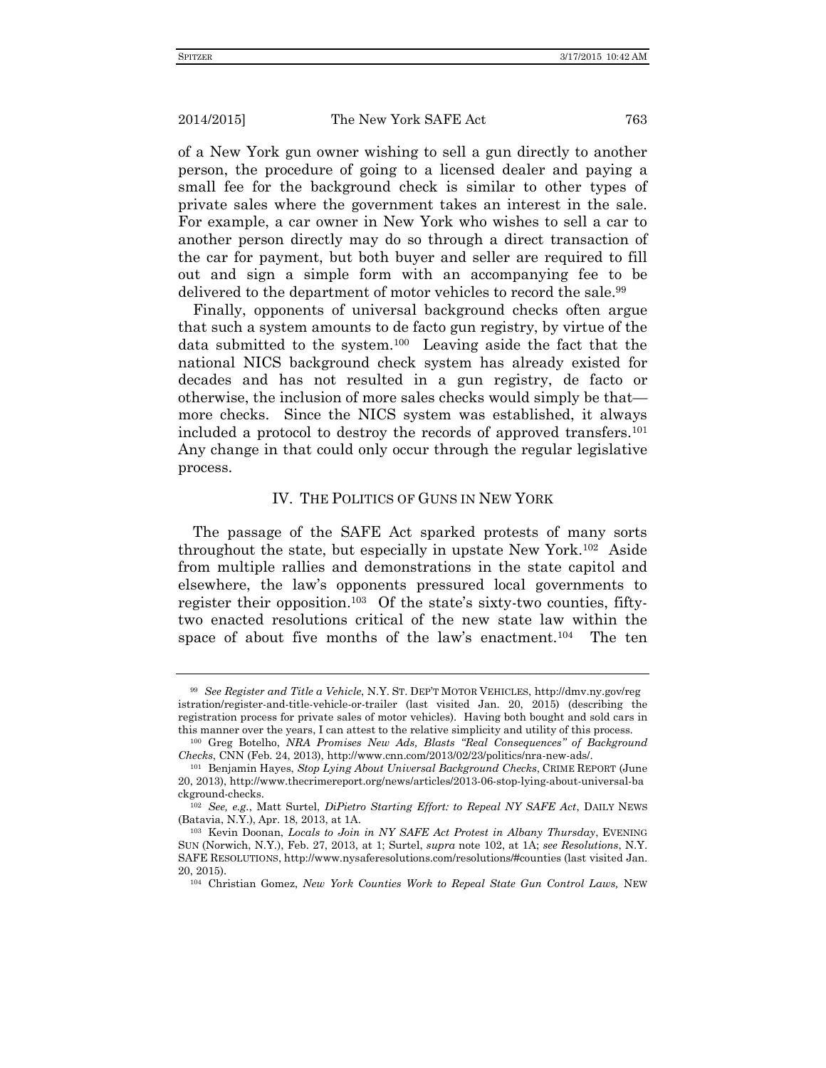of a New York gun owner wishing to sell a gun directly to another person, the procedure of going to a licensed dealer and paying a small fee for the background check is similar to other types of private sales where the government takes an interest in the sale. For example, a car owner in New York who wishes to sell a car to another person directly may do so through a direct transaction of the car for payment, but both buyer and seller are required to fill out and sign a simple form with an accompanying fee to be delivered to the department of motor vehicles to record the sale.[99]

Finally, opponents of universal background checks often argue that such a system amounts to de facto gun registry, by virtue of the data submitted to the system.[100] Leaving aside the fact that the national NICS background check system has already existed for decades and has not resulted in a gun registry, de facto or otherwise, the inclusion of more sales checks would simply be that—more checks. Since the NICS system was established, it always included a protocol to destroy the records of approved transfers.[101] Any change in that could only occur through the regular legislative process.

## IV. THE POLITICS OF GUNS IN NEW YORK

The passage of the SAFE Act sparked protests of many sorts throughout the state, but especially in upstate New York.[102] Aside from multiple rallies and demonstrations in the state capitol and elsewhere, the law's opponents pressured local governments to register their opposition.[103] Of the state's sixty-two counties, fifty-two enacted resolutions critical of the new state law within the space of about five months of the law's enactment.[104] The ten

---

[99] *See Register and Title a Vehicle*, N.Y. ST. DEP'T MOTOR VEHICLES, http://dmv.ny.gov/registration/register-and-title-vehicle-or-trailer (last visited Jan. 20, 2015) (describing the registration process for private sales of motor vehicles). Having both bought and sold cars in this manner over the years, I can attest to the relative simplicity and utility of this process.

[100] Greg Botelho, *NRA Promises New Ads, Blasts "Real Consequences" of Background Checks*, CNN (Feb. 24, 2013), http://www.cnn.com/2013/02/23/politics/nra-new-ads/.

[101] Benjamin Hayes, *Stop Lying About Universal Background Checks*, CRIME REPORT (June 20, 2013), http://www.thecrimereport.org/news/articles/2013-06-stop-lying-about-universal-background-checks.

[102] *See, e.g.*, Matt Surtel, *DiPietro Starting Effort: to Repeal NY SAFE Act*, DAILY NEWS (Batavia, N.Y.), Apr. 18, 2013, at 1A.

[103] Kevin Doonan, *Locals to Join in NY SAFE Act Protest in Albany Thursday*, EVENING SUN (Norwich, N.Y.), Feb. 27, 2013, at 1; Surtel, *supra* note 102, at 1A; *see Resolutions*, N.Y. SAFE RESOLUTIONS, http://www.nysaferesolutions.com/resolutions/#counties (last visited Jan. 20, 2015).

[104] Christian Gomez, *New York Counties Work to Repeal State Gun Control Laws*, NEW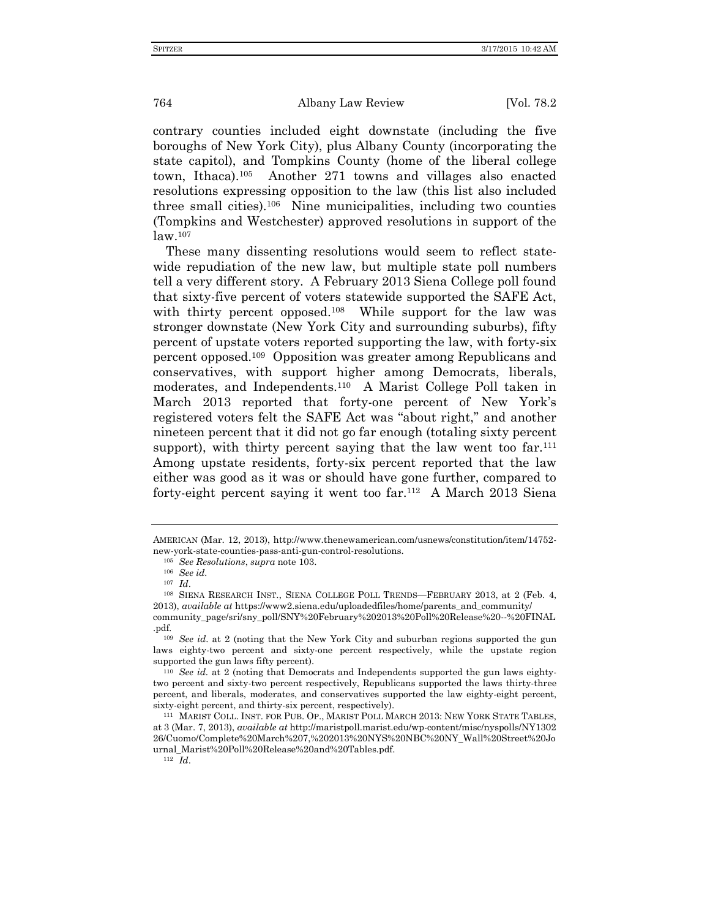contrary counties included eight downstate (including the five boroughs of New York City), plus Albany County (incorporating the state capitol), and Tompkins County (home of the liberal college town, Ithaca).[105] Another 271 towns and villages also enacted resolutions expressing opposition to the law (this list also included three small cities).[106] Nine municipalities, including two counties (Tompkins and Westchester) approved resolutions in support of the law.[107]

These many dissenting resolutions would seem to reflect statewide repudiation of the new law, but multiple state poll numbers tell a very different story. A February 2013 Siena College poll found that sixty-five percent of voters statewide supported the SAFE Act, with thirty percent opposed.[108] While support for the law was stronger downstate (New York City and surrounding suburbs), fifty percent of upstate voters reported supporting the law, with forty-six percent opposed.[109] Opposition was greater among Republicans and conservatives, with support higher among Democrats, liberals, moderates, and Independents.[110] A Marist College Poll taken in March 2013 reported that forty-one percent of New York's registered voters felt the SAFE Act was "about right," and another nineteen percent that it did not go far enough (totaling sixty percent support), with thirty percent saying that the law went too far.[111] Among upstate residents, forty-six percent reported that the law either was good as it was or should have gone further, compared to forty-eight percent saying it went too far.[112] A March 2013 Siena

---

AMERICAN (Mar. 12, 2013), http://www.thenewamerican.com/usnews/constitution/item/14752-new-york-state-counties-pass-anti-gun-control-resolutions.

[105] *See Resolutions*, *supra* note 103.

[106] *See id.*

[107] *Id.*

[108] SIENA RESEARCH INST., SIENA COLLEGE POLL TRENDS—FEBRUARY 2013, at 2 (Feb. 4, 2013), *available at* https://www2.siena.edu/uploadedfiles/home/parents_and_community/community_page/sri/sny_poll/SNY%20February%202013%20Poll%20Release%20--%20FINAL.pdf.

[109] *See id.* at 2 (noting that the New York City and suburban regions supported the gun laws eighty-two percent and sixty-one percent respectively, while the upstate region supported the gun laws fifty percent).

[110] *See id.* at 2 (noting that Democrats and Independents supported the gun laws eighty-two percent and sixty-two percent respectively, Republicans supported the laws thirty-three percent, and liberals, moderates, and conservatives supported the law eighty-eight percent, sixty-eight percent, and thirty-six percent, respectively).

[111] MARIST COLL. INST. FOR PUB. OP., MARIST POLL MARCH 2013: NEW YORK STATE TABLES, at 3 (Mar. 7, 2013), *available at* http://maristpoll.marist.edu/wp-content/misc/nyspolls/NY130226/Cuomo/Complete%20March%207,%202013%20NYS%20NBC%20NY_Wall%20Street%20Journal_Marist%20Poll%20Release%20and%20Tables.pdf.

[112] *Id.*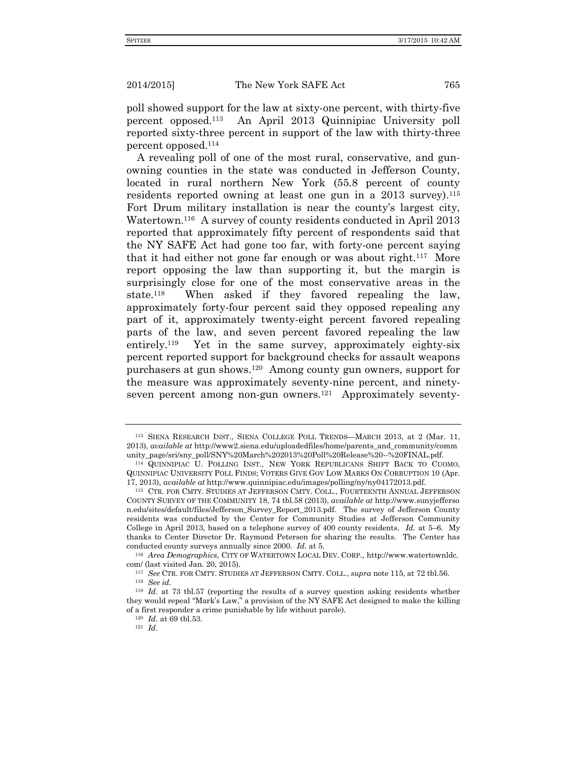poll showed support for the law at sixty-one percent, with thirty-five percent opposed.[113] An April 2013 Quinnipiac University poll reported sixty-three percent in support of the law with thirty-three percent opposed.[114]

A revealing poll of one of the most rural, conservative, and gun-owning counties in the state was conducted in Jefferson County, located in rural northern New York (55.8 percent of county residents reported owning at least one gun in a 2013 survey).[115] Fort Drum military installation is near the county's largest city, Watertown.[116] A survey of county residents conducted in April 2013 reported that approximately fifty percent of respondents said that the NY SAFE Act had gone too far, with forty-one percent saying that it had either not gone far enough or was about right.[117] More report opposing the law than supporting it, but the margin is surprisingly close for one of the most conservative areas in the state.[118] When asked if they favored repealing the law, approximately forty-four percent said they opposed repealing any part of it, approximately twenty-eight percent favored repealing parts of the law, and seven percent favored repealing the law entirely.[119] Yet in the same survey, approximately eighty-six percent reported support for background checks for assault weapons purchasers at gun shows.[120] Among county gun owners, support for the measure was approximately seventy-nine percent, and ninety-seven percent among non-gun owners.[121] Approximately seventy-

---

[113] SIENA RESEARCH INST., SIENA COLLEGE POLL TRENDS—MARCH 2013, at 2 (Mar. 11, 2013), *available at* http://www2.siena.edu/uploadedfiles/home/parents_and_community/community_page/sri/sny_poll/SNY%20March%202013%20Poll%20Release%20--%20FINAL.pdf.

[114] QUINNIPIAC U. POLLING INST., NEW YORK REPUBLICANS SHIFT BACK TO CUOMO, QUINNIPIAC UNIVERSITY POLL FINDS; VOTERS GIVE GOV LOW MARKS ON CORRUPTION 10 (Apr. 17, 2013), *available at* http://www.quinnipiac.edu/images/polling/ny/ny04172013.pdf.

[115] CTR. FOR CMTY. STUDIES AT JEFFERSON CMTY. COLL., FOURTEENTH ANNUAL JEFFERSON COUNTY SURVEY OF THE COMMUNITY 18, 74 tbl.58 (2013), *available at* http://www.sunyjefferson.edu/sites/default/files/Jefferson_Survey_Report_2013.pdf. The survey of Jefferson County residents was conducted by the Center for Community Studies at Jefferson Community College in April 2013, based on a telephone survey of 400 county residents. *Id.* at 5–6. My thanks to Center Director Dr. Raymond Petersen for sharing the results. The Center has conducted county surveys annually since 2000. *Id.* at 5.

[116] *Area Demographics,* CITY OF WATERTOWN LOCAL DEV. CORP., http://www.watertownldc.com/ (last visited Jan. 20, 2015).

[117] *See* CTR. FOR CMTY. STUDIES AT JEFFERSON CMTY. COLL., *supra* note 115, at 72 tbl.56.

[118] *See id.*

[119] *Id.* at 73 tbl.57 (reporting the results of a survey question asking residents whether they would repeal "Mark's Law," a provision of the NY SAFE Act designed to make the killing of a first responder a crime punishable by life without parole).

[120] *Id.* at 69 tbl.53.

[121] *Id.*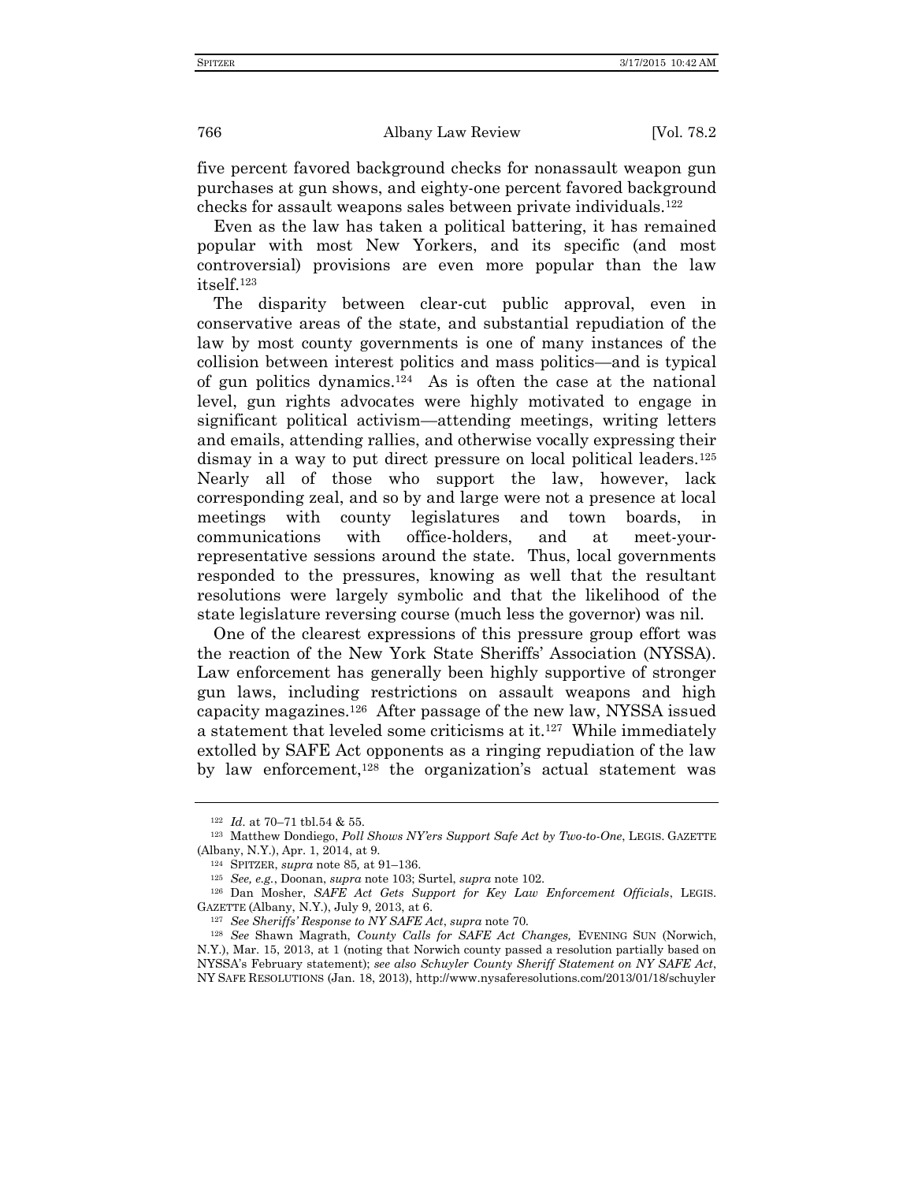five percent favored background checks for nonassault weapon gun purchases at gun shows, and eighty-one percent favored background checks for assault weapons sales between private individuals.[122]

Even as the law has taken a political battering, it has remained popular with most New Yorkers, and its specific (and most controversial) provisions are even more popular than the law itself.[123]

The disparity between clear-cut public approval, even in conservative areas of the state, and substantial repudiation of the law by most county governments is one of many instances of the collision between interest politics and mass politics—and is typical of gun politics dynamics.[124] As is often the case at the national level, gun rights advocates were highly motivated to engage in significant political activism—attending meetings, writing letters and emails, attending rallies, and otherwise vocally expressing their dismay in a way to put direct pressure on local political leaders.[125] Nearly all of those who support the law, however, lack corresponding zeal, and so by and large were not a presence at local meetings with county legislatures and town boards, in communications with office-holders, and at meet-your-representative sessions around the state. Thus, local governments responded to the pressures, knowing as well that the resultant resolutions were largely symbolic and that the likelihood of the state legislature reversing course (much less the governor) was nil.

One of the clearest expressions of this pressure group effort was the reaction of the New York State Sheriffs' Association (NYSSA). Law enforcement has generally been highly supportive of stronger gun laws, including restrictions on assault weapons and high capacity magazines.[126] After passage of the new law, NYSSA issued a statement that leveled some criticisms at it.[127] While immediately extolled by SAFE Act opponents as a ringing repudiation of the law by law enforcement,[128] the organization's actual statement was

---

[122] *Id.* at 70–71 tbl.54 & 55.

[123] Matthew Dondiego, *Poll Shows NY'ers Support Safe Act by Two-to-One*, LEGIS. GAZETTE (Albany, N.Y.), Apr. 1, 2014, at 9.

[124] SPITZER, *supra* note 85*,* at 91–136.

[125] *See, e.g.*, Doonan, *supra* note 103; Surtel, *supra* note 102.

[126] Dan Mosher, *SAFE Act Gets Support for Key Law Enforcement Officials*, LEGIS. GAZETTE (Albany, N.Y.), July 9, 2013, at 6.

[127] *See Sheriffs' Response to NY SAFE Act*, *supra* note 70.

[128] *See* Shawn Magrath, *County Calls for SAFE Act Changes,* EVENING SUN (Norwich, N.Y.), Mar. 15, 2013, at 1 (noting that Norwich county passed a resolution partially based on NYSSA's February statement); *see also Schuyler County Sheriff Statement on NY SAFE Act*, NY SAFE RESOLUTIONS (Jan. 18, 2013), http://www.nysaferesolutions.com/2013/01/18/schuyler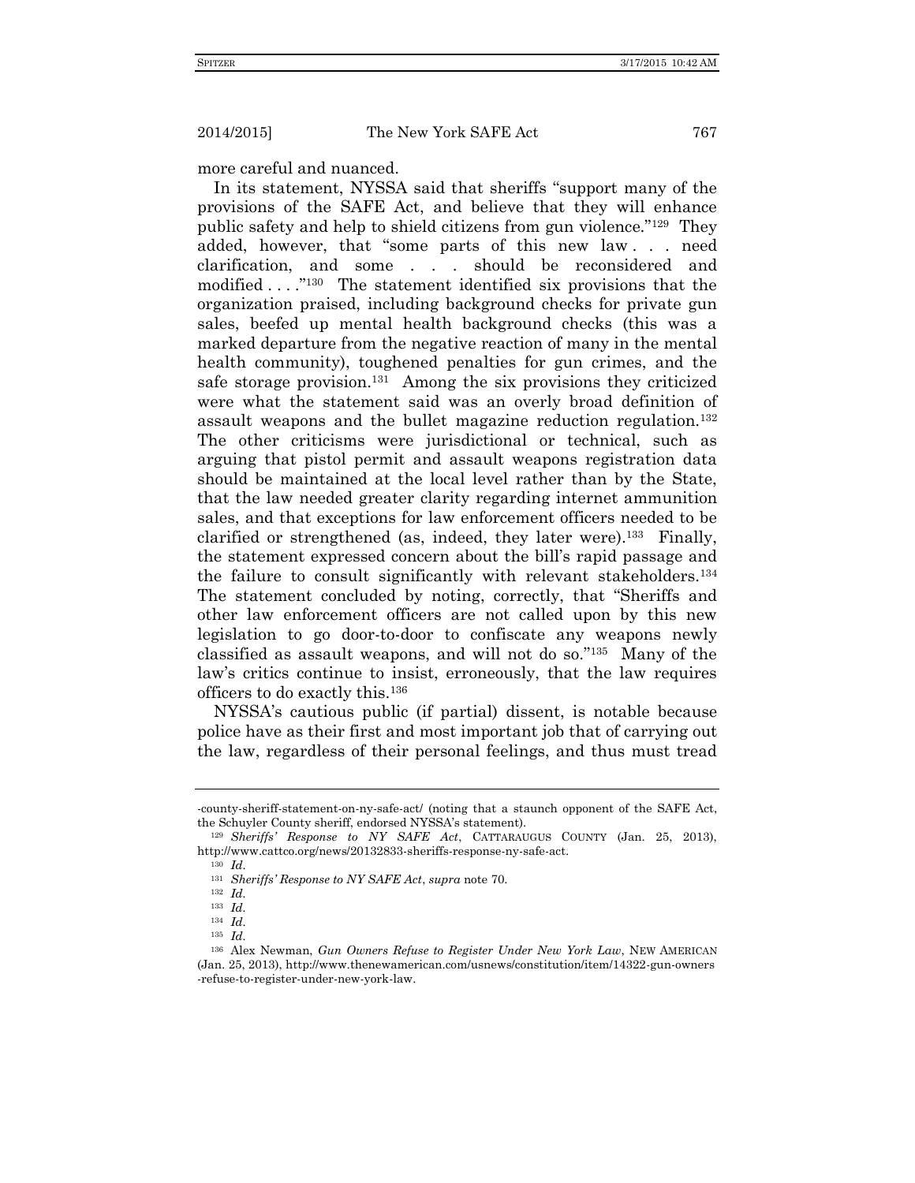more careful and nuanced.

In its statement, NYSSA said that sheriffs "support many of the provisions of the SAFE Act, and believe that they will enhance public safety and help to shield citizens from gun violence."[129] They added, however, that "some parts of this new law . . . need clarification, and some . . . should be reconsidered and modified . . . ."[130] The statement identified six provisions that the organization praised, including background checks for private gun sales, beefed up mental health background checks (this was a marked departure from the negative reaction of many in the mental health community), toughened penalties for gun crimes, and the safe storage provision.[131] Among the six provisions they criticized were what the statement said was an overly broad definition of assault weapons and the bullet magazine reduction regulation.[132] The other criticisms were jurisdictional or technical, such as arguing that pistol permit and assault weapons registration data should be maintained at the local level rather than by the State, that the law needed greater clarity regarding internet ammunition sales, and that exceptions for law enforcement officers needed to be clarified or strengthened (as, indeed, they later were).[133] Finally, the statement expressed concern about the bill's rapid passage and the failure to consult significantly with relevant stakeholders.[134] The statement concluded by noting, correctly, that "Sheriffs and other law enforcement officers are not called upon by this new legislation to go door-to-door to confiscate any weapons newly classified as assault weapons, and will not do so."[135] Many of the law's critics continue to insist, erroneously, that the law requires officers to do exactly this.[136]

NYSSA's cautious public (if partial) dissent, is notable because police have as their first and most important job that of carrying out the law, regardless of their personal feelings, and thus must tread

---

-county-sheriff-statement-on-ny-safe-act/ (noting that a staunch opponent of the SAFE Act, the Schuyler County sheriff, endorsed NYSSA's statement).

[129] *Sheriffs' Response to NY SAFE Act*, CATTARAUGUS COUNTY (Jan. 25, 2013), http://www.cattco.org/news/20132833-sheriffs-response-ny-safe-act.

[130] *Id.*

[131] *Sheriffs' Response to NY SAFE Act*, *supra* note 70.

[132] *Id.*

[133] *Id.*

[134] *Id.*

[135] *Id.*

[136] Alex Newman, *Gun Owners Refuse to Register Under New York Law*, NEW AMERICAN (Jan. 25, 2013), http://www.thenewamerican.com/usnews/constitution/item/14322-gun-owners-refuse-to-register-under-new-york-law.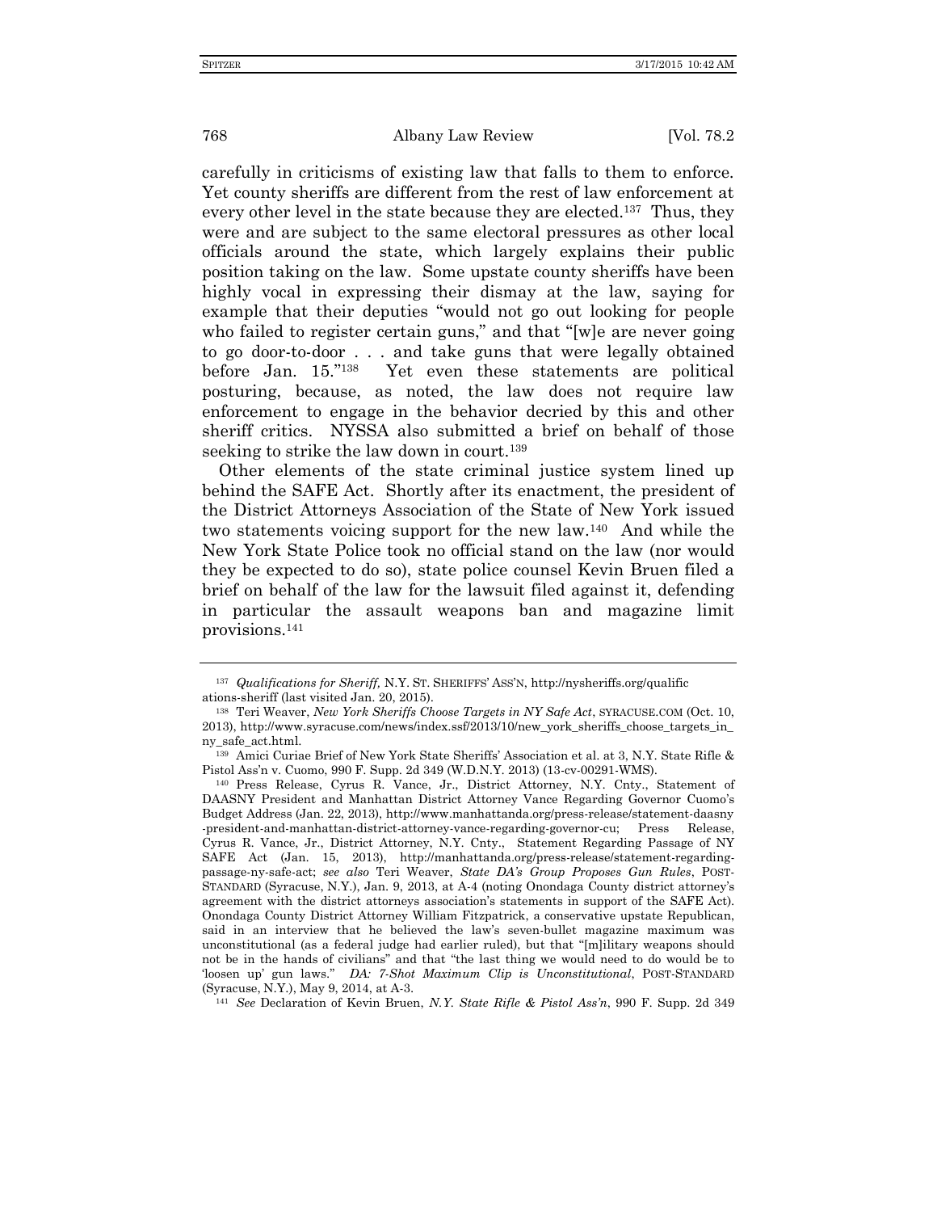carefully in criticisms of existing law that falls to them to enforce. Yet county sheriffs are different from the rest of law enforcement at every other level in the state because they are elected.[137] Thus, they were and are subject to the same electoral pressures as other local officials around the state, which largely explains their public position taking on the law. Some upstate county sheriffs have been highly vocal in expressing their dismay at the law, saying for example that their deputies "would not go out looking for people who failed to register certain guns," and that "[w]e are never going to go door-to-door . . . and take guns that were legally obtained before Jan. 15."[138] Yet even these statements are political posturing, because, as noted, the law does not require law enforcement to engage in the behavior decried by this and other sheriff critics. NYSSA also submitted a brief on behalf of those seeking to strike the law down in court.[139]

Other elements of the state criminal justice system lined up behind the SAFE Act. Shortly after its enactment, the president of the District Attorneys Association of the State of New York issued two statements voicing support for the new law.[140] And while the New York State Police took no official stand on the law (nor would they be expected to do so), state police counsel Kevin Bruen filed a brief on behalf of the law for the lawsuit filed against it, defending in particular the assault weapons ban and magazine limit provisions.[141]

---

[137] *Qualifications for Sheriff,* N.Y. ST. SHERIFFS' ASS'N, http://nysheriffs.org/qualifications-sheriff (last visited Jan. 20, 2015).

[138] Teri Weaver, *New York Sheriffs Choose Targets in NY Safe Act*, SYRACUSE.COM (Oct. 10, 2013), http://www.syracuse.com/news/index.ssf/2013/10/new_york_sheriffs_choose_targets_in_ny_safe_act.html.

[139] Amici Curiae Brief of New York State Sheriffs' Association et al. at 3, N.Y. State Rifle & Pistol Ass'n v. Cuomo, 990 F. Supp. 2d 349 (W.D.N.Y. 2013) (13-cv-00291-WMS).

[140] Press Release, Cyrus R. Vance, Jr., District Attorney, N.Y. Cnty., Statement of DAASNY President and Manhattan District Attorney Vance Regarding Governor Cuomo's Budget Address (Jan. 22, 2013), http://www.manhattanda.org/press-release/statement-daasny-president-and-manhattan-district-attorney-vance-regarding-governor-cu; Press Release, Cyrus R. Vance, Jr., District Attorney, N.Y. Cnty., Statement Regarding Passage of NY SAFE Act (Jan. 15, 2013), http://manhattanda.org/press-release/statement-regarding-passage-ny-safe-act; *see also* Teri Weaver, *State DA's Group Proposes Gun Rules*, POST-STANDARD (Syracuse, N.Y.), Jan. 9, 2013, at A-4 (noting Onondaga County district attorney's agreement with the district attorneys association's statements in support of the SAFE Act). Onondaga County District Attorney William Fitzpatrick, a conservative upstate Republican, said in an interview that he believed the law's seven-bullet magazine maximum was unconstitutional (as a federal judge had earlier ruled), but that "[m]ilitary weapons should not be in the hands of civilians" and that "the last thing we would need to do would be to 'loosen up' gun laws." *DA: 7-Shot Maximum Clip is Unconstitutional*, POST-STANDARD (Syracuse, N.Y.), May 9, 2014, at A-3.

[141] *See* Declaration of Kevin Bruen, *N.Y. State Rifle & Pistol Ass'n*, 990 F. Supp. 2d 349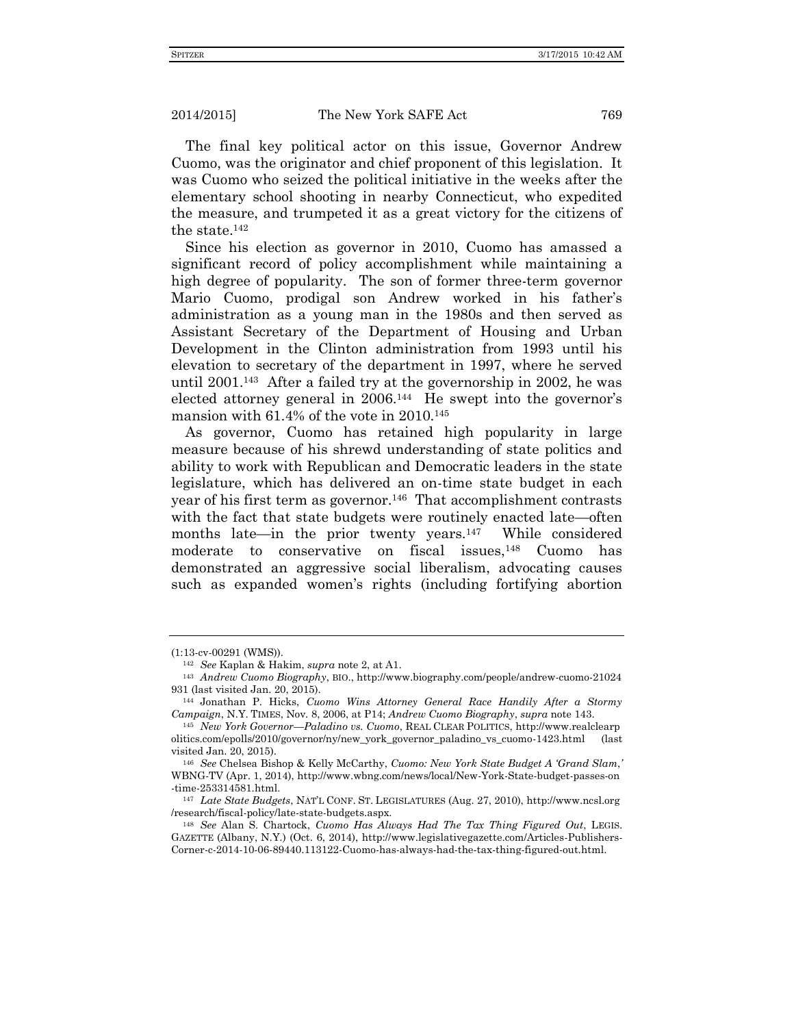The final key political actor on this issue, Governor Andrew Cuomo, was the originator and chief proponent of this legislation. It was Cuomo who seized the political initiative in the weeks after the elementary school shooting in nearby Connecticut, who expedited the measure, and trumpeted it as a great victory for the citizens of the state.[142]

Since his election as governor in 2010, Cuomo has amassed a significant record of policy accomplishment while maintaining a high degree of popularity. The son of former three-term governor Mario Cuomo, prodigal son Andrew worked in his father's administration as a young man in the 1980s and then served as Assistant Secretary of the Department of Housing and Urban Development in the Clinton administration from 1993 until his elevation to secretary of the department in 1997, where he served until 2001.[143] After a failed try at the governorship in 2002, he was elected attorney general in 2006.[144] He swept into the governor's mansion with 61.4% of the vote in 2010.[145]

As governor, Cuomo has retained high popularity in large measure because of his shrewd understanding of state politics and ability to work with Republican and Democratic leaders in the state legislature, which has delivered an on-time state budget in each year of his first term as governor.[146] That accomplishment contrasts with the fact that state budgets were routinely enacted late—often months late—in the prior twenty years.[147] While considered moderate to conservative on fiscal issues,[148] Cuomo has demonstrated an aggressive social liberalism, advocating causes such as expanded women's rights (including fortifying abortion

---

(1:13-cv-00291 (WMS)).

[142] *See* Kaplan & Hakim, *supra* note 2, at A1.

[143] *Andrew Cuomo Biography*, BIO., http://www.biography.com/people/andrew-cuomo-21024931 (last visited Jan. 20, 2015).

[144] Jonathan P. Hicks, *Cuomo Wins Attorney General Race Handily After a Stormy Campaign*, N.Y. TIMES, Nov. 8, 2006, at P14; *Andrew Cuomo Biography*, *supra* note 143.

[145] *New York Governor—Paladino vs. Cuomo*, REAL CLEAR POLITICS, http://www.realclearpolitics.com/epolls/2010/governor/ny/new_york_governor_paladino_vs_cuomo-1423.html (last visited Jan. 20, 2015).

[146] *See* Chelsea Bishop & Kelly McCarthy, *Cuomo: New York State Budget A 'Grand Slam*,*'* WBNG-TV (Apr. 1, 2014), http://www.wbng.com/news/local/New-York-State-budget-passes-on-time-253314581.html.

[147] *Late State Budgets*, NAT'L CONF. ST. LEGISLATURES (Aug. 27, 2010), http://www.ncsl.org/research/fiscal-policy/late-state-budgets.aspx.

[148] *See* Alan S. Chartock, *Cuomo Has Always Had The Tax Thing Figured Out*, LEGIS. GAZETTE (Albany, N.Y.) (Oct. 6, 2014), http://www.legislativegazette.com/Articles-Publishers-Corner-c-2014-10-06-89440.113122-Cuomo-has-always-had-the-tax-thing-figured-out.html.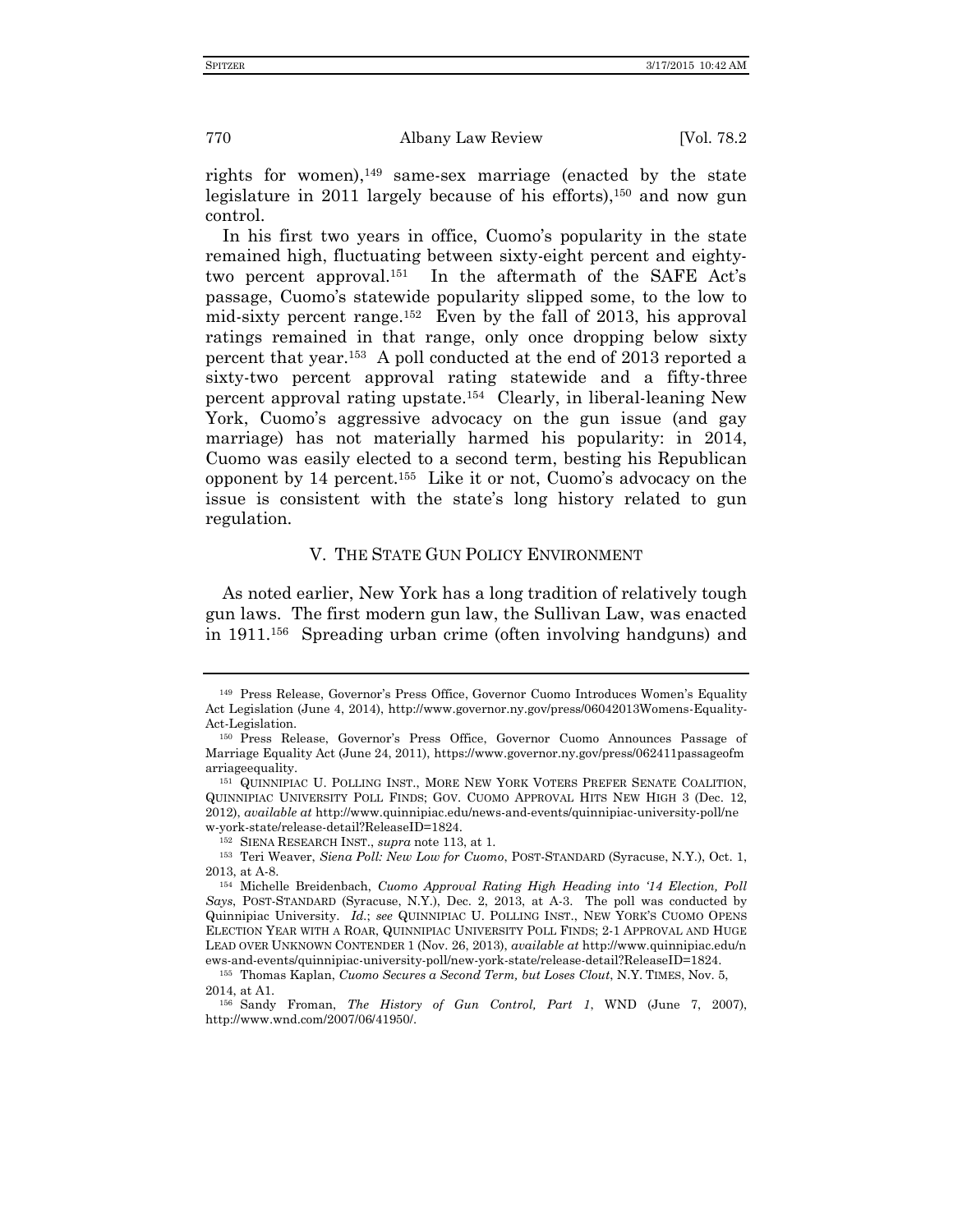rights for women),[149] same-sex marriage (enacted by the state legislature in 2011 largely because of his efforts),[150] and now gun control.

In his first two years in office, Cuomo's popularity in the state remained high, fluctuating between sixty-eight percent and eighty-two percent approval.[151] In the aftermath of the SAFE Act's passage, Cuomo's statewide popularity slipped some, to the low to mid-sixty percent range.[152] Even by the fall of 2013, his approval ratings remained in that range, only once dropping below sixty percent that year.[153] A poll conducted at the end of 2013 reported a sixty-two percent approval rating statewide and a fifty-three percent approval rating upstate.[154] Clearly, in liberal-leaning New York, Cuomo's aggressive advocacy on the gun issue (and gay marriage) has not materially harmed his popularity: in 2014, Cuomo was easily elected to a second term, besting his Republican opponent by 14 percent.[155] Like it or not, Cuomo's advocacy on the issue is consistent with the state's long history related to gun regulation.

## V. THE STATE GUN POLICY ENVIRONMENT

As noted earlier, New York has a long tradition of relatively tough gun laws. The first modern gun law, the Sullivan Law, was enacted in 1911.[156] Spreading urban crime (often involving handguns) and

---

[149] Press Release, Governor's Press Office, Governor Cuomo Introduces Women's Equality Act Legislation (June 4, 2014), http://www.governor.ny.gov/press/06042013Womens-Equality-Act-Legislation.

[150] Press Release, Governor's Press Office, Governor Cuomo Announces Passage of Marriage Equality Act (June 24, 2011), https://www.governor.ny.gov/press/062411passageofmarriageequality.

[151] QUINNIPIAC U. POLLING INST., MORE NEW YORK VOTERS PREFER SENATE COALITION, QUINNIPIAC UNIVERSITY POLL FINDS; GOV. CUOMO APPROVAL HITS NEW HIGH 3 (Dec. 12, 2012), *available at* http://www.quinnipiac.edu/news-and-events/quinnipiac-university-poll/new-york-state/release-detail?ReleaseID=1824.

[152] SIENA RESEARCH INST., *supra* note 113, at 1.

[153] Teri Weaver, *Siena Poll: New Low for Cuomo*, POST-STANDARD (Syracuse, N.Y.), Oct. 1, 2013, at A-8.

[154] Michelle Breidenbach, *Cuomo Approval Rating High Heading into '14 Election, Poll Says*, POST-STANDARD (Syracuse, N.Y.), Dec. 2, 2013, at A-3. The poll was conducted by Quinnipiac University. *Id.*; *see* QUINNIPIAC U. POLLING INST., NEW YORK'S CUOMO OPENS ELECTION YEAR WITH A ROAR, QUINNIPIAC UNIVERSITY POLL FINDS; 2-1 APPROVAL AND HUGE LEAD OVER UNKNOWN CONTENDER 1 (Nov. 26, 2013), *available at* http://www.quinnipiac.edu/news-and-events/quinnipiac-university-poll/new-york-state/release-detail?ReleaseID=1824.

[155] Thomas Kaplan, *Cuomo Secures a Second Term, but Loses Clout*, N.Y. TIMES, Nov. 5, 2014, at A1.

[156] Sandy Froman, *The History of Gun Control, Part 1*, WND (June 7, 2007), http://www.wnd.com/2007/06/41950/.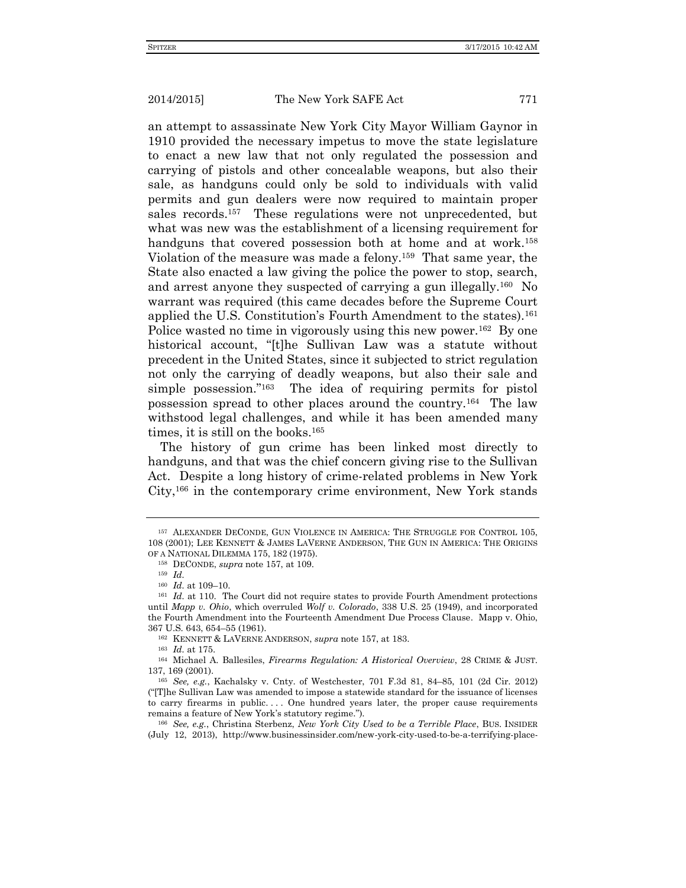an attempt to assassinate New York City Mayor William Gaynor in 1910 provided the necessary impetus to move the state legislature to enact a new law that not only regulated the possession and carrying of pistols and other concealable weapons, but also their sale, as handguns could only be sold to individuals with valid permits and gun dealers were now required to maintain proper sales records.[157] These regulations were not unprecedented, but what was new was the establishment of a licensing requirement for handguns that covered possession both at home and at work.[158] Violation of the measure was made a felony.[159] That same year, the State also enacted a law giving the police the power to stop, search, and arrest anyone they suspected of carrying a gun illegally.[160] No warrant was required (this came decades before the Supreme Court applied the U.S. Constitution's Fourth Amendment to the states).[161] Police wasted no time in vigorously using this new power.[162] By one historical account, "[t]he Sullivan Law was a statute without precedent in the United States, since it subjected to strict regulation not only the carrying of deadly weapons, but also their sale and simple possession."[163] The idea of requiring permits for pistol possession spread to other places around the country.[164] The law withstood legal challenges, and while it has been amended many times, it is still on the books.[165]

The history of gun crime has been linked most directly to handguns, and that was the chief concern giving rise to the Sullivan Act. Despite a long history of crime-related problems in New York City,[166] in the contemporary crime environment, New York stands

---

[157] ALEXANDER DECONDE, GUN VIOLENCE IN AMERICA: THE STRUGGLE FOR CONTROL 105, 108 (2001); LEE KENNETT & JAMES LAVERNE ANDERSON, THE GUN IN AMERICA: THE ORIGINS OF A NATIONAL DILEMMA 175, 182 (1975).

[158] DECONDE, *supra* note 157, at 109.

[159] *Id.*

[160] *Id.* at 109–10.

[161] *Id.* at 110. The Court did not require states to provide Fourth Amendment protections until *Mapp v. Ohio*, which overruled *Wolf v. Colorado*, 338 U.S. 25 (1949), and incorporated the Fourth Amendment into the Fourteenth Amendment Due Process Clause. Mapp v. Ohio, 367 U.S. 643, 654–55 (1961).

[162] KENNETT & LAVERNE ANDERSON, *supra* note 157, at 183.

[163] *Id.* at 175.

[164] Michael A. Ballesiles, *Firearms Regulation: A Historical Overview*, 28 CRIME & JUST. 137, 169 (2001).

[165] *See, e.g.*, Kachalsky v. Cnty. of Westchester, 701 F.3d 81, 84–85, 101 (2d Cir. 2012) ("[T]he Sullivan Law was amended to impose a statewide standard for the issuance of licenses to carry firearms in public. . . . One hundred years later, the proper cause requirements remains a feature of New York's statutory regime.").

[166] *See, e.g.*, Christina Sterbenz, *New York City Used to be a Terrible Place*, BUS. INSIDER (July 12, 2013), http://www.businessinsider.com/new-york-city-used-to-be-a-terrifying-place-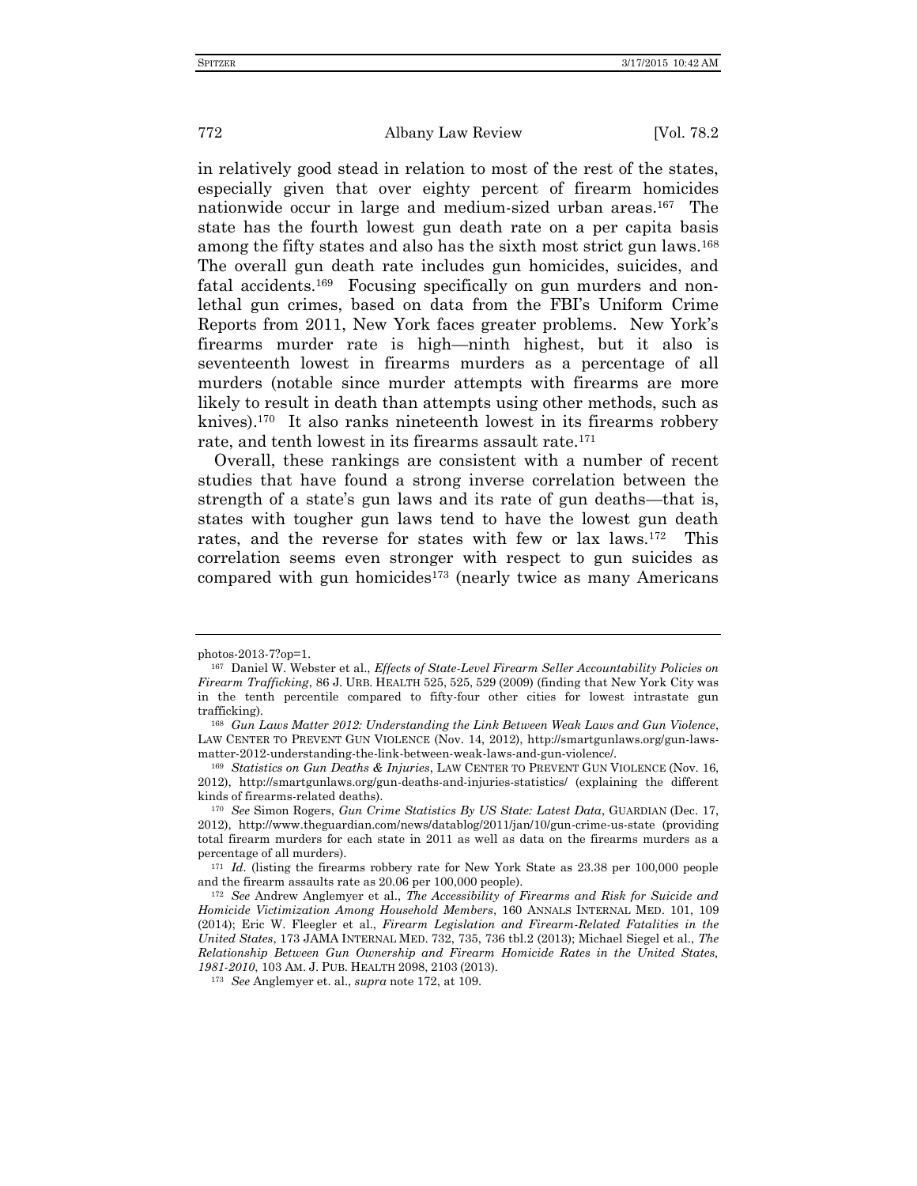in relatively good stead in relation to most of the rest of the states, especially given that over eighty percent of firearm homicides nationwide occur in large and medium-sized urban areas.[167] The state has the fourth lowest gun death rate on a per capita basis among the fifty states and also has the sixth most strict gun laws.[168] The overall gun death rate includes gun homicides, suicides, and fatal accidents.[169] Focusing specifically on gun murders and non-lethal gun crimes, based on data from the FBI's Uniform Crime Reports from 2011, New York faces greater problems. New York's firearms murder rate is high—ninth highest, but it also is seventeenth lowest in firearms murders as a percentage of all murders (notable since murder attempts with firearms are more likely to result in death than attempts using other methods, such as knives).[170] It also ranks nineteenth lowest in its firearms robbery rate, and tenth lowest in its firearms assault rate.[171]

Overall, these rankings are consistent with a number of recent studies that have found a strong inverse correlation between the strength of a state's gun laws and its rate of gun deaths—that is, states with tougher gun laws tend to have the lowest gun death rates, and the reverse for states with few or lax laws.[172] This correlation seems even stronger with respect to gun suicides as compared with gun homicides[173] (nearly twice as many Americans

---

photos-2013-7?op=1.

[167] Daniel W. Webster et al., *Effects of State-Level Firearm Seller Accountability Policies on Firearm Trafficking*, 86 J. URB. HEALTH 525, 525, 529 (2009) (finding that New York City was in the tenth percentile compared to fifty-four other cities for lowest intrastate gun trafficking).

[168] *Gun Laws Matter 2012: Understanding the Link Between Weak Laws and Gun Violence*, LAW CENTER TO PREVENT GUN VIOLENCE (Nov. 14, 2012), http://smartgunlaws.org/gun-laws-matter-2012-understanding-the-link-between-weak-laws-and-gun-violence/.

[169] *Statistics on Gun Deaths & Injuries*, LAW CENTER TO PREVENT GUN VIOLENCE (Nov. 16, 2012), http://smartgunlaws.org/gun-deaths-and-injuries-statistics/ (explaining the different kinds of firearms-related deaths).

[170] *See* Simon Rogers, *Gun Crime Statistics By US State: Latest Data*, GUARDIAN (Dec. 17, 2012), http://www.theguardian.com/news/datablog/2011/jan/10/gun-crime-us-state (providing total firearm murders for each state in 2011 as well as data on the firearms murders as a percentage of all murders).

[171] *Id.* (listing the firearms robbery rate for New York State as 23.38 per 100,000 people and the firearm assaults rate as 20.06 per 100,000 people).

[172] *See* Andrew Anglemyer et al., *The Accessibility of Firearms and Risk for Suicide and Homicide Victimization Among Household Members*, 160 ANNALS INTERNAL MED. 101, 109 (2014); Eric W. Fleegler et al., *Firearm Legislation and Firearm-Related Fatalities in the United States*, 173 JAMA INTERNAL MED. 732, 735, 736 tbl.2 (2013); Michael Siegel et al., *The Relationship Between Gun Ownership and Firearm Homicide Rates in the United States, 1981-2010*, 103 AM. J. PUB. HEALTH 2098, 2103 (2013).

[173] *See* Anglemyer et. al., *supra* note 172, at 109.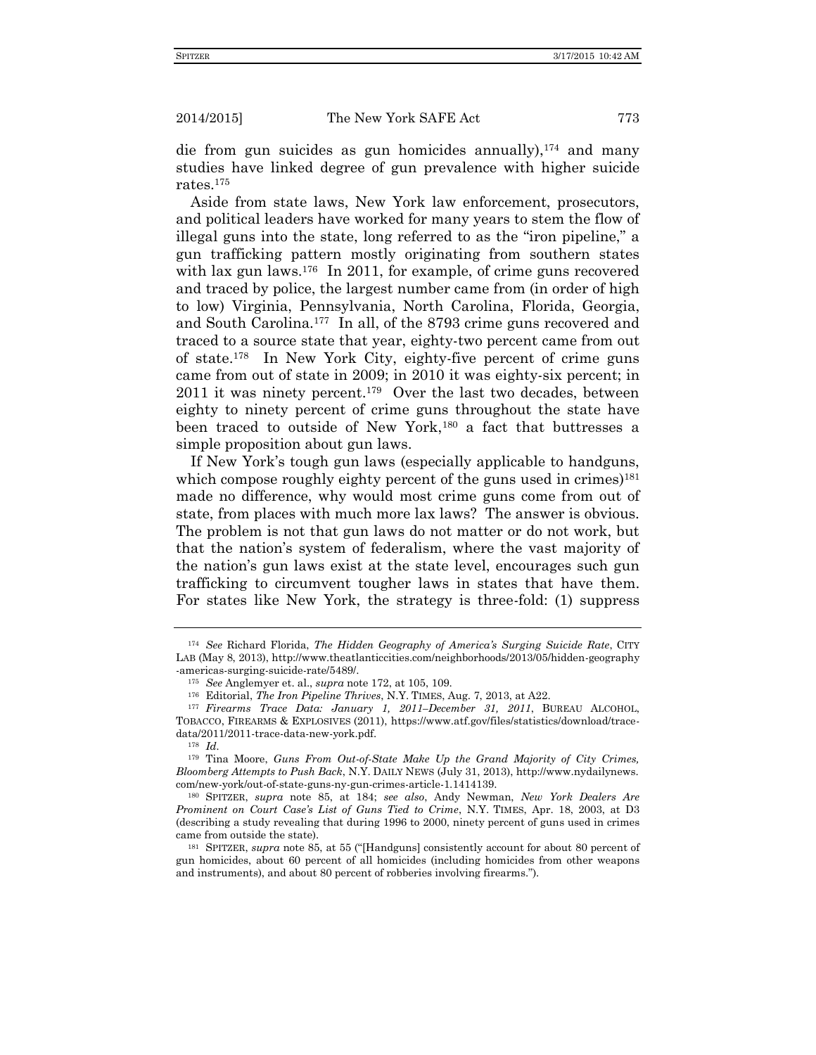die from gun suicides as gun homicides annually),[174] and many studies have linked degree of gun prevalence with higher suicide rates.[175]

Aside from state laws, New York law enforcement, prosecutors, and political leaders have worked for many years to stem the flow of illegal guns into the state, long referred to as the "iron pipeline," a gun trafficking pattern mostly originating from southern states with lax gun laws.[176] In 2011, for example, of crime guns recovered and traced by police, the largest number came from (in order of high to low) Virginia, Pennsylvania, North Carolina, Florida, Georgia, and South Carolina.[177] In all, of the 8793 crime guns recovered and traced to a source state that year, eighty-two percent came from out of state.[178] In New York City, eighty-five percent of crime guns came from out of state in 2009; in 2010 it was eighty-six percent; in 2011 it was ninety percent.[179] Over the last two decades, between eighty to ninety percent of crime guns throughout the state have been traced to outside of New York,[180] a fact that buttresses a simple proposition about gun laws.

If New York's tough gun laws (especially applicable to handguns, which compose roughly eighty percent of the guns used in crimes)[181] made no difference, why would most crime guns come from out of state, from places with much more lax laws? The answer is obvious. The problem is not that gun laws do not matter or do not work, but that the nation's system of federalism, where the vast majority of the nation's gun laws exist at the state level, encourages such gun trafficking to circumvent tougher laws in states that have them. For states like New York, the strategy is three-fold: (1) suppress

---

[174] *See* Richard Florida, *The Hidden Geography of America's Surging Suicide Rate*, CITY LAB (May 8, 2013), http://www.theatlanticcities.com/neighborhoods/2013/05/hidden-geography-americas-surging-suicide-rate/5489/.

[175] *See* Anglemyer et. al., *supra* note 172, at 105, 109.

[176] Editorial, *The Iron Pipeline Thrives*, N.Y. TIMES, Aug. 7, 2013, at A22.

[177] *Firearms Trace Data: January 1, 2011–December 31, 2011*, BUREAU ALCOHOL, TOBACCO, FIREARMS & EXPLOSIVES (2011), https://www.atf.gov/files/statistics/download/trace-data/2011/2011-trace-data-new-york.pdf.

[178] *Id.*

[179] Tina Moore, *Guns From Out-of-State Make Up the Grand Majority of City Crimes, Bloomberg Attempts to Push Back*, N.Y. DAILY NEWS (July 31, 2013), http://www.nydailynews.com/new-york/out-of-state-guns-ny-gun-crimes-article-1.1414139.

[180] SPITZER, *supra* note 85, at 184; *see also*, Andy Newman, *New York Dealers Are Prominent on Court Case's List of Guns Tied to Crime*, N.Y. TIMES, Apr. 18, 2003, at D3 (describing a study revealing that during 1996 to 2000, ninety percent of guns used in crimes came from outside the state).

[181] SPITZER, *supra* note 85, at 55 ("[Handguns] consistently account for about 80 percent of gun homicides, about 60 percent of all homicides (including homicides from other weapons and instruments), and about 80 percent of robberies involving firearms.").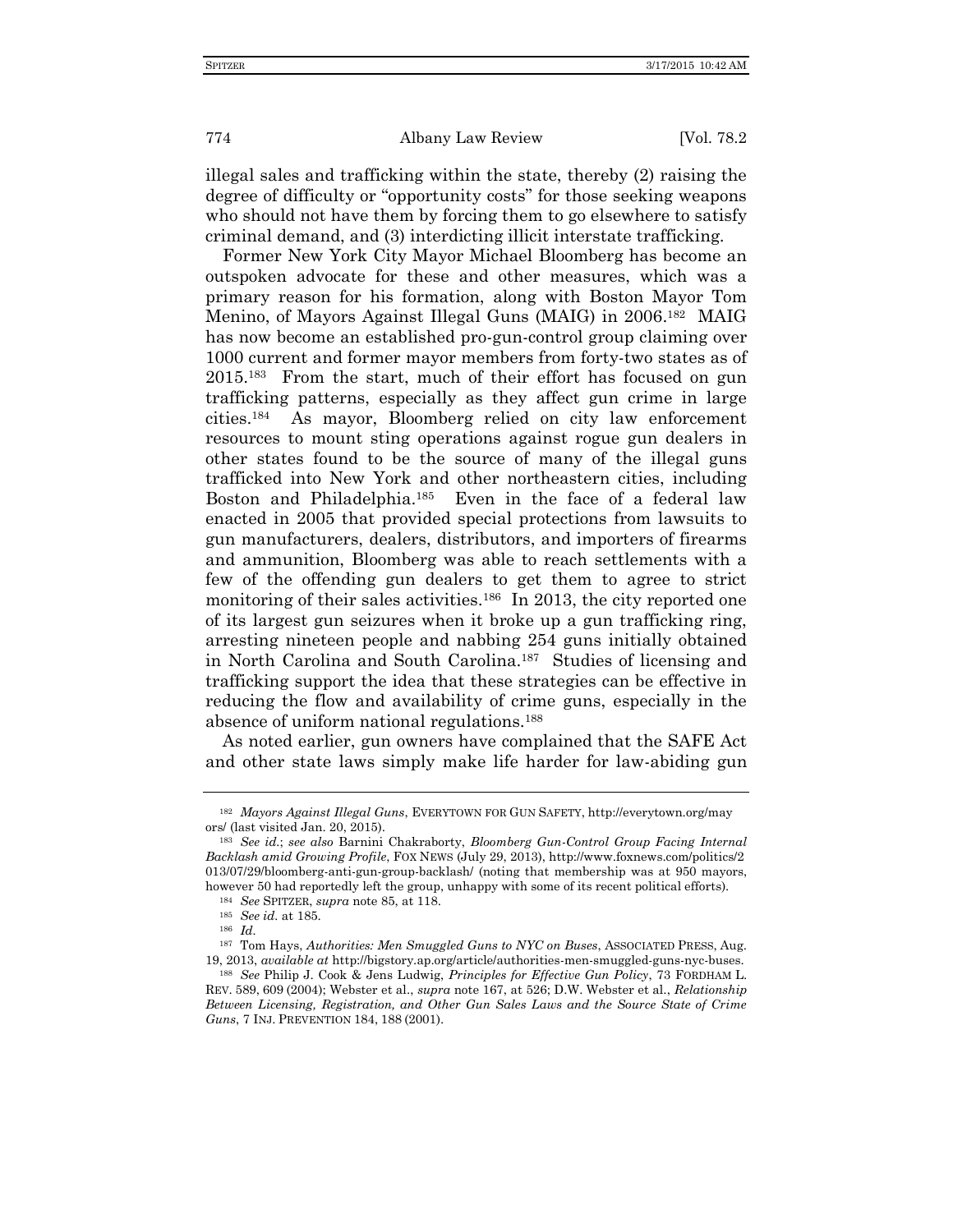illegal sales and trafficking within the state, thereby (2) raising the degree of difficulty or "opportunity costs" for those seeking weapons who should not have them by forcing them to go elsewhere to satisfy criminal demand, and (3) interdicting illicit interstate trafficking.

Former New York City Mayor Michael Bloomberg has become an outspoken advocate for these and other measures, which was a primary reason for his formation, along with Boston Mayor Tom Menino, of Mayors Against Illegal Guns (MAIG) in 2006.[182] MAIG has now become an established pro-gun-control group claiming over 1000 current and former mayor members from forty-two states as of 2015.[183] From the start, much of their effort has focused on gun trafficking patterns, especially as they affect gun crime in large cities.[184] As mayor, Bloomberg relied on city law enforcement resources to mount sting operations against rogue gun dealers in other states found to be the source of many of the illegal guns trafficked into New York and other northeastern cities, including Boston and Philadelphia.[185] Even in the face of a federal law enacted in 2005 that provided special protections from lawsuits to gun manufacturers, dealers, distributors, and importers of firearms and ammunition, Bloomberg was able to reach settlements with a few of the offending gun dealers to get them to agree to strict monitoring of their sales activities.[186] In 2013, the city reported one of its largest gun seizures when it broke up a gun trafficking ring, arresting nineteen people and nabbing 254 guns initially obtained in North Carolina and South Carolina.[187] Studies of licensing and trafficking support the idea that these strategies can be effective in reducing the flow and availability of crime guns, especially in the absence of uniform national regulations.[188]

As noted earlier, gun owners have complained that the SAFE Act and other state laws simply make life harder for law-abiding gun

---

[182] *Mayors Against Illegal Guns*, EVERYTOWN FOR GUN SAFETY, http://everytown.org/mayors/ (last visited Jan. 20, 2015).

[183] *See id.*; *see also* Barnini Chakraborty, *Bloomberg Gun-Control Group Facing Internal Backlash amid Growing Profile*, FOX NEWS (July 29, 2013), http://www.foxnews.com/politics/2013/07/29/bloomberg-anti-gun-group-backlash/ (noting that membership was at 950 mayors, however 50 had reportedly left the group, unhappy with some of its recent political efforts).

[184] *See* SPITZER, *supra* note 85, at 118.

[185] *See id.* at 185.

[186] *Id.*

[187] Tom Hays, *Authorities: Men Smuggled Guns to NYC on Buses*, ASSOCIATED PRESS, Aug. 19, 2013, *available at* http://bigstory.ap.org/article/authorities-men-smuggled-guns-nyc-buses.

[188] *See* Philip J. Cook & Jens Ludwig, *Principles for Effective Gun Policy*, 73 FORDHAM L. REV. 589, 609 (2004); Webster et al., *supra* note 167, at 526; D.W. Webster et al., *Relationship Between Licensing, Registration, and Other Gun Sales Laws and the Source State of Crime Guns*, 7 INJ. PREVENTION 184, 188 (2001).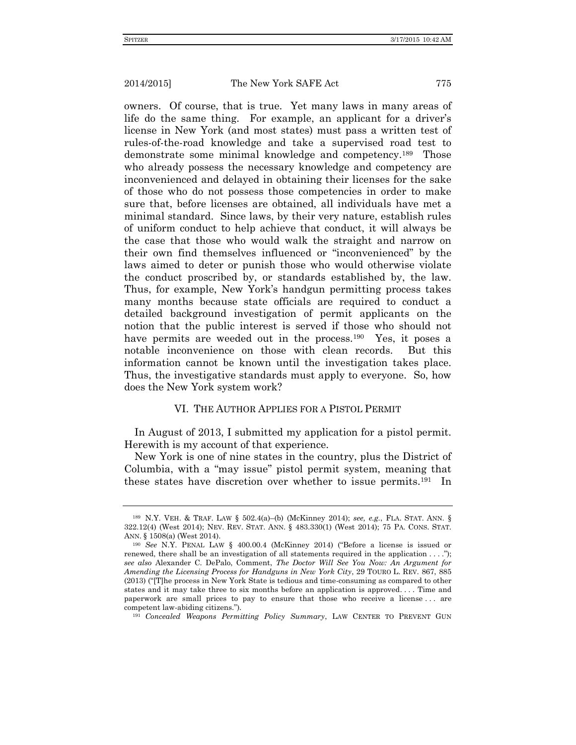owners. Of course, that is true. Yet many laws in many areas of life do the same thing. For example, an applicant for a driver's license in New York (and most states) must pass a written test of rules-of-the-road knowledge and take a supervised road test to demonstrate some minimal knowledge and competency.[189] Those who already possess the necessary knowledge and competency are inconvenienced and delayed in obtaining their licenses for the sake of those who do not possess those competencies in order to make sure that, before licenses are obtained, all individuals have met a minimal standard. Since laws, by their very nature, establish rules of uniform conduct to help achieve that conduct, it will always be the case that those who would walk the straight and narrow on their own find themselves influenced or "inconvenienced" by the laws aimed to deter or punish those who would otherwise violate the conduct proscribed by, or standards established by, the law. Thus, for example, New York's handgun permitting process takes many months because state officials are required to conduct a detailed background investigation of permit applicants on the notion that the public interest is served if those who should not have permits are weeded out in the process.[190] Yes, it poses a notable inconvenience on those with clean records. But this information cannot be known until the investigation takes place. Thus, the investigative standards must apply to everyone. So, how does the New York system work?

## VI. THE AUTHOR APPLIES FOR A PISTOL PERMIT

In August of 2013, I submitted my application for a pistol permit. Herewith is my account of that experience.

New York is one of nine states in the country, plus the District of Columbia, with a "may issue" pistol permit system, meaning that these states have discretion over whether to issue permits.[191] In

---

[189] N.Y. VEH. & TRAF. LAW § 502.4(a)–(b) (McKinney 2014); *see, e.g.*, FLA. STAT. ANN. § 322.12(4) (West 2014); NEV. REV. STAT. ANN. § 483.330(1) (West 2014); 75 PA. CONS. STAT. ANN. § 1508(a) (West 2014).

[190] *See* N.Y. PENAL LAW § 400.00.4 (McKinney 2014) ("Before a license is issued or renewed, there shall be an investigation of all statements required in the application . . . ."); *see also* Alexander C. DePalo, Comment, *The Doctor Will See You Now: An Argument for Amending the Licensing Process for Handguns in New York City*, 29 TOURO L. REV. 867, 885 (2013) ("[T]he process in New York State is tedious and time-consuming as compared to other states and it may take three to six months before an application is approved. . . . Time and paperwork are small prices to pay to ensure that those who receive a license . . . are competent law-abiding citizens.").

[191] *Concealed Weapons Permitting Policy Summary*, LAW CENTER TO PREVENT GUN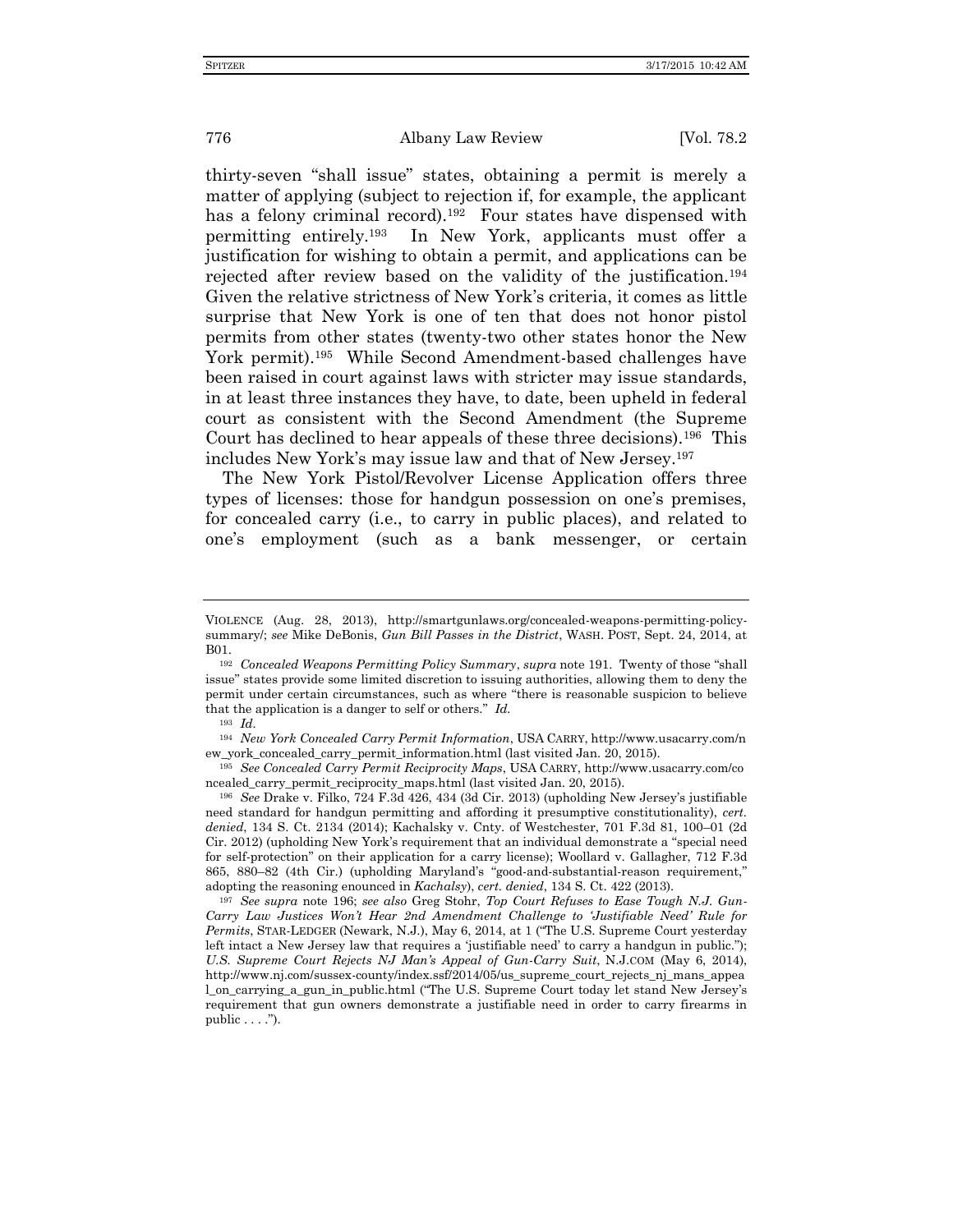thirty-seven "shall issue" states, obtaining a permit is merely a matter of applying (subject to rejection if, for example, the applicant has a felony criminal record).[192] Four states have dispensed with permitting entirely.[193] In New York, applicants must offer a justification for wishing to obtain a permit, and applications can be rejected after review based on the validity of the justification.[194] Given the relative strictness of New York's criteria, it comes as little surprise that New York is one of ten that does not honor pistol permits from other states (twenty-two other states honor the New York permit).[195] While Second Amendment-based challenges have been raised in court against laws with stricter may issue standards, in at least three instances they have, to date, been upheld in federal court as consistent with the Second Amendment (the Supreme Court has declined to hear appeals of these three decisions).[196] This includes New York's may issue law and that of New Jersey.[197]

The New York Pistol/Revolver License Application offers three types of licenses: those for handgun possession on one's premises, for concealed carry (i.e., to carry in public places), and related to one's employment (such as a bank messenger, or certain

---

VIOLENCE (Aug. 28, 2013), http://smartgunlaws.org/concealed-weapons-permitting-policy-summary/; *see* Mike DeBonis, *Gun Bill Passes in the District*, WASH. POST, Sept. 24, 2014, at B01.

[192] *Concealed Weapons Permitting Policy Summary*, *supra* note 191. Twenty of those "shall issue" states provide some limited discretion to issuing authorities, allowing them to deny the permit under certain circumstances, such as where "there is reasonable suspicion to believe that the application is a danger to self or others." *Id.*

[193] *Id.*

[194] *New York Concealed Carry Permit Information*, USA CARRY, http://www.usacarry.com/new_york_concealed_carry_permit_information.html (last visited Jan. 20, 2015).

[195] *See Concealed Carry Permit Reciprocity Maps*, USA CARRY, http://www.usacarry.com/concealed_carry_permit_reciprocity_maps.html (last visited Jan. 20, 2015).

[196] *See* Drake v. Filko, 724 F.3d 426, 434 (3d Cir. 2013) (upholding New Jersey's justifiable need standard for handgun permitting and affording it presumptive constitutionality), *cert. denied*, 134 S. Ct. 2134 (2014); Kachalsky v. Cnty. of Westchester, 701 F.3d 81, 100–01 (2d Cir. 2012) (upholding New York's requirement that an individual demonstrate a "special need for self-protection" on their application for a carry license); Woollard v. Gallagher, 712 F.3d 865, 880–82 (4th Cir.) (upholding Maryland's "good-and-substantial-reason requirement," adopting the reasoning enounced in *Kachalsy*), *cert. denied*, 134 S. Ct. 422 (2013).

[197] *See supra* note 196; *see also* Greg Stohr, *Top Court Refuses to Ease Tough N.J. Gun-Carry Law Justices Won't Hear 2nd Amendment Challenge to 'Justifiable Need' Rule for Permits*, STAR-LEDGER (Newark, N.J.), May 6, 2014, at 1 ("The U.S. Supreme Court yesterday left intact a New Jersey law that requires a 'justifiable need' to carry a handgun in public."); *U.S. Supreme Court Rejects NJ Man's Appeal of Gun-Carry Suit*, N.J.COM (May 6, 2014), http://www.nj.com/sussex-county/index.ssf/2014/05/us_supreme_court_rejects_nj_mans_appeal_on_carrying_a_gun_in_public.html ("The U.S. Supreme Court today let stand New Jersey's requirement that gun owners demonstrate a justifiable need in order to carry firearms in public . . . .").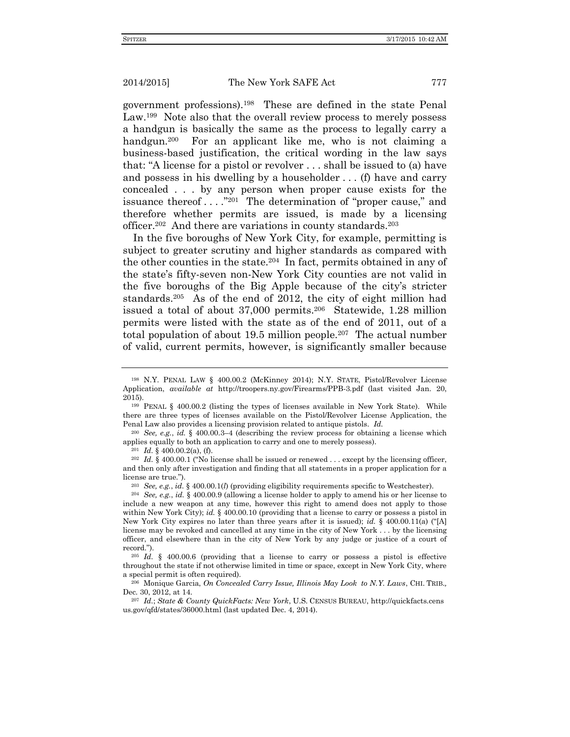government professions).[198] These are defined in the state Penal Law.[199] Note also that the overall review process to merely possess a handgun is basically the same as the process to legally carry a handgun.[200] For an applicant like me, who is not claiming a business-based justification, the critical wording in the law says that: "A license for a pistol or revolver . . . shall be issued to (a) have and possess in his dwelling by a householder . . . (f) have and carry concealed . . . by any person when proper cause exists for the issuance thereof . . . ."[201] The determination of "proper cause," and therefore whether permits are issued, is made by a licensing officer.[202] And there are variations in county standards.[203]

In the five boroughs of New York City, for example, permitting is subject to greater scrutiny and higher standards as compared with the other counties in the state.[204] In fact, permits obtained in any of the state's fifty-seven non-New York City counties are not valid in the five boroughs of the Big Apple because of the city's stricter standards.[205] As of the end of 2012, the city of eight million had issued a total of about 37,000 permits.[206] Statewide, 1.28 million permits were listed with the state as of the end of 2011, out of a total population of about 19.5 million people.[207] The actual number of valid, current permits, however, is significantly smaller because

---

[198] N.Y. PENAL LAW § 400.00.2 (McKinney 2014); N.Y. STATE, Pistol/Revolver License Application, *available at* http://troopers.ny.gov/Firearms/PPB-3.pdf (last visited Jan. 20, 2015).

[199] PENAL § 400.00.2 (listing the types of licenses available in New York State). While there are three types of licenses available on the Pistol/Revolver License Application, the Penal Law also provides a licensing provision related to antique pistols. *Id.*

[200] *See, e.g.*, *id.* § 400.00.3–4 (describing the review process for obtaining a license which applies equally to both an application to carry and one to merely possess).

[201] *Id.* § 400.00.2(a), (f).

[202] *Id.* § 400.00.1 ("No license shall be issued or renewed . . . except by the licensing officer, and then only after investigation and finding that all statements in a proper application for a license are true.").

[203] *See, e.g.*, *id.* § 400.00.1(*l*) (providing eligibility requirements specific to Westchester).

[204] *See, e.g.*, *id.* § 400.00.9 (allowing a license holder to apply to amend his or her license to include a new weapon at any time, however this right to amend does not apply to those within New York City); *id.* § 400.00.10 (providing that a license to carry or possess a pistol in New York City expires no later than three years after it is issued); *id.* § 400.00.11(a) ("[A] license may be revoked and cancelled at any time in the city of New York . . . by the licensing officer, and elsewhere than in the city of New York by any judge or justice of a court of record.").

[205] *Id.* § 400.00.6 (providing that a license to carry or possess a pistol is effective throughout the state if not otherwise limited in time or space, except in New York City, where a special permit is often required).

[206] Monique Garcia, *On Concealed Carry Issue, Illinois May Look to N.Y. Laws*, CHI. TRIB., Dec. 30, 2012, at 14.

[207] *Id.*; *State & County QuickFacts: New York*, U.S. CENSUS BUREAU, http://quickfacts.census.gov/qfd/states/36000.html (last updated Dec. 4, 2014).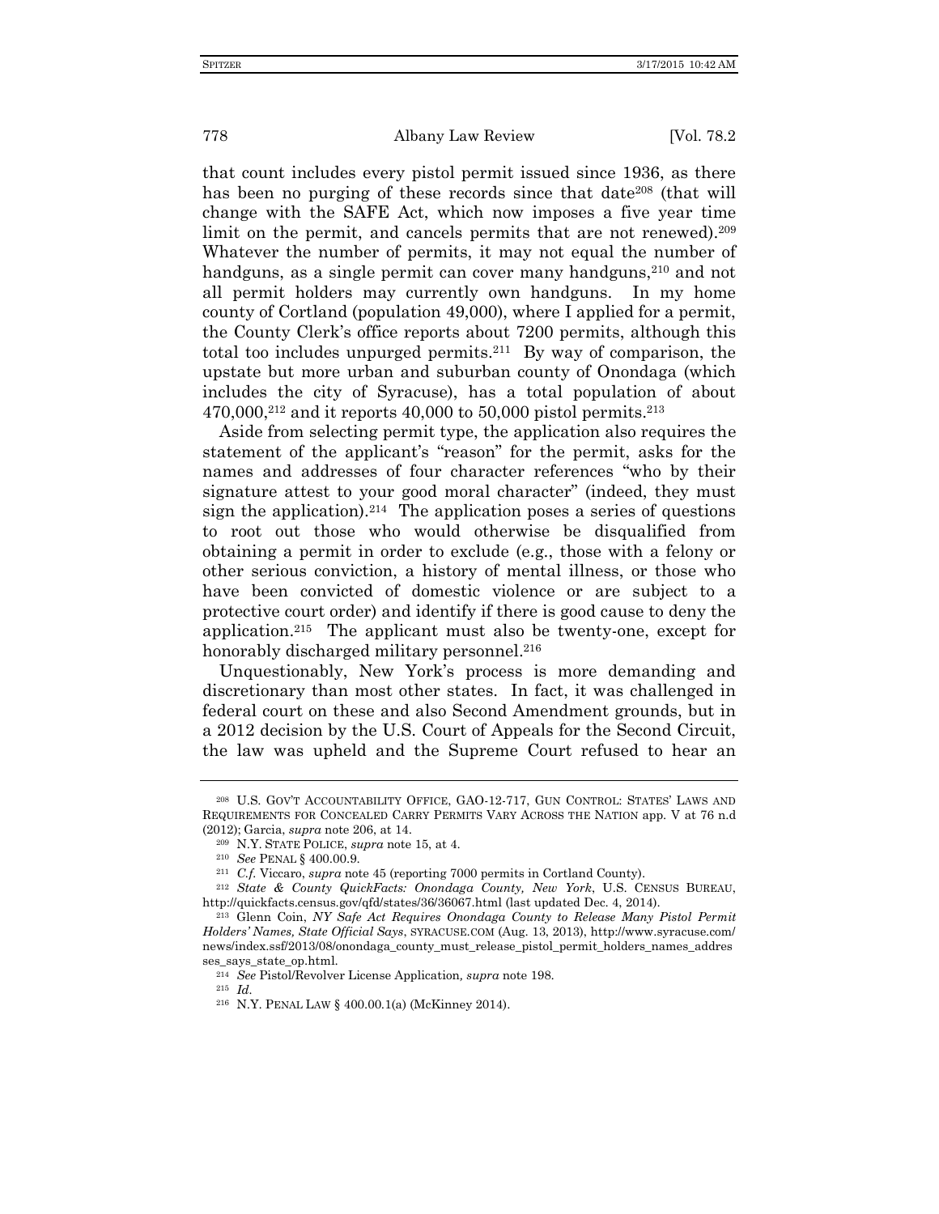that count includes every pistol permit issued since 1936, as there has been no purging of these records since that date[208] (that will change with the SAFE Act, which now imposes a five year time limit on the permit, and cancels permits that are not renewed).[209] Whatever the number of permits, it may not equal the number of handguns, as a single permit can cover many handguns,[210] and not all permit holders may currently own handguns. In my home county of Cortland (population 49,000), where I applied for a permit, the County Clerk's office reports about 7200 permits, although this total too includes unpurged permits.[211] By way of comparison, the upstate but more urban and suburban county of Onondaga (which includes the city of Syracuse), has a total population of about 470,000,[212] and it reports 40,000 to 50,000 pistol permits.[213]

Aside from selecting permit type, the application also requires the statement of the applicant's "reason" for the permit, asks for the names and addresses of four character references "who by their signature attest to your good moral character" (indeed, they must sign the application).[214] The application poses a series of questions to root out those who would otherwise be disqualified from obtaining a permit in order to exclude (e.g., those with a felony or other serious conviction, a history of mental illness, or those who have been convicted of domestic violence or are subject to a protective court order) and identify if there is good cause to deny the application.[215] The applicant must also be twenty-one, except for honorably discharged military personnel.[216]

Unquestionably, New York's process is more demanding and discretionary than most other states. In fact, it was challenged in federal court on these and also Second Amendment grounds, but in a 2012 decision by the U.S. Court of Appeals for the Second Circuit, the law was upheld and the Supreme Court refused to hear an

---

[208] U.S. GOV'T ACCOUNTABILITY OFFICE, GAO-12-717, GUN CONTROL: STATES' LAWS AND REQUIREMENTS FOR CONCEALED CARRY PERMITS VARY ACROSS THE NATION app. V at 76 n.d (2012); Garcia, *supra* note 206, at 14.

[209] N.Y. STATE POLICE, *supra* note 15, at 4.

[210] *See* PENAL § 400.00.9.

[211] *C.f.* Viccaro, *supra* note 45 (reporting 7000 permits in Cortland County).

[212] *State & County QuickFacts: Onondaga County, New York*, U.S. CENSUS BUREAU, http://quickfacts.census.gov/qfd/states/36/36067.html (last updated Dec. 4, 2014).

[213] Glenn Coin, *NY Safe Act Requires Onondaga County to Release Many Pistol Permit Holders' Names, State Official Says*, SYRACUSE.COM (Aug. 13, 2013), http://www.syracuse.com/news/index.ssf/2013/08/onondaga_county_must_release_pistol_permit_holders_names_addresses_says_state_op.html.

[214] *See* Pistol/Revolver License Application*, supra* note 198.

[215] *Id.*

[216] N.Y. PENAL LAW § 400.00.1(a) (McKinney 2014).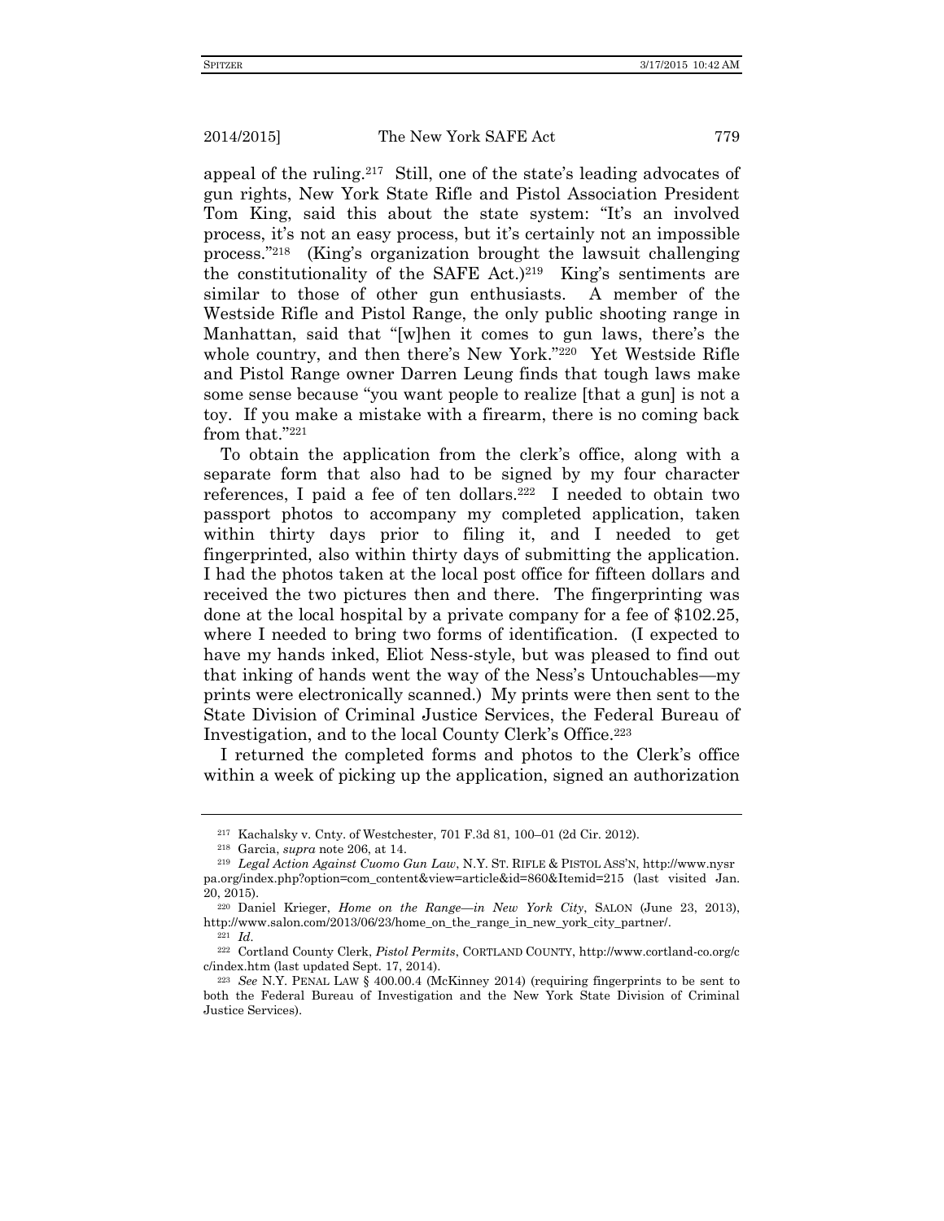appeal of the ruling.[217] Still, one of the state's leading advocates of gun rights, New York State Rifle and Pistol Association President Tom King, said this about the state system: "It's an involved process, it's not an easy process, but it's certainly not an impossible process."[218] (King's organization brought the lawsuit challenging the constitutionality of the SAFE Act.)[219] King's sentiments are similar to those of other gun enthusiasts. A member of the Westside Rifle and Pistol Range, the only public shooting range in Manhattan, said that "[w]hen it comes to gun laws, there's the whole country, and then there's New York."[220] Yet Westside Rifle and Pistol Range owner Darren Leung finds that tough laws make some sense because "you want people to realize [that a gun] is not a toy. If you make a mistake with a firearm, there is no coming back from that."[221]

To obtain the application from the clerk's office, along with a separate form that also had to be signed by my four character references, I paid a fee of ten dollars.[222] I needed to obtain two passport photos to accompany my completed application, taken within thirty days prior to filing it, and I needed to get fingerprinted, also within thirty days of submitting the application. I had the photos taken at the local post office for fifteen dollars and received the two pictures then and there. The fingerprinting was done at the local hospital by a private company for a fee of $102.25, where I needed to bring two forms of identification. (I expected to have my hands inked, Eliot Ness-style, but was pleased to find out that inking of hands went the way of the Ness's Untouchables—my prints were electronically scanned.) My prints were then sent to the State Division of Criminal Justice Services, the Federal Bureau of Investigation, and to the local County Clerk's Office.[223]

I returned the completed forms and photos to the Clerk's office within a week of picking up the application, signed an authorization

---

[217] Kachalsky v. Cnty. of Westchester, 701 F.3d 81, 100–01 (2d Cir. 2012).

[218] Garcia, *supra* note 206, at 14.

[219] *Legal Action Against Cuomo Gun Law*, N.Y. ST. RIFLE & PISTOL ASS'N, http://www.nysrpa.org/index.php?option=com_content&view=article&id=860&Itemid=215 (last visited Jan. 20, 2015).

[220] Daniel Krieger, *Home on the Range—in New York City*, SALON (June 23, 2013), http://www.salon.com/2013/06/23/home_on_the_range_in_new_york_city_partner/.

[221] *Id.*

[222] Cortland County Clerk, *Pistol Permits*, CORTLAND COUNTY, http://www.cortland-co.org/cc/index.htm (last updated Sept. 17, 2014).

[223] *See* N.Y. PENAL LAW § 400.00.4 (McKinney 2014) (requiring fingerprints to be sent to both the Federal Bureau of Investigation and the New York State Division of Criminal Justice Services).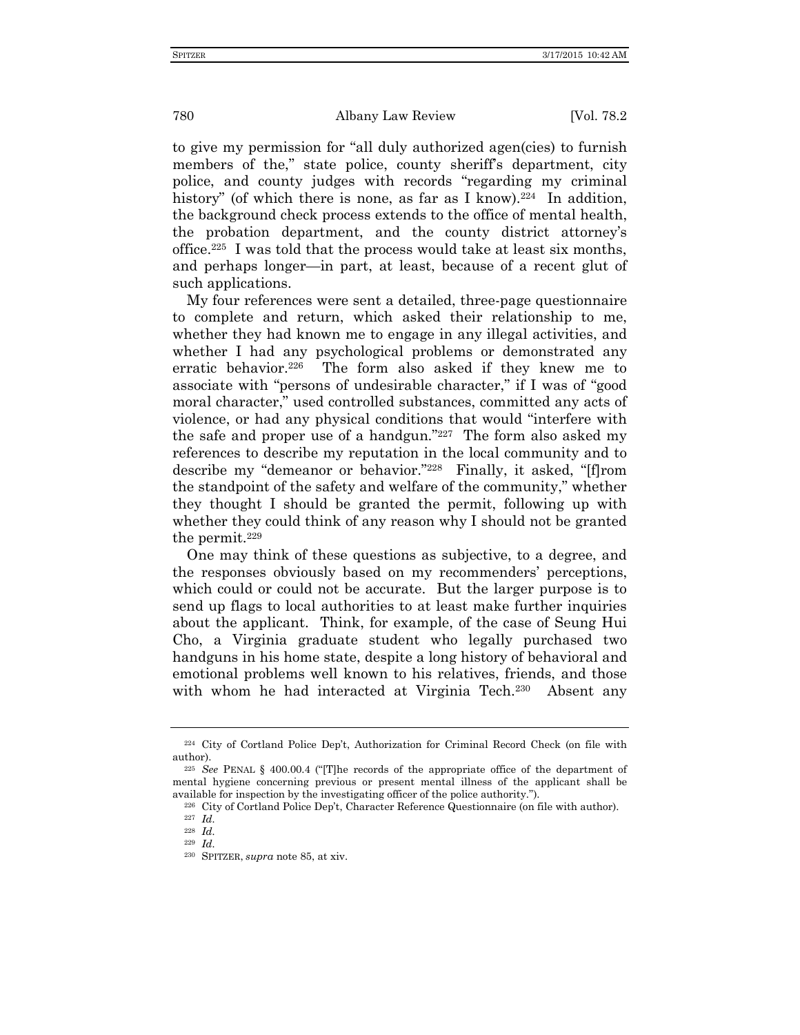to give my permission for "all duly authorized agen(cies) to furnish members of the," state police, county sheriff's department, city police, and county judges with records "regarding my criminal history" (of which there is none, as far as I know).[224] In addition, the background check process extends to the office of mental health, the probation department, and the county district attorney's office.[225] I was told that the process would take at least six months, and perhaps longer—in part, at least, because of a recent glut of such applications.

My four references were sent a detailed, three-page questionnaire to complete and return, which asked their relationship to me, whether they had known me to engage in any illegal activities, and whether I had any psychological problems or demonstrated any erratic behavior.[226] The form also asked if they knew me to associate with "persons of undesirable character," if I was of "good moral character," used controlled substances, committed any acts of violence, or had any physical conditions that would "interfere with the safe and proper use of a handgun."[227] The form also asked my references to describe my reputation in the local community and to describe my "demeanor or behavior."[228] Finally, it asked, "[f]rom the standpoint of the safety and welfare of the community," whether they thought I should be granted the permit, following up with whether they could think of any reason why I should not be granted the permit.[229]

One may think of these questions as subjective, to a degree, and the responses obviously based on my recommenders' perceptions, which could or could not be accurate. But the larger purpose is to send up flags to local authorities to at least make further inquiries about the applicant. Think, for example, of the case of Seung Hui Cho, a Virginia graduate student who legally purchased two handguns in his home state, despite a long history of behavioral and emotional problems well known to his relatives, friends, and those with whom he had interacted at Virginia Tech.[230] Absent any

---

[224] City of Cortland Police Dep't, Authorization for Criminal Record Check (on file with author).

[225] *See* PENAL § 400.00.4 ("[T]he records of the appropriate office of the department of mental hygiene concerning previous or present mental illness of the applicant shall be available for inspection by the investigating officer of the police authority.").

[226] City of Cortland Police Dep't, Character Reference Questionnaire (on file with author).

[227] *Id.*

[228] *Id.*

[229] *Id.*

[230] SPITZER, *supra* note 85, at xiv.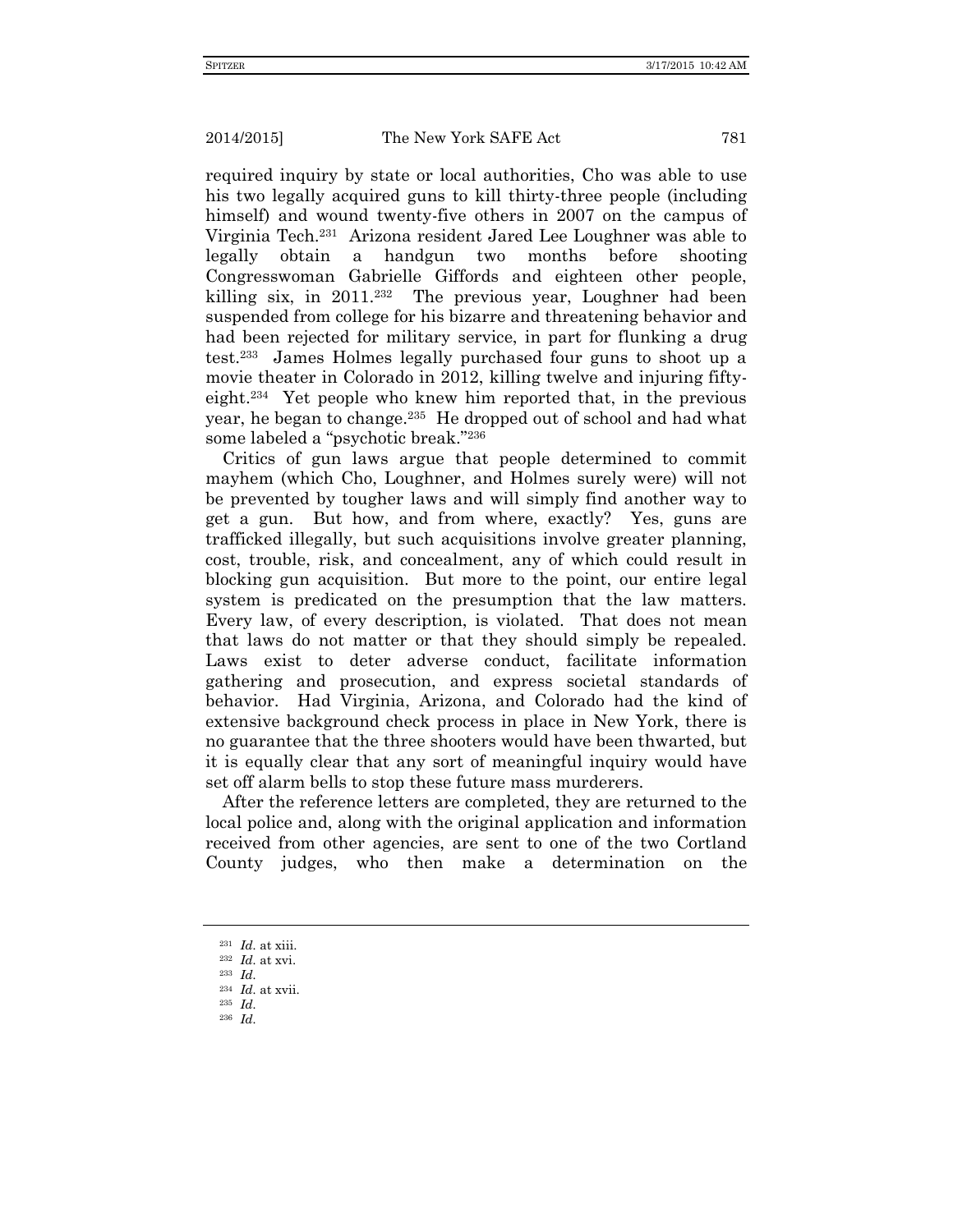required inquiry by state or local authorities, Cho was able to use his two legally acquired guns to kill thirty-three people (including himself) and wound twenty-five others in 2007 on the campus of Virginia Tech.[231] Arizona resident Jared Lee Loughner was able to legally obtain a handgun two months before shooting Congresswoman Gabrielle Giffords and eighteen other people, killing six, in 2011.[232] The previous year, Loughner had been suspended from college for his bizarre and threatening behavior and had been rejected for military service, in part for flunking a drug test.[233] James Holmes legally purchased four guns to shoot up a movie theater in Colorado in 2012, killing twelve and injuring fifty-eight.[234] Yet people who knew him reported that, in the previous year, he began to change.[235] He dropped out of school and had what some labeled a "psychotic break."[236]

Critics of gun laws argue that people determined to commit mayhem (which Cho, Loughner, and Holmes surely were) will not be prevented by tougher laws and will simply find another way to get a gun. But how, and from where, exactly? Yes, guns are trafficked illegally, but such acquisitions involve greater planning, cost, trouble, risk, and concealment, any of which could result in blocking gun acquisition. But more to the point, our entire legal system is predicated on the presumption that the law matters. Every law, of every description, is violated. That does not mean that laws do not matter or that they should simply be repealed. Laws exist to deter adverse conduct, facilitate information gathering and prosecution, and express societal standards of behavior. Had Virginia, Arizona, and Colorado had the kind of extensive background check process in place in New York, there is no guarantee that the three shooters would have been thwarted, but it is equally clear that any sort of meaningful inquiry would have set off alarm bells to stop these future mass murderers.

After the reference letters are completed, they are returned to the local police and, along with the original application and information received from other agencies, are sent to one of the two Cortland County judges, who then make a determination on the

---

[231] *Id.* at xiii.

[232] *Id.* at xvi.

[233] *Id.*

[234] *Id.* at xvii.

[235] *Id.*

[236] *Id.*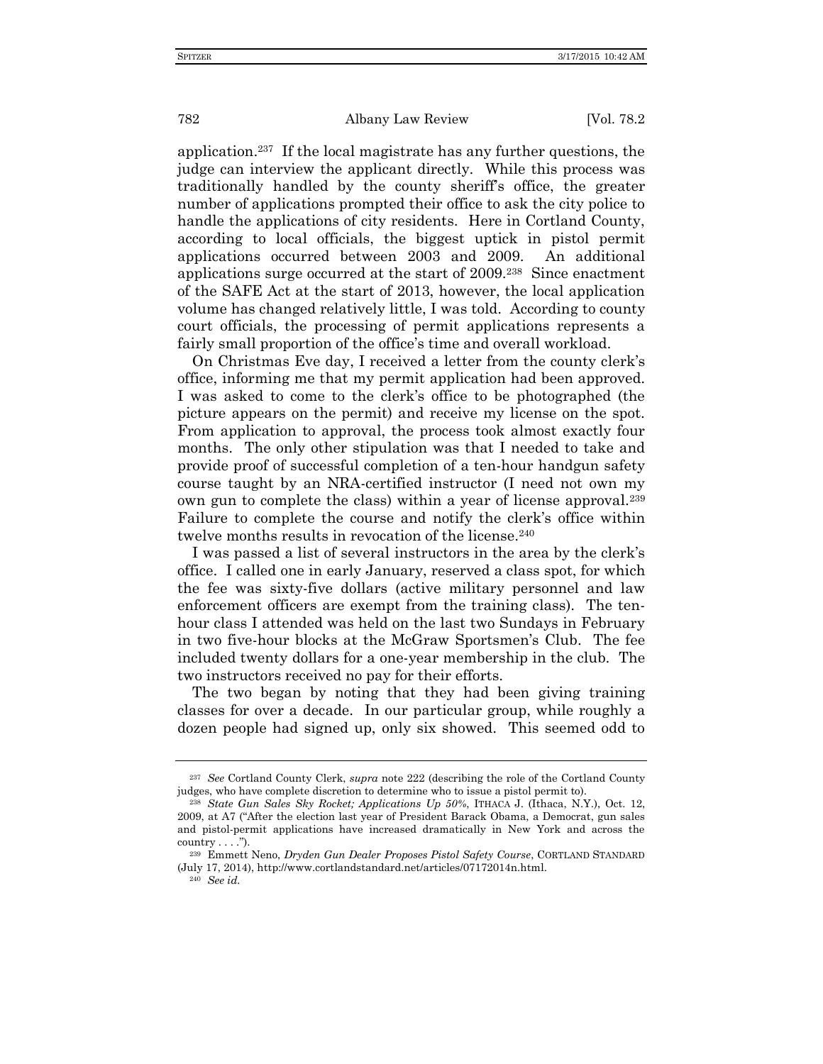application.[237] If the local magistrate has any further questions, the judge can interview the applicant directly. While this process was traditionally handled by the county sheriff's office, the greater number of applications prompted their office to ask the city police to handle the applications of city residents. Here in Cortland County, according to local officials, the biggest uptick in pistol permit applications occurred between 2003 and 2009. An additional applications surge occurred at the start of 2009.[238] Since enactment of the SAFE Act at the start of 2013, however, the local application volume has changed relatively little, I was told. According to county court officials, the processing of permit applications represents a fairly small proportion of the office's time and overall workload.

On Christmas Eve day, I received a letter from the county clerk's office, informing me that my permit application had been approved. I was asked to come to the clerk's office to be photographed (the picture appears on the permit) and receive my license on the spot. From application to approval, the process took almost exactly four months. The only other stipulation was that I needed to take and provide proof of successful completion of a ten-hour handgun safety course taught by an NRA-certified instructor (I need not own my own gun to complete the class) within a year of license approval.[239] Failure to complete the course and notify the clerk's office within twelve months results in revocation of the license.[240]

I was passed a list of several instructors in the area by the clerk's office. I called one in early January, reserved a class spot, for which the fee was sixty-five dollars (active military personnel and law enforcement officers are exempt from the training class). The ten-hour class I attended was held on the last two Sundays in February in two five-hour blocks at the McGraw Sportsmen's Club. The fee included twenty dollars for a one-year membership in the club. The two instructors received no pay for their efforts.

The two began by noting that they had been giving training classes for over a decade. In our particular group, while roughly a dozen people had signed up, only six showed. This seemed odd to

---

[237] *See* Cortland County Clerk, *supra* note 222 (describing the role of the Cortland County judges, who have complete discretion to determine who to issue a pistol permit to).

[238] *State Gun Sales Sky Rocket; Applications Up 50%*, ITHACA J. (Ithaca, N.Y.), Oct. 12, 2009, at A7 ("After the election last year of President Barack Obama, a Democrat, gun sales and pistol-permit applications have increased dramatically in New York and across the country . . . .").

[239] Emmett Neno, *Dryden Gun Dealer Proposes Pistol Safety Course*, CORTLAND STANDARD (July 17, 2014), http://www.cortlandstandard.net/articles/07172014n.html.

[240] *See id.*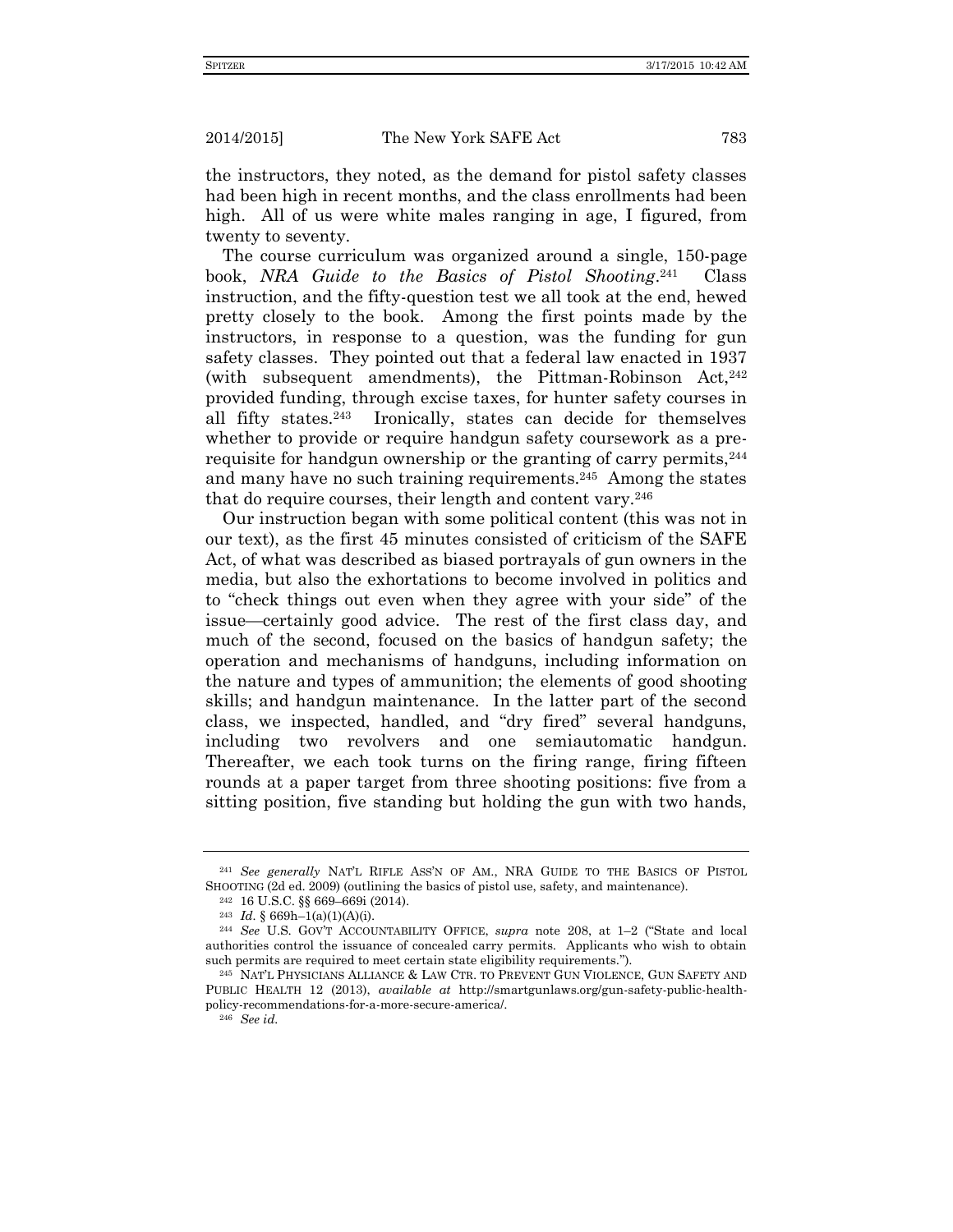the instructors, they noted, as the demand for pistol safety classes had been high in recent months, and the class enrollments had been high. All of us were white males ranging in age, I figured, from twenty to seventy.

The course curriculum was organized around a single, 150-page book, *NRA Guide to the Basics of Pistol Shooting*.[241] Class instruction, and the fifty-question test we all took at the end, hewed pretty closely to the book. Among the first points made by the instructors, in response to a question, was the funding for gun safety classes. They pointed out that a federal law enacted in 1937 (with subsequent amendments), the Pittman-Robinson Act,[242] provided funding, through excise taxes, for hunter safety courses in all fifty states.[243] Ironically, states can decide for themselves whether to provide or require handgun safety coursework as a pre-requisite for handgun ownership or the granting of carry permits,[244] and many have no such training requirements.[245] Among the states that do require courses, their length and content vary.[246]

Our instruction began with some political content (this was not in our text), as the first 45 minutes consisted of criticism of the SAFE Act, of what was described as biased portrayals of gun owners in the media, but also the exhortations to become involved in politics and to "check things out even when they agree with your side" of the issue—certainly good advice. The rest of the first class day, and much of the second, focused on the basics of handgun safety; the operation and mechanisms of handguns, including information on the nature and types of ammunition; the elements of good shooting skills; and handgun maintenance. In the latter part of the second class, we inspected, handled, and "dry fired" several handguns, including two revolvers and one semiautomatic handgun. Thereafter, we each took turns on the firing range, firing fifteen rounds at a paper target from three shooting positions: five from a sitting position, five standing but holding the gun with two hands,

---

[241] *See generally* NAT'L RIFLE ASS'N OF AM., NRA GUIDE TO THE BASICS OF PISTOL SHOOTING (2d ed. 2009) (outlining the basics of pistol use, safety, and maintenance).

[242] 16 U.S.C. §§ 669–669i (2014).

[243] *Id.* § 669h–1(a)(1)(A)(i).

[244] *See* U.S. GOV'T ACCOUNTABILITY OFFICE, *supra* note 208, at 1–2 ("State and local authorities control the issuance of concealed carry permits. Applicants who wish to obtain such permits are required to meet certain state eligibility requirements.").

[245] NAT'L PHYSICIANS ALLIANCE & LAW CTR. TO PREVENT GUN VIOLENCE, GUN SAFETY AND PUBLIC HEALTH 12 (2013), *available at* http://smartgunlaws.org/gun-safety-public-health-policy-recommendations-for-a-more-secure-america/.

[246] *See id.*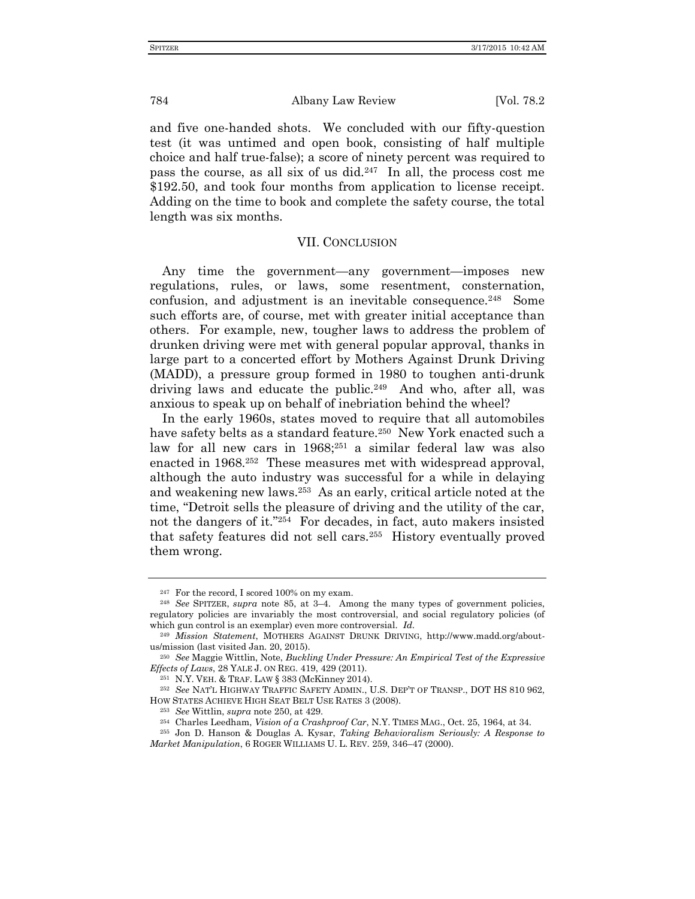and five one-handed shots. We concluded with our fifty-question test (it was untimed and open book, consisting of half multiple choice and half true-false); a score of ninety percent was required to pass the course, as all six of us did.[247] In all, the process cost me $192.50, and took four months from application to license receipt. Adding on the time to book and complete the safety course, the total length was six months.

## VII. CONCLUSION

Any time the government—any government—imposes new regulations, rules, or laws, some resentment, consternation, confusion, and adjustment is an inevitable consequence.[248] Some such efforts are, of course, met with greater initial acceptance than others. For example, new, tougher laws to address the problem of drunken driving were met with general popular approval, thanks in large part to a concerted effort by Mothers Against Drunk Driving (MADD), a pressure group formed in 1980 to toughen anti-drunk driving laws and educate the public.[249] And who, after all, was anxious to speak up on behalf of inebriation behind the wheel?

In the early 1960s, states moved to require that all automobiles have safety belts as a standard feature.[250] New York enacted such a law for all new cars in 1968;[251] a similar federal law was also enacted in 1968.[252] These measures met with widespread approval, although the auto industry was successful for a while in delaying and weakening new laws.[253] As an early, critical article noted at the time, "Detroit sells the pleasure of driving and the utility of the car, not the dangers of it."[254] For decades, in fact, auto makers insisted that safety features did not sell cars.[255] History eventually proved them wrong.

---

[247] For the record, I scored 100% on my exam.

[248] *See* SPITZER, *supra* note 85, at 3–4. Among the many types of government policies, regulatory policies are invariably the most controversial, and social regulatory policies (of which gun control is an exemplar) even more controversial. *Id.*

[249] *Mission Statement*, MOTHERS AGAINST DRUNK DRIVING, http://www.madd.org/about-us/mission (last visited Jan. 20, 2015).

[250] *See* Maggie Wittlin, Note, *Buckling Under Pressure: An Empirical Test of the Expressive Effects of Laws*, 28 YALE J. ON REG. 419, 429 (2011).

[251] N.Y. VEH. & TRAF. LAW § 383 (McKinney 2014).

[252] *See* NAT'L HIGHWAY TRAFFIC SAFETY ADMIN., U.S. DEP'T OF TRANSP., DOT HS 810 962, HOW STATES ACHIEVE HIGH SEAT BELT USE RATES 3 (2008).

[253] *See* Wittlin, *supra* note 250, at 429.

[254] Charles Leedham, *Vision of a Crashproof Car*, N.Y. TIMES MAG., Oct. 25, 1964, at 34.

[255] Jon D. Hanson & Douglas A. Kysar, *Taking Behavioralism Seriously: A Response to Market Manipulation*, 6 ROGER WILLIAMS U. L. REV. 259, 346–47 (2000).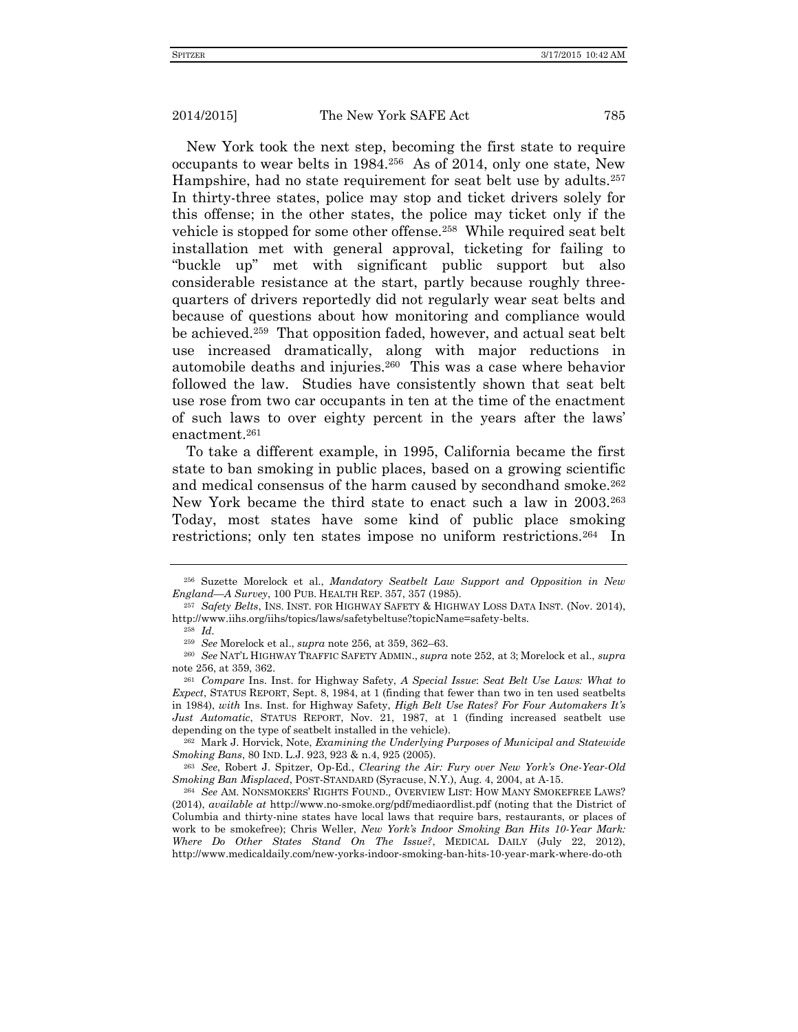New York took the next step, becoming the first state to require occupants to wear belts in 1984.[256] As of 2014, only one state, New Hampshire, had no state requirement for seat belt use by adults.[257] In thirty-three states, police may stop and ticket drivers solely for this offense; in the other states, the police may ticket only if the vehicle is stopped for some other offense.[258] While required seat belt installation met with general approval, ticketing for failing to "buckle up" met with significant public support but also considerable resistance at the start, partly because roughly three-quarters of drivers reportedly did not regularly wear seat belts and because of questions about how monitoring and compliance would be achieved.[259] That opposition faded, however, and actual seat belt use increased dramatically, along with major reductions in automobile deaths and injuries.[260] This was a case where behavior followed the law. Studies have consistently shown that seat belt use rose from two car occupants in ten at the time of the enactment of such laws to over eighty percent in the years after the laws' enactment.[261]

To take a different example, in 1995, California became the first state to ban smoking in public places, based on a growing scientific and medical consensus of the harm caused by secondhand smoke.[262] New York became the third state to enact such a law in 2003.[263] Today, most states have some kind of public place smoking restrictions; only ten states impose no uniform restrictions.[264] In

---

[256] Suzette Morelock et al., *Mandatory Seatbelt Law Support and Opposition in New England—A Survey*, 100 PUB. HEALTH REP. 357, 357 (1985).

[257] *Safety Belts*, INS. INST. FOR HIGHWAY SAFETY & HIGHWAY LOSS DATA INST. (Nov. 2014), http://www.iihs.org/iihs/topics/laws/safetybeltuse?topicName=safety-belts.

[258] *Id.*

[259] *See* Morelock et al., *supra* note 256, at 359, 362–63.

[260] *See* NAT'L HIGHWAY TRAFFIC SAFETY ADMIN., *supra* note 252, at 3; Morelock et al., *supra* note 256, at 359, 362.

[261] *Compare* Ins. Inst. for Highway Safety, *A Special Issue*: *Seat Belt Use Laws: What to Expect*, STATUS REPORT, Sept. 8, 1984, at 1 (finding that fewer than two in ten used seatbelts in 1984), *with* Ins. Inst. for Highway Safety, *High Belt Use Rates? For Four Automakers It's Just Automatic*, STATUS REPORT, Nov. 21, 1987, at 1 (finding increased seatbelt use depending on the type of seatbelt installed in the vehicle).

[262] Mark J. Horvick, Note, *Examining the Underlying Purposes of Municipal and Statewide Smoking Bans*, 80 IND. L.J. 923, 923 & n.4, 925 (2005).

[263] *See*, Robert J. Spitzer, Op-Ed., *Clearing the Air: Fury over New York's One-Year-Old Smoking Ban Misplaced*, POST-STANDARD (Syracuse, N.Y.), Aug. 4, 2004, at A-15.

[264] *See* AM. NONSMOKERS' RIGHTS FOUND., OVERVIEW LIST: HOW MANY SMOKEFREE LAWS? (2014), *available at* http://www.no-smoke.org/pdf/mediaordlist.pdf (noting that the District of Columbia and thirty-nine states have local laws that require bars, restaurants, or places of work to be smokefree); Chris Weller, *New York's Indoor Smoking Ban Hits 10-Year Mark: Where Do Other States Stand On The Issue?*, MEDICAL DAILY (July 22, 2012), http://www.medicaldaily.com/new-yorks-indoor-smoking-ban-hits-10-year-mark-where-do-oth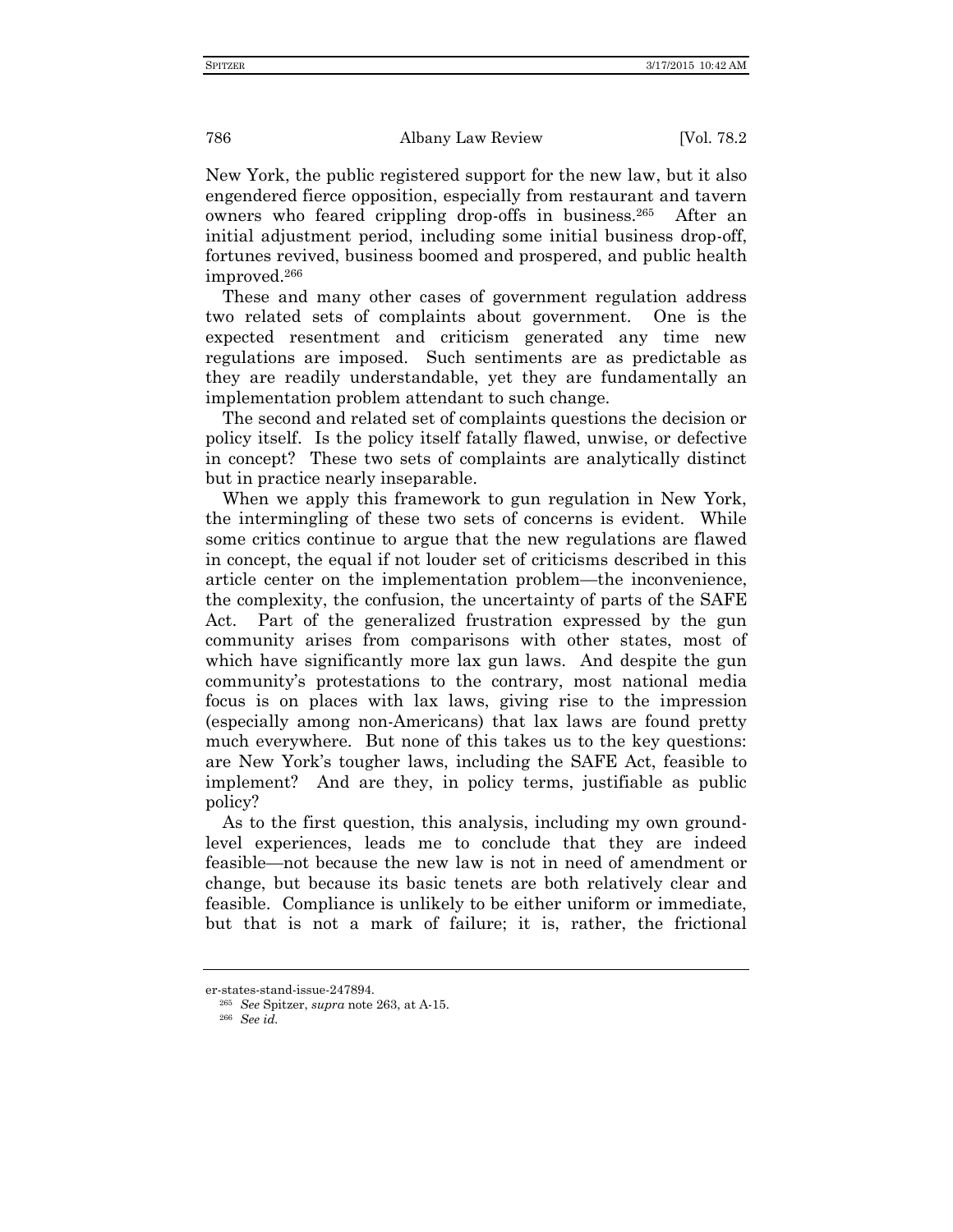New York, the public registered support for the new law, but it also engendered fierce opposition, especially from restaurant and tavern owners who feared crippling drop-offs in business.[265] After an initial adjustment period, including some initial business drop-off, fortunes revived, business boomed and prospered, and public health improved.[266]

These and many other cases of government regulation address two related sets of complaints about government. One is the expected resentment and criticism generated any time new regulations are imposed. Such sentiments are as predictable as they are readily understandable, yet they are fundamentally an implementation problem attendant to such change.

The second and related set of complaints questions the decision or policy itself. Is the policy itself fatally flawed, unwise, or defective in concept? These two sets of complaints are analytically distinct but in practice nearly inseparable.

When we apply this framework to gun regulation in New York, the intermingling of these two sets of concerns is evident. While some critics continue to argue that the new regulations are flawed in concept, the equal if not louder set of criticisms described in this article center on the implementation problem—the inconvenience, the complexity, the confusion, the uncertainty of parts of the SAFE Act. Part of the generalized frustration expressed by the gun community arises from comparisons with other states, most of which have significantly more lax gun laws. And despite the gun community's protestations to the contrary, most national media focus is on places with lax laws, giving rise to the impression (especially among non-Americans) that lax laws are found pretty much everywhere. But none of this takes us to the key questions: are New York's tougher laws, including the SAFE Act, feasible to implement? And are they, in policy terms, justifiable as public policy?

As to the first question, this analysis, including my own ground-level experiences, leads me to conclude that they are indeed feasible—not because the new law is not in need of amendment or change, but because its basic tenets are both relatively clear and feasible. Compliance is unlikely to be either uniform or immediate, but that is not a mark of failure; it is, rather, the frictional

---

er-states-stand-issue-247894.

[265] *See* Spitzer, *supra* note 263, at A-15.

[266] *See id.*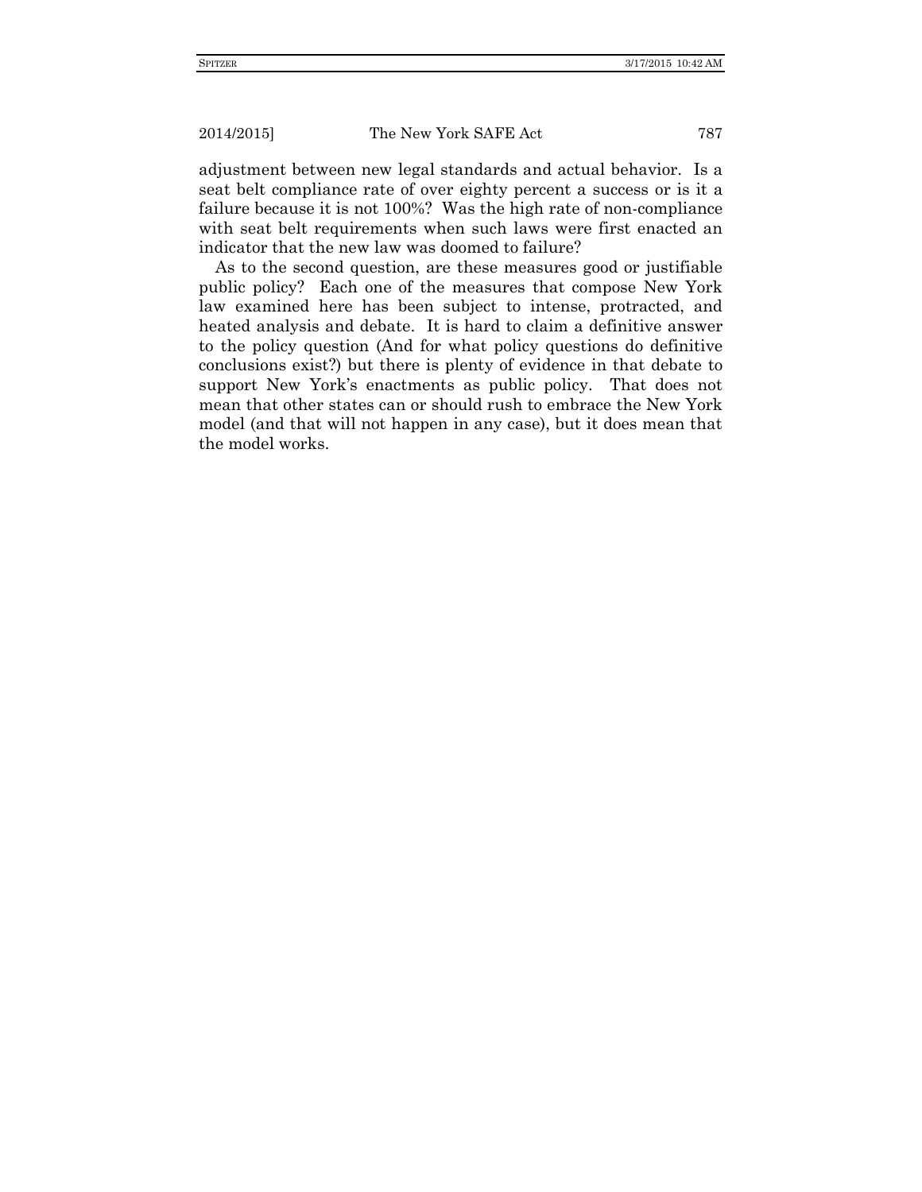adjustment between new legal standards and actual behavior. Is a seat belt compliance rate of over eighty percent a success or is it a failure because it is not 100%? Was the high rate of non-compliance with seat belt requirements when such laws were first enacted an indicator that the new law was doomed to failure?

As to the second question, are these measures good or justifiable public policy? Each one of the measures that compose New York law examined here has been subject to intense, protracted, and heated analysis and debate. It is hard to claim a definitive answer to the policy question (And for what policy questions do definitive conclusions exist?) but there is plenty of evidence in that debate to support New York's enactments as public policy. That does not mean that other states can or should rush to embrace the New York model (and that will not happen in any case), but it does mean that the model works.